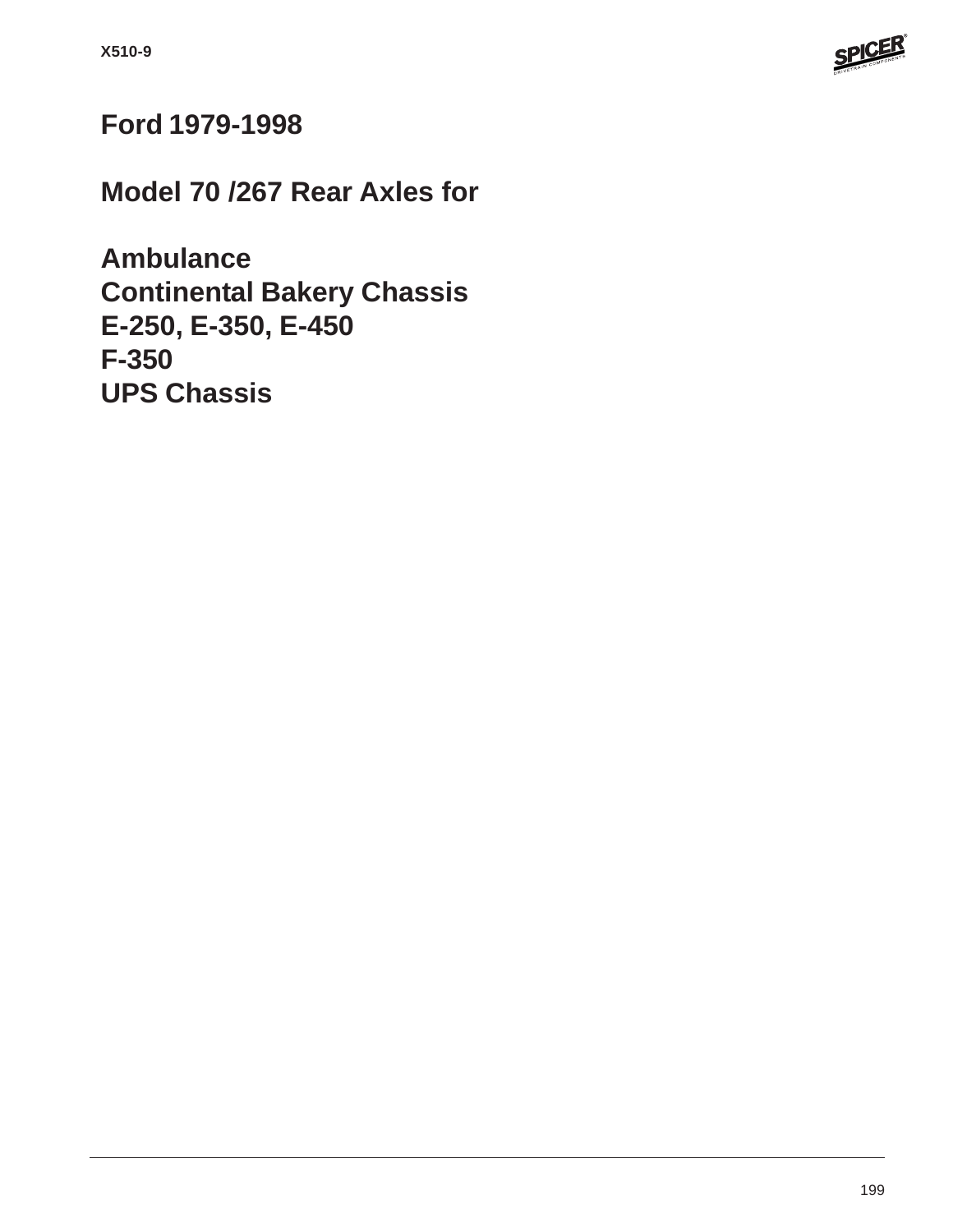# Ford 1979-1998

## Model 70 /267 Rear Axles for

**Ambulance**
**Continental Bakery Chassis**
**E-250, E-350, E-450**
**F-350**
**UPS Chassis**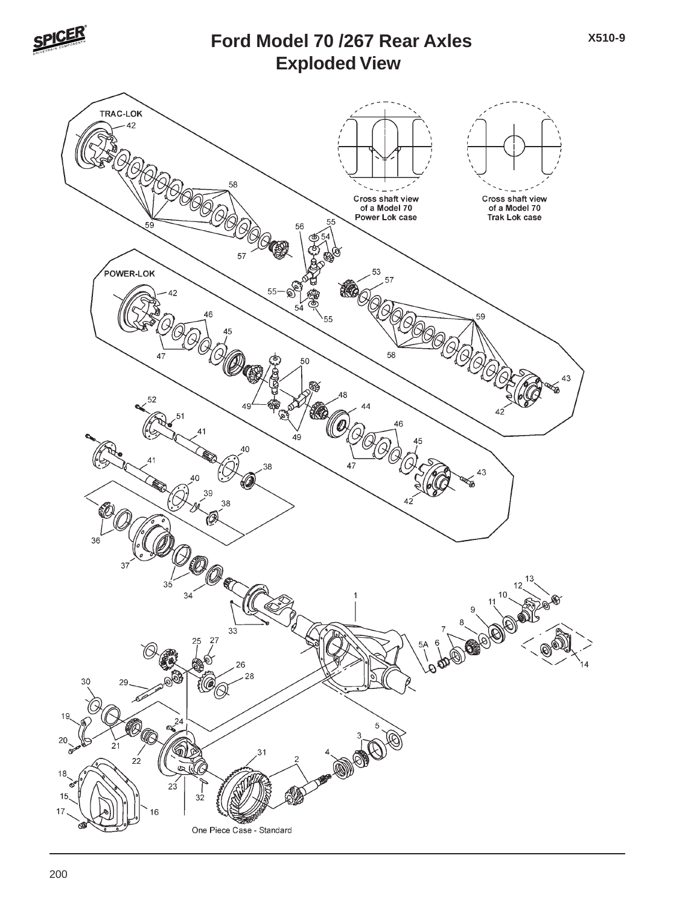# Ford Model 70 /267 Rear Axles
## Exploded View

X510-9

TRAC-LOK

Cross shaft view of a Model 70 Power Lok case

Cross shaft view of a Model 70 Trak Lok case

POWER-LOK

One Piece Case - Standard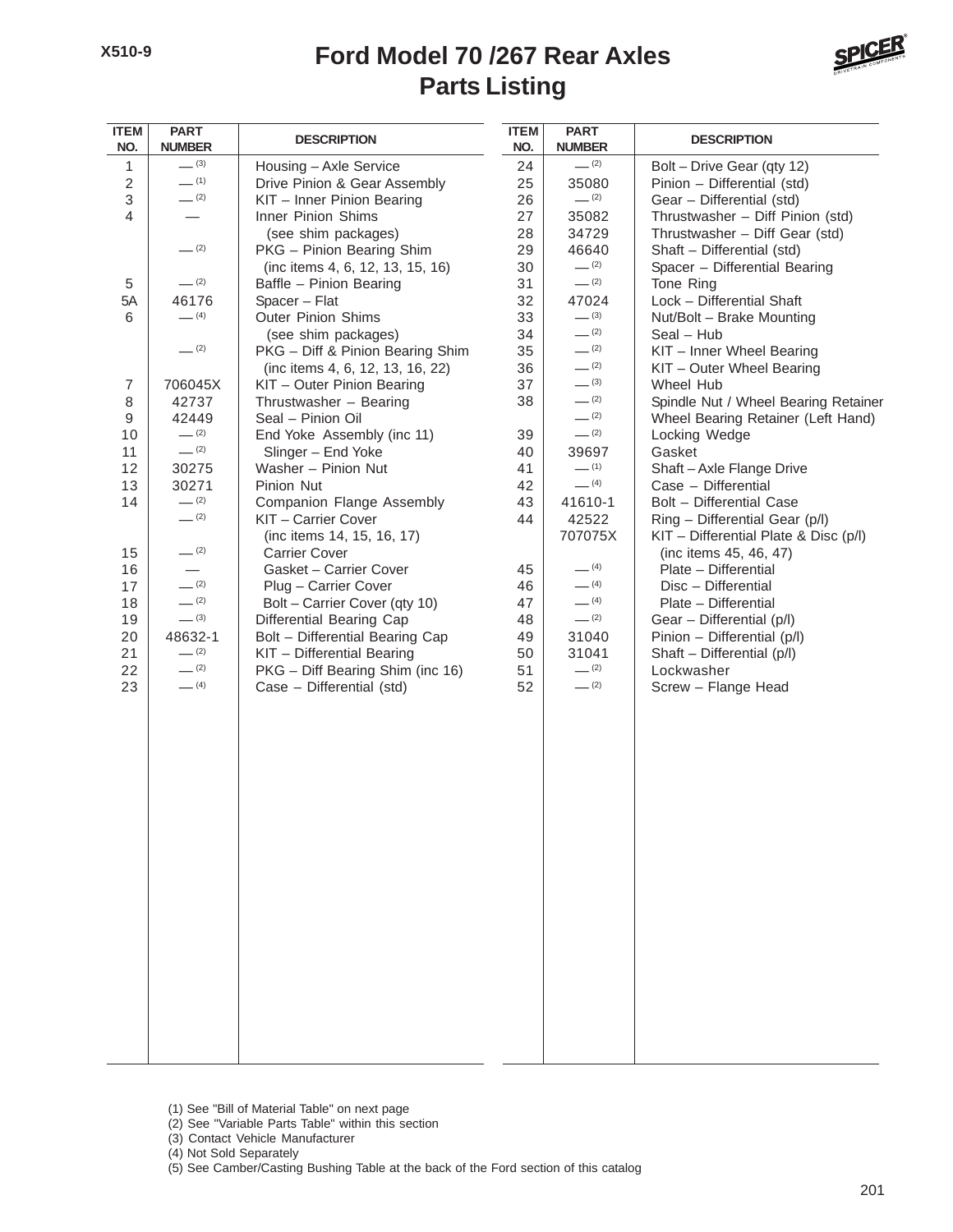# Ford Model 70 /267 Rear Axles
## Parts Listing

| ITEM NO. | PART NUMBER | DESCRIPTION |
|---|---|---|
| 1 | — (3) | Housing – Axle Service |
| 2 | — (1) | Drive Pinion & Gear Assembly |
| 3 | — (2) | KIT – Inner Pinion Bearing |
| 4 | — | Inner Pinion Shims (see shim packages) |
| | — (2) | PKG – Pinion Bearing Shim (inc items 4, 6, 12, 13, 15, 16) |
| 5 | — (2) | Baffle – Pinion Bearing |
| 5A | 46176 | Spacer – Flat |
| 6 | — (4) | Outer Pinion Shims (see shim packages) |
| | — (2) | PKG – Diff & Pinion Bearing Shim (inc items 4, 6, 12, 13, 16, 22) |
| 7 | 706045X | KIT – Outer Pinion Bearing |
| 8 | 42737 | Thrustwasher – Bearing |
| 9 | 42449 | Seal – Pinion Oil |
| 10 | — (2) | End Yoke Assembly (inc 11) |
| 11 | — (2) | Slinger – End Yoke |
| 12 | 30275 | Washer – Pinion Nut |
| 13 | 30271 | Pinion Nut |
| 14 | — (2) | Companion Flange Assembly |
| | — (2) | KIT – Carrier Cover (inc items 14, 15, 16, 17) |
| 15 | — (2) | Carrier Cover |
| 16 | — | Gasket – Carrier Cover |
| 17 | — (2) | Plug – Carrier Cover |
| 18 | — (2) | Bolt – Carrier Cover (qty 10) |
| 19 | — (3) | Differential Bearing Cap |
| 20 | 48632-1 | Bolt – Differential Bearing Cap |
| 21 | — (2) | KIT – Differential Bearing |
| 22 | — (2) | PKG – Diff Bearing Shim (inc 16) |
| 23 | — (4) | Case – Differential (std) |
| 24 | — (2) | Bolt – Drive Gear (qty 12) |
| 25 | 35080 | Pinion – Differential (std) |
| 26 | — (2) | Gear – Differential (std) |
| 27 | 35082 | Thrustwasher – Diff Pinion (std) |
| 28 | 34729 | Thrustwasher – Diff Gear (std) |
| 29 | 46640 | Shaft – Differential (std) |
| 30 | — (2) | Spacer – Differential Bearing |
| 31 | — (2) | Tone Ring |
| 32 | 47024 | Lock – Differential Shaft |
| 33 | — (3) | Nut/Bolt – Brake Mounting |
| 34 | — (2) | Seal – Hub |
| 35 | — (2) | KIT – Inner Wheel Bearing |
| 36 | — (2) | KIT – Outer Wheel Bearing |
| 37 | — (3) | Wheel Hub |
| 38 | — (2) | Spindle Nut / Wheel Bearing Retainer |
| | — (2) | Wheel Bearing Retainer (Left Hand) |
| 39 | — (2) | Locking Wedge |
| 40 | 39697 | Gasket |
| 41 | — (1) | Shaft – Axle Flange Drive |
| 42 | — (4) | Case – Differential |
| 43 | 41610-1 | Bolt – Differential Case |
| 44 | 42522 | Ring – Differential Gear (p/l) |
| | 707075X | KIT – Differential Plate & Disc (p/l) (inc items 45, 46, 47) |
| 45 | — (4) | Plate – Differential |
| 46 | — (4) | Disc – Differential |
| 47 | — (4) | Plate – Differential |
| 48 | — (2) | Gear – Differential (p/l) |
| 49 | 31040 | Pinion – Differential (p/l) |
| 50 | 31041 | Shaft – Differential (p/l) |
| 51 | — (2) | Lockwasher |
| 52 | — (2) | Screw – Flange Head |

(1) See "Bill of Material Table" on next page
(2) See "Variable Parts Table" within this section
(3) Contact Vehicle Manufacturer
(4) Not Sold Separately
(5) See Camber/Casting Bushing Table at the back of the Ford section of this catalog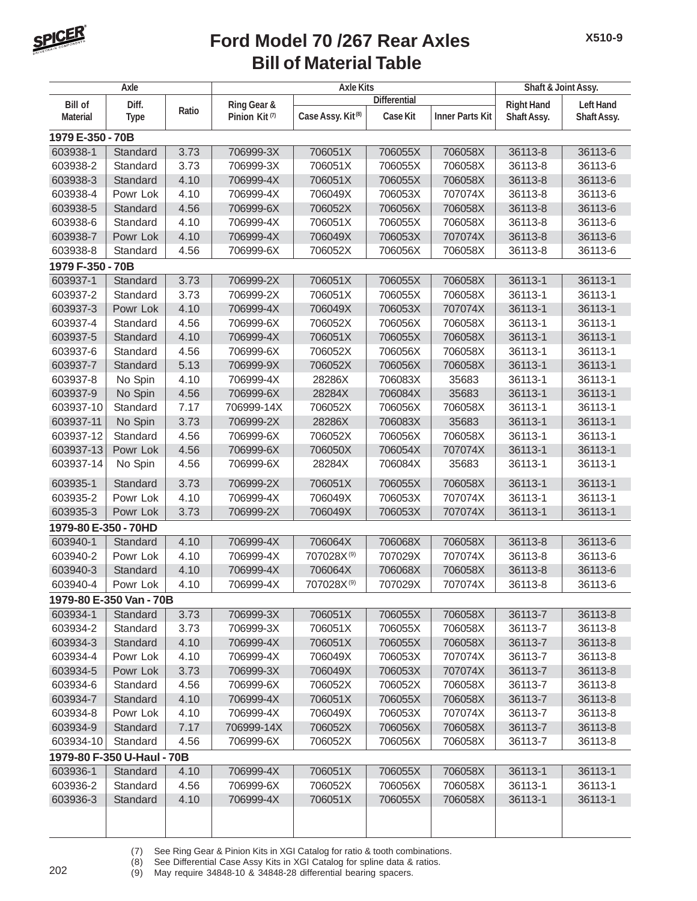# Ford Model 70 /267 Rear Axles
## Bill of Material Table

| Axle | | | Axle Kits | | | | Shaft & Joint Assy. | |
|---|---|---|---|---|---|---|---|---|
| | | | | Differential | | | | |
| Bill of Material | Diff. Type | Ratio | Ring Gear & Pinion Kit (7) | Case Assy. Kit (8) | Case Kit | Inner Parts Kit | Right Hand Shaft Assy. | Left Hand Shaft Assy. |
| **1979 E-350 - 70B** | | | | | | | | |
| 603938-1 | Standard | 3.73 | 706999-3X | 706051X | 706055X | 706058X | 36113-8 | 36113-6 |
| 603938-2 | Standard | 3.73 | 706999-3X | 706051X | 706055X | 706058X | 36113-8 | 36113-6 |
| 603938-3 | Standard | 4.10 | 706999-4X | 706051X | 706055X | 706058X | 36113-8 | 36113-6 |
| 603938-4 | Powr Lok | 4.10 | 706999-4X | 706049X | 706053X | 707074X | 36113-8 | 36113-6 |
| 603938-5 | Standard | 4.56 | 706999-6X | 706052X | 706056X | 706058X | 36113-8 | 36113-6 |
| 603938-6 | Standard | 4.10 | 706999-4X | 706051X | 706055X | 706058X | 36113-8 | 36113-6 |
| 603938-7 | Powr Lok | 4.10 | 706999-4X | 706049X | 706053X | 707074X | 36113-8 | 36113-6 |
| 603938-8 | Standard | 4.56 | 706999-6X | 706052X | 706056X | 706058X | 36113-8 | 36113-6 |
| **1979 F-350 - 70B** | | | | | | | | |
| 603937-1 | Standard | 3.73 | 706999-2X | 706051X | 706055X | 706058X | 36113-1 | 36113-1 |
| 603937-2 | Standard | 3.73 | 706999-2X | 706051X | 706055X | 706058X | 36113-1 | 36113-1 |
| 603937-3 | Powr Lok | 4.10 | 706999-4X | 706049X | 706053X | 707074X | 36113-1 | 36113-1 |
| 603937-4 | Standard | 4.56 | 706999-6X | 706052X | 706056X | 706058X | 36113-1 | 36113-1 |
| 603937-5 | Standard | 4.10 | 706999-4X | 706051X | 706055X | 706058X | 36113-1 | 36113-1 |
| 603937-6 | Standard | 4.56 | 706999-6X | 706052X | 706056X | 706058X | 36113-1 | 36113-1 |
| 603937-7 | Standard | 5.13 | 706999-9X | 706052X | 706056X | 706058X | 36113-1 | 36113-1 |
| 603937-8 | No Spin | 4.10 | 706999-4X | 28286X | 706083X | 35683 | 36113-1 | 36113-1 |
| 603937-9 | No Spin | 4.56 | 706999-6X | 28284X | 706084X | 35683 | 36113-1 | 36113-1 |
| 603937-10 | Standard | 7.17 | 706999-14X | 706052X | 706056X | 706058X | 36113-1 | 36113-1 |
| 603937-11 | No Spin | 3.73 | 706999-2X | 28286X | 706083X | 35683 | 36113-1 | 36113-1 |
| 603937-12 | Standard | 4.56 | 706999-6X | 706052X | 706056X | 706058X | 36113-1 | 36113-1 |
| 603937-13 | Powr Lok | 4.56 | 706999-6X | 706050X | 706054X | 707074X | 36113-1 | 36113-1 |
| 603937-14 | No Spin | 4.56 | 706999-6X | 28284X | 706084X | 35683 | 36113-1 | 36113-1 |
| 603935-1 | Standard | 3.73 | 706999-2X | 706051X | 706055X | 706058X | 36113-1 | 36113-1 |
| 603935-2 | Powr Lok | 4.10 | 706999-4X | 706049X | 706053X | 707074X | 36113-1 | 36113-1 |
| 603935-3 | Powr Lok | 3.73 | 706999-2X | 706049X | 706053X | 707074X | 36113-1 | 36113-1 |
| **1979-80 E-350 - 70HD** | | | | | | | | |
| 603940-1 | Standard | 4.10 | 706999-4X | 706064X | 706068X | 706058X | 36113-8 | 36113-6 |
| 603940-2 | Powr Lok | 4.10 | 706999-4X | 707028X (9) | 707029X | 707074X | 36113-8 | 36113-6 |
| 603940-3 | Standard | 4.10 | 706999-4X | 706064X | 706068X | 706058X | 36113-8 | 36113-6 |
| 603940-4 | Powr Lok | 4.10 | 706999-4X | 707028X (9) | 707029X | 707074X | 36113-8 | 36113-6 |
| **1979-80 E-350 Van - 70B** | | | | | | | | |
| 603934-1 | Standard | 3.73 | 706999-3X | 706051X | 706055X | 706058X | 36113-7 | 36113-8 |
| 603934-2 | Standard | 3.73 | 706999-3X | 706051X | 706055X | 706058X | 36113-7 | 36113-8 |
| 603934-3 | Standard | 4.10 | 706999-4X | 706051X | 706055X | 706058X | 36113-7 | 36113-8 |
| 603934-4 | Powr Lok | 4.10 | 706999-4X | 706049X | 706053X | 707074X | 36113-7 | 36113-8 |
| 603934-5 | Powr Lok | 3.73 | 706999-3X | 706049X | 706053X | 707074X | 36113-7 | 36113-8 |
| 603934-6 | Standard | 4.56 | 706999-6X | 706052X | 706052X | 706058X | 36113-7 | 36113-8 |
| 603934-7 | Standard | 4.10 | 706999-4X | 706051X | 706055X | 706058X | 36113-7 | 36113-8 |
| 603934-8 | Powr Lok | 4.10 | 706999-4X | 706049X | 706053X | 707074X | 36113-7 | 36113-8 |
| 603934-9 | Standard | 7.17 | 706999-14X | 706052X | 706056X | 706058X | 36113-7 | 36113-8 |
| 603934-10 | Standard | 4.56 | 706999-6X | 706052X | 706056X | 706058X | 36113-7 | 36113-8 |
| **1979-80 F-350 U-Haul - 70B** | | | | | | | | |
| 603936-1 | Standard | 4.10 | 706999-4X | 706051X | 706055X | 706058X | 36113-1 | 36113-1 |
| 603936-2 | Standard | 4.56 | 706999-6X | 706052X | 706056X | 706058X | 36113-1 | 36113-1 |
| 603936-3 | Standard | 4.10 | 706999-4X | 706051X | 706055X | 706058X | 36113-1 | 36113-1 |

(7) See Ring Gear & Pinion Kits in XGI Catalog for ratio & tooth combinations.
(8) See Differential Case Assy Kits in XGI Catalog for spline data & ratios.
(9) May require 34848-10 & 34848-28 differential bearing spacers.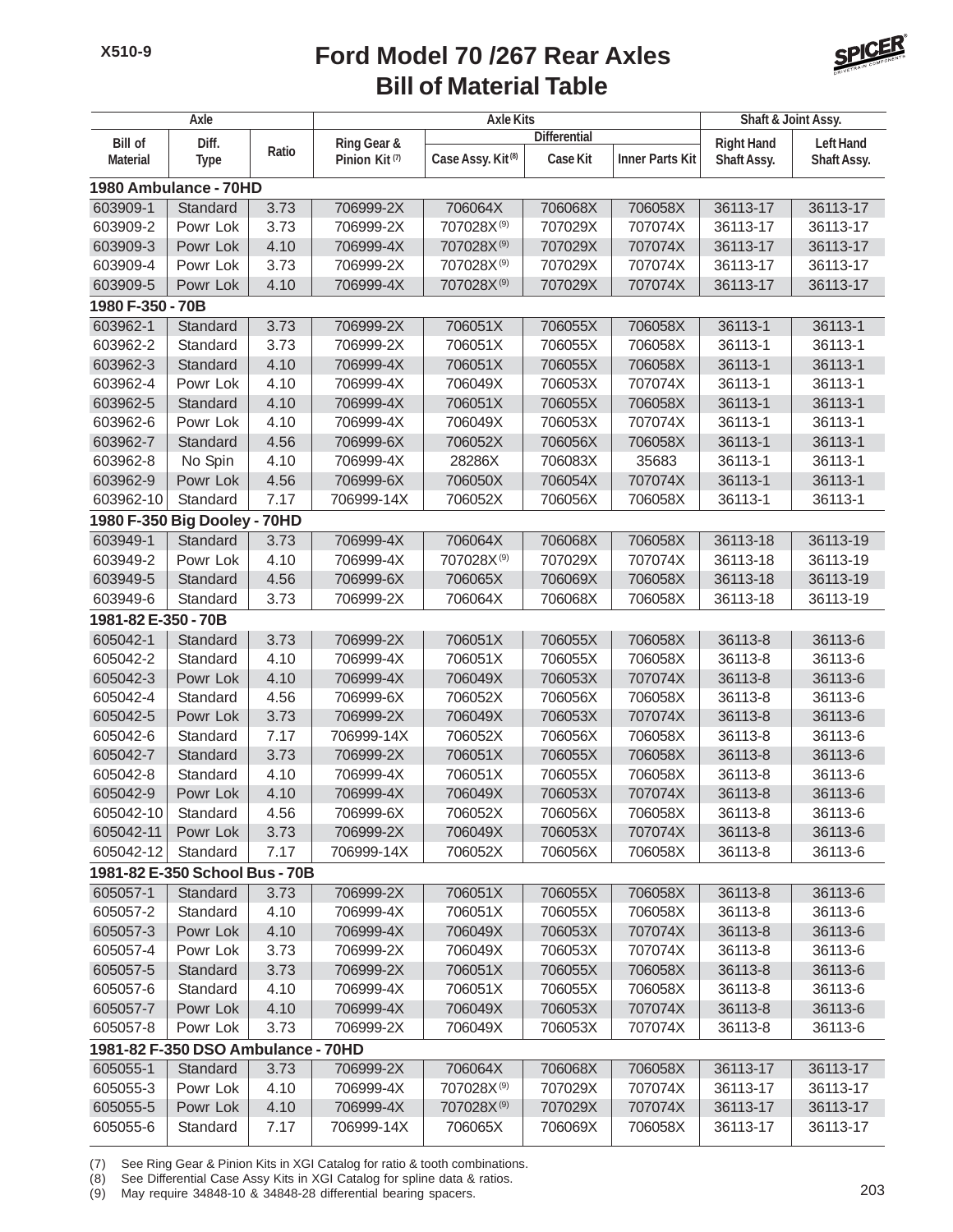# Ford Model 70 /267 Rear Axles
## Bill of Material Table

| Axle | | | Axle Kits | | | | Shaft & Joint Assy. | |
|---|---|---|---|---|---|---|---|---|
| | | | | Differential | | | | |
| Bill of Material | Diff. Type | Ratio | Ring Gear & Pinion Kit (7) | Case Assy. Kit (8) | Case Kit | Inner Parts Kit | Right Hand Shaft Assy. | Left Hand Shaft Assy. |
| **1980 Ambulance - 70HD** | | | | | | | | |
| 603909-1 | Standard | 3.73 | 706999-2X | 706064X | 706068X | 706058X | 36113-17 | 36113-17 |
| 603909-2 | Powr Lok | 3.73 | 706999-2X | 707028X (9) | 707029X | 707074X | 36113-17 | 36113-17 |
| 603909-3 | Powr Lok | 4.10 | 706999-4X | 707028X (9) | 707029X | 707074X | 36113-17 | 36113-17 |
| 603909-4 | Powr Lok | 3.73 | 706999-2X | 707028X (9) | 707029X | 707074X | 36113-17 | 36113-17 |
| 603909-5 | Powr Lok | 4.10 | 706999-4X | 707028X (9) | 707029X | 707074X | 36113-17 | 36113-17 |
| **1980 F-350 - 70B** | | | | | | | | |
| 603962-1 | Standard | 3.73 | 706999-2X | 706051X | 706055X | 706058X | 36113-1 | 36113-1 |
| 603962-2 | Standard | 3.73 | 706999-2X | 706051X | 706055X | 706058X | 36113-1 | 36113-1 |
| 603962-3 | Standard | 4.10 | 706999-4X | 706051X | 706055X | 706058X | 36113-1 | 36113-1 |
| 603962-4 | Powr Lok | 4.10 | 706999-4X | 706049X | 706053X | 707074X | 36113-1 | 36113-1 |
| 603962-5 | Standard | 4.10 | 706999-4X | 706051X | 706055X | 706058X | 36113-1 | 36113-1 |
| 603962-6 | Powr Lok | 4.10 | 706999-4X | 706049X | 706053X | 707074X | 36113-1 | 36113-1 |
| 603962-7 | Standard | 4.56 | 706999-6X | 706052X | 706056X | 706058X | 36113-1 | 36113-1 |
| 603962-8 | No Spin | 4.10 | 706999-4X | 28286X | 706083X | 35683 | 36113-1 | 36113-1 |
| 603962-9 | Powr Lok | 4.56 | 706999-6X | 706050X | 706054X | 707074X | 36113-1 | 36113-1 |
| 603962-10 | Standard | 7.17 | 706999-14X | 706052X | 706056X | 706058X | 36113-1 | 36113-1 |
| **1980 F-350 Big Dooley - 70HD** | | | | | | | | |
| 603949-1 | Standard | 3.73 | 706999-4X | 706064X | 706068X | 706058X | 36113-18 | 36113-19 |
| 603949-2 | Powr Lok | 4.10 | 706999-4X | 707028X (9) | 707029X | 707074X | 36113-18 | 36113-19 |
| 603949-5 | Standard | 4.56 | 706999-6X | 706065X | 706069X | 706058X | 36113-18 | 36113-19 |
| 603949-6 | Standard | 3.73 | 706999-2X | 706064X | 706068X | 706058X | 36113-18 | 36113-19 |
| **1981-82 E-350 - 70B** | | | | | | | | |
| 605042-1 | Standard | 3.73 | 706999-2X | 706051X | 706055X | 706058X | 36113-8 | 36113-6 |
| 605042-2 | Standard | 4.10 | 706999-4X | 706051X | 706055X | 706058X | 36113-8 | 36113-6 |
| 605042-3 | Powr Lok | 4.10 | 706999-4X | 706049X | 706053X | 707074X | 36113-8 | 36113-6 |
| 605042-4 | Standard | 4.56 | 706999-6X | 706052X | 706056X | 706058X | 36113-8 | 36113-6 |
| 605042-5 | Powr Lok | 3.73 | 706999-2X | 706049X | 706053X | 707074X | 36113-8 | 36113-6 |
| 605042-6 | Standard | 7.17 | 706999-14X | 706052X | 706056X | 706058X | 36113-8 | 36113-6 |
| 605042-7 | Standard | 3.73 | 706999-2X | 706051X | 706055X | 706058X | 36113-8 | 36113-6 |
| 605042-8 | Standard | 4.10 | 706999-4X | 706051X | 706055X | 706058X | 36113-8 | 36113-6 |
| 605042-9 | Powr Lok | 4.10 | 706999-4X | 706049X | 706053X | 707074X | 36113-8 | 36113-6 |
| 605042-10 | Standard | 4.56 | 706999-6X | 706052X | 706056X | 706058X | 36113-8 | 36113-6 |
| 605042-11 | Powr Lok | 3.73 | 706999-2X | 706049X | 706053X | 707074X | 36113-8 | 36113-6 |
| 605042-12 | Standard | 7.17 | 706999-14X | 706052X | 706056X | 706058X | 36113-8 | 36113-6 |
| **1981-82 E-350 School Bus - 70B** | | | | | | | | |
| 605057-1 | Standard | 3.73 | 706999-2X | 706051X | 706055X | 706058X | 36113-8 | 36113-6 |
| 605057-2 | Standard | 4.10 | 706999-4X | 706051X | 706055X | 706058X | 36113-8 | 36113-6 |
| 605057-3 | Powr Lok | 4.10 | 706999-4X | 706049X | 706053X | 707074X | 36113-8 | 36113-6 |
| 605057-4 | Powr Lok | 3.73 | 706999-2X | 706049X | 706053X | 707074X | 36113-8 | 36113-6 |
| 605057-5 | Standard | 3.73 | 706999-2X | 706051X | 706055X | 706058X | 36113-8 | 36113-6 |
| 605057-6 | Standard | 4.10 | 706999-4X | 706051X | 706055X | 706058X | 36113-8 | 36113-6 |
| 605057-7 | Powr Lok | 4.10 | 706999-4X | 706049X | 706053X | 707074X | 36113-8 | 36113-6 |
| 605057-8 | Powr Lok | 3.73 | 706999-2X | 706049X | 706053X | 707074X | 36113-8 | 36113-6 |
| **1981-82 F-350 DSO Ambulance - 70HD** | | | | | | | | |
| 605055-1 | Standard | 3.73 | 706999-2X | 706064X | 706068X | 706058X | 36113-17 | 36113-17 |
| 605055-3 | Powr Lok | 4.10 | 706999-4X | 707028X (9) | 707029X | 707074X | 36113-17 | 36113-17 |
| 605055-5 | Powr Lok | 4.10 | 706999-4X | 707028X (9) | 707029X | 707074X | 36113-17 | 36113-17 |
| 605055-6 | Standard | 7.17 | 706999-14X | 706065X | 706069X | 706058X | 36113-17 | 36113-17 |

(7) See Ring Gear & Pinion Kits in XGI Catalog for ratio & tooth combinations.
(8) See Differential Case Assy Kits in XGI Catalog for spline data & ratios.
(9) May require 34848-10 & 34848-28 differential bearing spacers.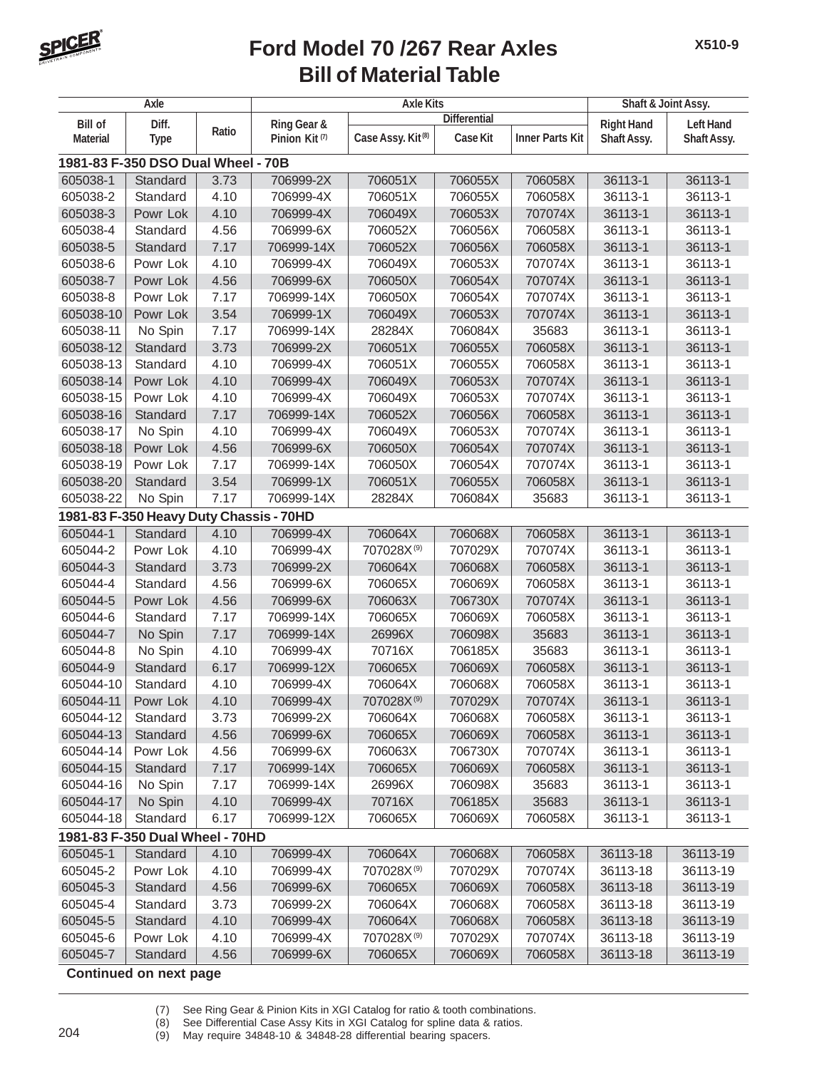# Ford Model 70 /267 Rear Axles
## Bill of Material Table

| Axle | | | Axle Kits | | | | Shaft & Joint Assy. | |
|---|---|---|---|---|---|---|---|---|
| | | | | Differential | | | | |
| Bill of Material | Diff. Type | Ratio | Ring Gear & Pinion Kit (7) | Case Assy. Kit (8) | Case Kit | Inner Parts Kit | Right Hand Shaft Assy. | Left Hand Shaft Assy. |
| **1981-83 F-350 DSO Dual Wheel - 70B** | | | | | | | | |
| 605038-1 | Standard | 3.73 | 706999-2X | 706051X | 706055X | 706058X | 36113-1 | 36113-1 |
| 605038-2 | Standard | 4.10 | 706999-4X | 706051X | 706055X | 706058X | 36113-1 | 36113-1 |
| 605038-3 | Powr Lok | 4.10 | 706999-4X | 706049X | 706053X | 707074X | 36113-1 | 36113-1 |
| 605038-4 | Standard | 4.56 | 706999-6X | 706052X | 706056X | 706058X | 36113-1 | 36113-1 |
| 605038-5 | Standard | 7.17 | 706999-14X | 706052X | 706056X | 706058X | 36113-1 | 36113-1 |
| 605038-6 | Powr Lok | 4.10 | 706999-4X | 706049X | 706053X | 707074X | 36113-1 | 36113-1 |
| 605038-7 | Powr Lok | 4.56 | 706999-6X | 706050X | 706054X | 707074X | 36113-1 | 36113-1 |
| 605038-8 | Powr Lok | 7.17 | 706999-14X | 706050X | 706054X | 707074X | 36113-1 | 36113-1 |
| 605038-10 | Powr Lok | 3.54 | 706999-1X | 706049X | 706053X | 707074X | 36113-1 | 36113-1 |
| 605038-11 | No Spin | 7.17 | 706999-14X | 28284X | 706084X | 35683 | 36113-1 | 36113-1 |
| 605038-12 | Standard | 3.73 | 706999-2X | 706051X | 706055X | 706058X | 36113-1 | 36113-1 |
| 605038-13 | Standard | 4.10 | 706999-4X | 706051X | 706055X | 706058X | 36113-1 | 36113-1 |
| 605038-14 | Powr Lok | 4.10 | 706999-4X | 706049X | 706053X | 707074X | 36113-1 | 36113-1 |
| 605038-15 | Powr Lok | 4.10 | 706999-4X | 706049X | 706053X | 707074X | 36113-1 | 36113-1 |
| 605038-16 | Standard | 7.17 | 706999-14X | 706052X | 706056X | 706058X | 36113-1 | 36113-1 |
| 605038-17 | No Spin | 4.10 | 706999-4X | 706049X | 706053X | 707074X | 36113-1 | 36113-1 |
| 605038-18 | Powr Lok | 4.56 | 706999-6X | 706050X | 706054X | 707074X | 36113-1 | 36113-1 |
| 605038-19 | Powr Lok | 7.17 | 706999-14X | 706050X | 706054X | 707074X | 36113-1 | 36113-1 |
| 605038-20 | Standard | 3.54 | 706999-1X | 706051X | 706055X | 706058X | 36113-1 | 36113-1 |
| 605038-22 | No Spin | 7.17 | 706999-14X | 28284X | 706084X | 35683 | 36113-1 | 36113-1 |
| **1981-83 F-350 Heavy Duty Chassis - 70HD** | | | | | | | | |
| 605044-1 | Standard | 4.10 | 706999-4X | 706064X | 706068X | 706058X | 36113-1 | 36113-1 |
| 605044-2 | Powr Lok | 4.10 | 706999-4X | 707028X (9) | 707029X | 707074X | 36113-1 | 36113-1 |
| 605044-3 | Standard | 3.73 | 706999-2X | 706064X | 706068X | 706058X | 36113-1 | 36113-1 |
| 605044-4 | Standard | 4.56 | 706999-6X | 706065X | 706069X | 706058X | 36113-1 | 36113-1 |
| 605044-5 | Powr Lok | 4.56 | 706999-6X | 706063X | 706730X | 707074X | 36113-1 | 36113-1 |
| 605044-6 | Standard | 7.17 | 706999-14X | 706065X | 706069X | 706058X | 36113-1 | 36113-1 |
| 605044-7 | No Spin | 7.17 | 706999-14X | 26996X | 706098X | 35683 | 36113-1 | 36113-1 |
| 605044-8 | No Spin | 4.10 | 706999-4X | 70716X | 706185X | 35683 | 36113-1 | 36113-1 |
| 605044-9 | Standard | 6.17 | 706999-12X | 706065X | 706069X | 706058X | 36113-1 | 36113-1 |
| 605044-10 | Standard | 4.10 | 706999-4X | 706064X | 706068X | 706058X | 36113-1 | 36113-1 |
| 605044-11 | Powr Lok | 4.10 | 706999-4X | 707028X (9) | 707029X | 707074X | 36113-1 | 36113-1 |
| 605044-12 | Standard | 3.73 | 706999-2X | 706064X | 706068X | 706058X | 36113-1 | 36113-1 |
| 605044-13 | Standard | 4.56 | 706999-6X | 706065X | 706069X | 706058X | 36113-1 | 36113-1 |
| 605044-14 | Powr Lok | 4.56 | 706999-6X | 706063X | 706730X | 707074X | 36113-1 | 36113-1 |
| 605044-15 | Standard | 7.17 | 706999-14X | 706065X | 706069X | 706058X | 36113-1 | 36113-1 |
| 605044-16 | No Spin | 7.17 | 706999-14X | 26996X | 706098X | 35683 | 36113-1 | 36113-1 |
| 605044-17 | No Spin | 4.10 | 706999-4X | 70716X | 706185X | 35683 | 36113-1 | 36113-1 |
| 605044-18 | Standard | 6.17 | 706999-12X | 706065X | 706069X | 706058X | 36113-1 | 36113-1 |
| **1981-83 F-350 Dual Wheel - 70HD** | | | | | | | | |
| 605045-1 | Standard | 4.10 | 706999-4X | 706064X | 706068X | 706058X | 36113-18 | 36113-19 |
| 605045-2 | Powr Lok | 4.10 | 706999-4X | 707028X (9) | 707029X | 707074X | 36113-18 | 36113-19 |
| 605045-3 | Standard | 4.56 | 706999-6X | 706065X | 706069X | 706058X | 36113-18 | 36113-19 |
| 605045-4 | Standard | 3.73 | 706999-2X | 706064X | 706068X | 706058X | 36113-18 | 36113-19 |
| 605045-5 | Standard | 4.10 | 706999-4X | 706064X | 706068X | 706058X | 36113-18 | 36113-19 |
| 605045-6 | Powr Lok | 4.10 | 706999-4X | 707028X (9) | 707029X | 707074X | 36113-18 | 36113-19 |
| 605045-7 | Standard | 4.56 | 706999-6X | 706065X | 706069X | 706058X | 36113-18 | 36113-19 |

**Continued on next page**

(7) See Ring Gear & Pinion Kits in XGI Catalog for ratio & tooth combinations.
(8) See Differential Case Assy Kits in XGI Catalog for spline data & ratios.
(9) May require 34848-10 & 34848-28 differential bearing spacers.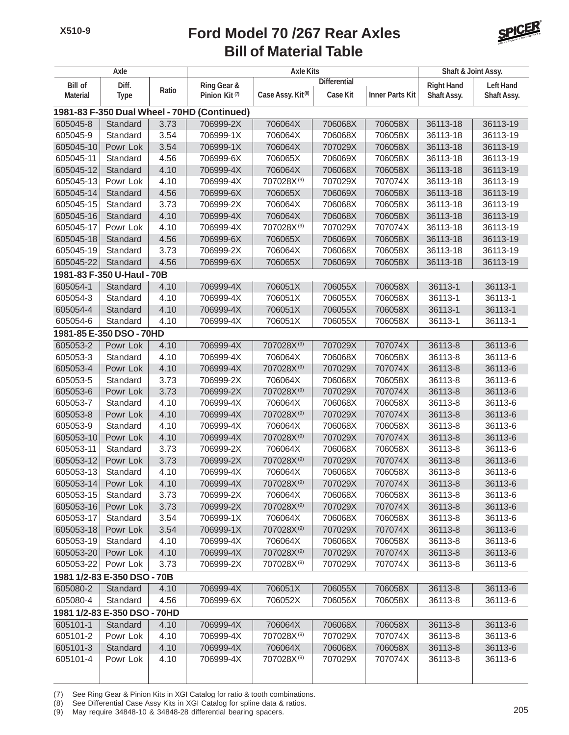# Ford Model 70 /267 Rear Axles
## Bill of Material Table

| Axle | | | Axle Kits | | | | Shaft & Joint Assy. | |
|---|---|---|---|---|---|---|---|---|
| | | | | Differential | | | | |
| Bill of Material | Diff. Type | Ratio | Ring Gear & Pinion Kit [7] | Case Assy. Kit [8] | Case Kit | Inner Parts Kit | Right Hand Shaft Assy. | Left Hand Shaft Assy. |
| **1981-83 F-350 Dual Wheel - 70HD (Continued)** | | | | | | | | |
| 605045-8 | Standard | 3.73 | 706999-2X | 706064X | 706068X | 706058X | 36113-18 | 36113-19 |
| 605045-9 | Standard | 3.54 | 706999-1X | 706064X | 706068X | 706058X | 36113-18 | 36113-19 |
| 605045-10 | Powr Lok | 3.54 | 706999-1X | 706064X | 707029X | 706058X | 36113-18 | 36113-19 |
| 605045-11 | Standard | 4.56 | 706999-6X | 706065X | 706069X | 706058X | 36113-18 | 36113-19 |
| 605045-12 | Standard | 4.10 | 706999-4X | 706064X | 706068X | 706058X | 36113-18 | 36113-19 |
| 605045-13 | Powr Lok | 4.10 | 706999-4X | 707028X [9] | 707029X | 707074X | 36113-18 | 36113-19 |
| 605045-14 | Standard | 4.56 | 706999-6X | 706065X | 706069X | 706058X | 36113-18 | 36113-19 |
| 605045-15 | Standard | 3.73 | 706999-2X | 706064X | 706068X | 706058X | 36113-18 | 36113-19 |
| 605045-16 | Standard | 4.10 | 706999-4X | 706064X | 706068X | 706058X | 36113-18 | 36113-19 |
| 605045-17 | Powr Lok | 4.10 | 706999-4X | 707028X [9] | 707029X | 707074X | 36113-18 | 36113-19 |
| 605045-18 | Standard | 4.56 | 706999-6X | 706065X | 706069X | 706058X | 36113-18 | 36113-19 |
| 605045-19 | Standard | 3.73 | 706999-2X | 706064X | 706068X | 706058X | 36113-18 | 36113-19 |
| 605045-22 | Standard | 4.56 | 706999-6X | 706065X | 706069X | 706058X | 36113-18 | 36113-19 |
| **1981-83 F-350 U-Haul - 70B** | | | | | | | | |
| 605054-1 | Standard | 4.10 | 706999-4X | 706051X | 706055X | 706058X | 36113-1 | 36113-1 |
| 605054-3 | Standard | 4.10 | 706999-4X | 706051X | 706055X | 706058X | 36113-1 | 36113-1 |
| 605054-4 | Standard | 4.10 | 706999-4X | 706051X | 706055X | 706058X | 36113-1 | 36113-1 |
| 605054-6 | Standard | 4.10 | 706999-4X | 706051X | 706055X | 706058X | 36113-1 | 36113-1 |
| **1981-85 E-350 DSO - 70HD** | | | | | | | | |
| 605053-2 | Powr Lok | 4.10 | 706999-4X | 707028X [9] | 707029X | 707074X | 36113-8 | 36113-6 |
| 605053-3 | Standard | 4.10 | 706999-4X | 706064X | 706068X | 706058X | 36113-8 | 36113-6 |
| 605053-4 | Powr Lok | 4.10 | 706999-4X | 707028X [9] | 707029X | 707074X | 36113-8 | 36113-6 |
| 605053-5 | Standard | 3.73 | 706999-2X | 706064X | 706068X | 706058X | 36113-8 | 36113-6 |
| 605053-6 | Powr Lok | 3.73 | 706999-2X | 707028X [9] | 707029X | 707074X | 36113-8 | 36113-6 |
| 605053-7 | Standard | 4.10 | 706999-4X | 706064X | 706068X | 706058X | 36113-8 | 36113-6 |
| 605053-8 | Powr Lok | 4.10 | 706999-4X | 707028X [9] | 707029X | 707074X | 36113-8 | 36113-6 |
| 605053-9 | Standard | 4.10 | 706999-4X | 706064X | 706068X | 706058X | 36113-8 | 36113-6 |
| 605053-10 | Powr Lok | 4.10 | 706999-4X | 707028X [9] | 707029X | 707074X | 36113-8 | 36113-6 |
| 605053-11 | Standard | 3.73 | 706999-2X | 706064X | 706068X | 706058X | 36113-8 | 36113-6 |
| 605053-12 | Powr Lok | 3.73 | 706999-2X | 707028X [9] | 707029X | 707074X | 36113-8 | 36113-6 |
| 605053-13 | Standard | 4.10 | 706999-4X | 706064X | 706068X | 706058X | 36113-8 | 36113-6 |
| 605053-14 | Powr Lok | 4.10 | 706999-4X | 707028X [9] | 707029X | 707074X | 36113-8 | 36113-6 |
| 605053-15 | Standard | 3.73 | 706999-2X | 706064X | 706068X | 706058X | 36113-8 | 36113-6 |
| 605053-16 | Powr Lok | 3.73 | 706999-2X | 707028X [9] | 707029X | 707074X | 36113-8 | 36113-6 |
| 605053-17 | Standard | 3.54 | 706999-1X | 706064X | 706068X | 706058X | 36113-8 | 36113-6 |
| 605053-18 | Powr Lok | 3.54 | 706999-1X | 707028X [9] | 707029X | 707074X | 36113-8 | 36113-6 |
| 605053-19 | Standard | 4.10 | 706999-4X | 706064X | 706068X | 706058X | 36113-8 | 36113-6 |
| 605053-20 | Powr Lok | 4.10 | 706999-4X | 707028X [9] | 707029X | 707074X | 36113-8 | 36113-6 |
| 605053-22 | Powr Lok | 3.73 | 706999-2X | 707028X [9] | 707029X | 707074X | 36113-8 | 36113-6 |
| **1981 1/2-83 E-350 DSO - 70B** | | | | | | | | |
| 605080-2 | Standard | 4.10 | 706999-4X | 706051X | 706055X | 706058X | 36113-8 | 36113-6 |
| 605080-4 | Standard | 4.56 | 706999-6X | 706052X | 706056X | 706058X | 36113-8 | 36113-6 |
| **1981 1/2-83 E-350 DSO - 70HD** | | | | | | | | |
| 605101-1 | Standard | 4.10 | 706999-4X | 706064X | 706068X | 706058X | 36113-8 | 36113-6 |
| 605101-2 | Powr Lok | 4.10 | 706999-4X | 707028X [9] | 707029X | 707074X | 36113-8 | 36113-6 |
| 605101-3 | Standard | 4.10 | 706999-4X | 706064X | 706068X | 706058X | 36113-8 | 36113-6 |
| 605101-4 | Powr Lok | 4.10 | 706999-4X | 707028X [9] | 707029X | 707074X | 36113-8 | 36113-6 |

(7) See Ring Gear & Pinion Kits in XGI Catalog for ratio & tooth combinations.
(8) See Differential Case Assy Kits in XGI Catalog for spline data & ratios.
(9) May require 34848-10 & 34848-28 differential bearing spacers.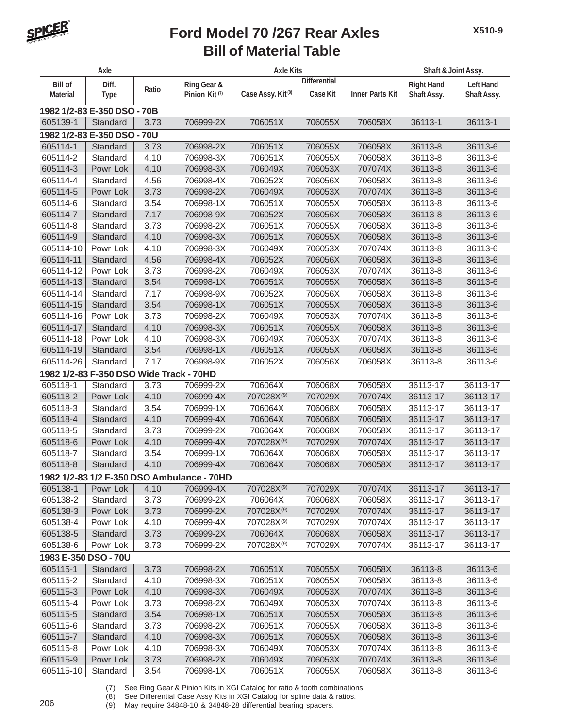# Ford Model 70 /267 Rear Axles
## Bill of Material Table

| Axle | | | Axle Kits | | | | Shaft & Joint Assy. | |
|---|---|---|---|---|---|---|---|---|
| | | | | Differential | | | | |
| Bill of Material | Diff. Type | Ratio | Ring Gear & Pinion Kit [7] | Case Assy. Kit [8] | Case Kit | Inner Parts Kit | Right Hand Shaft Assy. | Left Hand Shaft Assy. |
| **1982 1/2-83 E-350 DSO - 70B** | | | | | | | | |
| 605139-1 | Standard | 3.73 | 706999-2X | 706051X | 706055X | 706058X | 36113-1 | 36113-1 |
| **1982 1/2-83 E-350 DSO - 70U** | | | | | | | | |
| 605114-1 | Standard | 3.73 | 706998-2X | 706051X | 706055X | 706058X | 36113-8 | 36113-6 |
| 605114-2 | Standard | 4.10 | 706998-3X | 706051X | 706055X | 706058X | 36113-8 | 36113-6 |
| 605114-3 | Powr Lok | 4.10 | 706998-3X | 706049X | 706053X | 707074X | 36113-8 | 36113-6 |
| 605114-4 | Standard | 4.56 | 706998-4X | 706052X | 706056X | 706058X | 36113-8 | 36113-6 |
| 605114-5 | Powr Lok | 3.73 | 706998-2X | 706049X | 706053X | 707074X | 36113-8 | 36113-6 |
| 605114-6 | Standard | 3.54 | 706998-1X | 706051X | 706055X | 706058X | 36113-8 | 36113-6 |
| 605114-7 | Standard | 7.17 | 706998-9X | 706052X | 706056X | 706058X | 36113-8 | 36113-6 |
| 605114-8 | Standard | 3.73 | 706998-2X | 706051X | 706055X | 706058X | 36113-8 | 36113-6 |
| 605114-9 | Standard | 4.10 | 706998-3X | 706051X | 706055X | 706058X | 36113-8 | 36113-6 |
| 605114-10 | Powr Lok | 4.10 | 706998-3X | 706049X | 706053X | 707074X | 36113-8 | 36113-6 |
| 605114-11 | Standard | 4.56 | 706998-4X | 706052X | 706056X | 706058X | 36113-8 | 36113-6 |
| 605114-12 | Powr Lok | 3.73 | 706998-2X | 706049X | 706053X | 707074X | 36113-8 | 36113-6 |
| 605114-13 | Standard | 3.54 | 706998-1X | 706051X | 706055X | 706058X | 36113-8 | 36113-6 |
| 605114-14 | Standard | 7.17 | 706998-9X | 706052X | 706056X | 706058X | 36113-8 | 36113-6 |
| 605114-15 | Standard | 3.54 | 706998-1X | 706051X | 706055X | 706058X | 36113-8 | 36113-6 |
| 605114-16 | Powr Lok | 3.73 | 706998-2X | 706049X | 706053X | 707074X | 36113-8 | 36113-6 |
| 605114-17 | Standard | 4.10 | 706998-3X | 706051X | 706055X | 706058X | 36113-8 | 36113-6 |
| 605114-18 | Powr Lok | 4.10 | 706998-3X | 706049X | 706053X | 707074X | 36113-8 | 36113-6 |
| 605114-19 | Standard | 3.54 | 706998-1X | 706051X | 706055X | 706058X | 36113-8 | 36113-6 |
| 605114-26 | Standard | 7.17 | 706998-9X | 706052X | 706056X | 706058X | 36113-8 | 36113-6 |
| **1982 1/2-83 F-350 DSO Wide Track - 70HD** | | | | | | | | |
| 605118-1 | Standard | 3.73 | 706999-2X | 706064X | 706068X | 706058X | 36113-17 | 36113-17 |
| 605118-2 | Powr Lok | 4.10 | 706999-4X | 707028X [9] | 707029X | 707074X | 36113-17 | 36113-17 |
| 605118-3 | Standard | 3.54 | 706999-1X | 706064X | 706068X | 706058X | 36113-17 | 36113-17 |
| 605118-4 | Standard | 4.10 | 706999-4X | 706064X | 706068X | 706058X | 36113-17 | 36113-17 |
| 605118-5 | Standard | 3.73 | 706999-2X | 706064X | 706068X | 706058X | 36113-17 | 36113-17 |
| 605118-6 | Powr Lok | 4.10 | 706999-4X | 707028X [9] | 707029X | 707074X | 36113-17 | 36113-17 |
| 605118-7 | Standard | 3.54 | 706999-1X | 706064X | 706068X | 706058X | 36113-17 | 36113-17 |
| 605118-8 | Standard | 4.10 | 706999-4X | 706064X | 706068X | 706058X | 36113-17 | 36113-17 |
| **1982 1/2-83 1/2 F-350 DSO Ambulance - 70HD** | | | | | | | | |
| 605138-1 | Powr Lok | 4.10 | 706999-4X | 707028X [9] | 707029X | 707074X | 36113-17 | 36113-17 |
| 605138-2 | Standard | 3.73 | 706999-2X | 706064X | 706068X | 706058X | 36113-17 | 36113-17 |
| 605138-3 | Powr Lok | 3.73 | 706999-2X | 707028X [9] | 707029X | 707074X | 36113-17 | 36113-17 |
| 605138-4 | Powr Lok | 4.10 | 706999-4X | 707028X [9] | 707029X | 707074X | 36113-17 | 36113-17 |
| 605138-5 | Standard | 3.73 | 706999-2X | 706064X | 706068X | 706058X | 36113-17 | 36113-17 |
| 605138-6 | Powr Lok | 3.73 | 706999-2X | 707028X [9] | 707029X | 707074X | 36113-17 | 36113-17 |
| **1983 E-350 DSO - 70U** | | | | | | | | |
| 605115-1 | Standard | 3.73 | 706998-2X | 706051X | 706055X | 706058X | 36113-8 | 36113-6 |
| 605115-2 | Standard | 4.10 | 706998-3X | 706051X | 706055X | 706058X | 36113-8 | 36113-6 |
| 605115-3 | Powr Lok | 4.10 | 706998-3X | 706049X | 706053X | 707074X | 36113-8 | 36113-6 |
| 605115-4 | Powr Lok | 3.73 | 706998-2X | 706049X | 706053X | 707074X | 36113-8 | 36113-6 |
| 605115-5 | Standard | 3.54 | 706998-1X | 706051X | 706055X | 706058X | 36113-8 | 36113-6 |
| 605115-6 | Standard | 3.73 | 706998-2X | 706051X | 706055X | 706058X | 36113-8 | 36113-6 |
| 605115-7 | Standard | 4.10 | 706998-3X | 706051X | 706055X | 706058X | 36113-8 | 36113-6 |
| 605115-8 | Powr Lok | 4.10 | 706998-3X | 706049X | 706053X | 707074X | 36113-8 | 36113-6 |
| 605115-9 | Powr Lok | 3.73 | 706998-2X | 706049X | 706053X | 707074X | 36113-8 | 36113-6 |
| 605115-10 | Standard | 3.54 | 706998-1X | 706051X | 706055X | 706058X | 36113-8 | 36113-6 |

(7) See Ring Gear & Pinion Kits in XGI Catalog for ratio & tooth combinations.
(8) See Differential Case Assy Kits in XGI Catalog for spline data & ratios.
(9) May require 34848-10 & 34848-28 differential bearing spacers.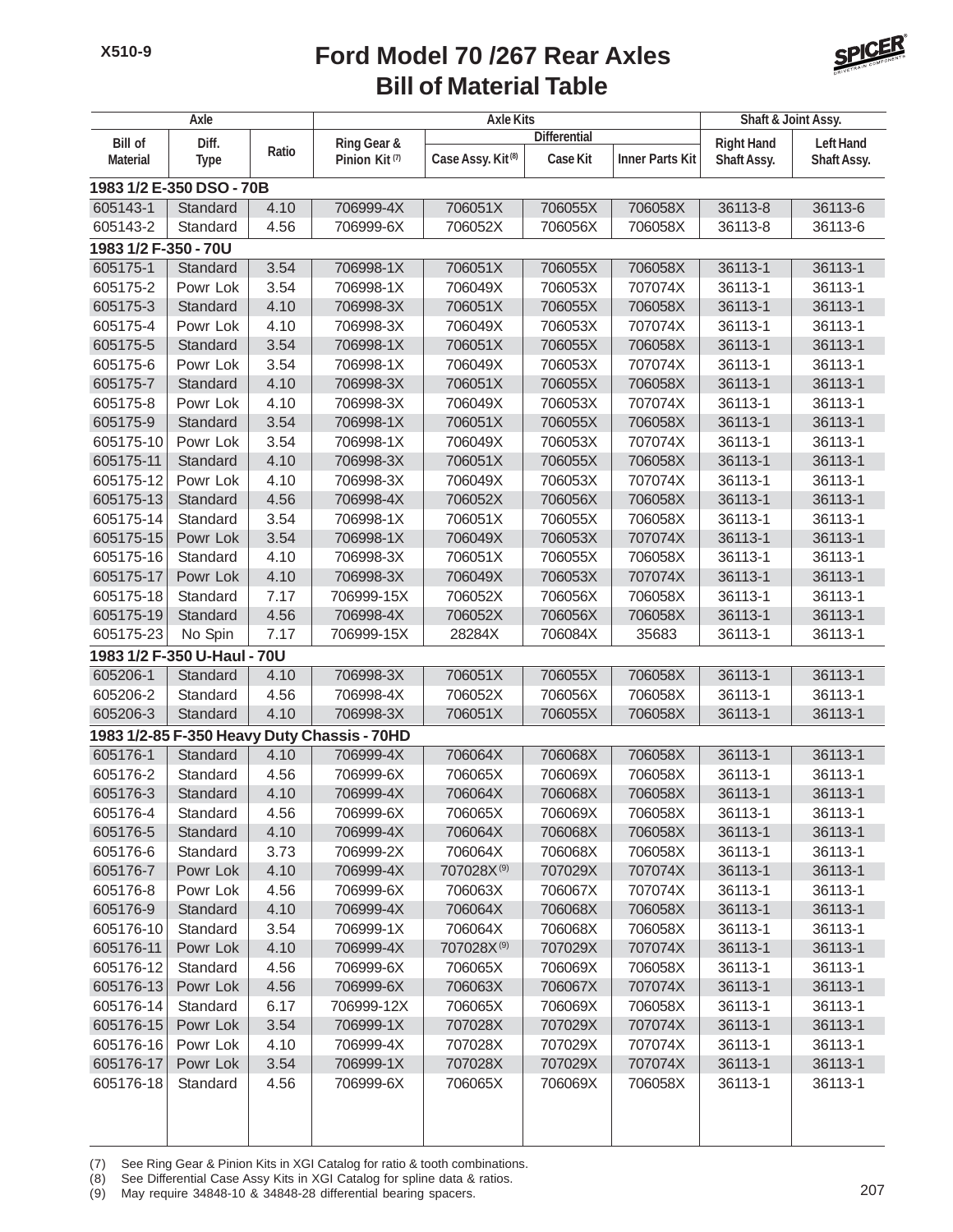# Ford Model 70 /267 Rear Axles
## Bill of Material Table

| Axle | | | Axle Kits | | | | Shaft & Joint Assy. | |
|---|---|---|---|---|---|---|---|---|
| | | | | Differential | | | | |
| Bill of Material | Diff. Type | Ratio | Ring Gear & Pinion Kit (7) | Case Assy. Kit (8) | Case Kit | Inner Parts Kit | Right Hand Shaft Assy. | Left Hand Shaft Assy. |
| **1983 1/2 E-350 DSO - 70B** | | | | | | | | |
| 605143-1 | Standard | 4.10 | 706999-4X | 706051X | 706055X | 706058X | 36113-8 | 36113-6 |
| 605143-2 | Standard | 4.56 | 706999-6X | 706052X | 706056X | 706058X | 36113-8 | 36113-6 |
| **1983 1/2 F-350 - 70U** | | | | | | | | |
| 605175-1 | Standard | 3.54 | 706998-1X | 706051X | 706055X | 706058X | 36113-1 | 36113-1 |
| 605175-2 | Powr Lok | 3.54 | 706998-1X | 706049X | 706053X | 707074X | 36113-1 | 36113-1 |
| 605175-3 | Standard | 4.10 | 706998-3X | 706051X | 706055X | 706058X | 36113-1 | 36113-1 |
| 605175-4 | Powr Lok | 4.10 | 706998-3X | 706049X | 706053X | 707074X | 36113-1 | 36113-1 |
| 605175-5 | Standard | 3.54 | 706998-1X | 706051X | 706055X | 706058X | 36113-1 | 36113-1 |
| 605175-6 | Powr Lok | 3.54 | 706998-1X | 706049X | 706053X | 707074X | 36113-1 | 36113-1 |
| 605175-7 | Standard | 4.10 | 706998-3X | 706051X | 706055X | 706058X | 36113-1 | 36113-1 |
| 605175-8 | Powr Lok | 4.10 | 706998-3X | 706049X | 706053X | 707074X | 36113-1 | 36113-1 |
| 605175-9 | Standard | 3.54 | 706998-1X | 706051X | 706055X | 706058X | 36113-1 | 36113-1 |
| 605175-10 | Powr Lok | 3.54 | 706998-1X | 706049X | 706053X | 707074X | 36113-1 | 36113-1 |
| 605175-11 | Standard | 4.10 | 706998-3X | 706051X | 706055X | 706058X | 36113-1 | 36113-1 |
| 605175-12 | Powr Lok | 4.10 | 706998-3X | 706049X | 706053X | 707074X | 36113-1 | 36113-1 |
| 605175-13 | Standard | 4.56 | 706998-4X | 706052X | 706056X | 706058X | 36113-1 | 36113-1 |
| 605175-14 | Standard | 3.54 | 706998-1X | 706051X | 706055X | 706058X | 36113-1 | 36113-1 |
| 605175-15 | Powr Lok | 3.54 | 706998-1X | 706049X | 706053X | 707074X | 36113-1 | 36113-1 |
| 605175-16 | Standard | 4.10 | 706998-3X | 706051X | 706055X | 706058X | 36113-1 | 36113-1 |
| 605175-17 | Powr Lok | 4.10 | 706998-3X | 706049X | 706053X | 707074X | 36113-1 | 36113-1 |
| 605175-18 | Standard | 7.17 | 706999-15X | 706052X | 706056X | 706058X | 36113-1 | 36113-1 |
| 605175-19 | Standard | 4.56 | 706998-4X | 706052X | 706056X | 706058X | 36113-1 | 36113-1 |
| 605175-23 | No Spin | 7.17 | 706999-15X | 28284X | 706084X | 35683 | 36113-1 | 36113-1 |
| **1983 1/2 F-350 U-Haul - 70U** | | | | | | | | |
| 605206-1 | Standard | 4.10 | 706998-3X | 706051X | 706055X | 706058X | 36113-1 | 36113-1 |
| 605206-2 | Standard | 4.56 | 706998-4X | 706052X | 706056X | 706058X | 36113-1 | 36113-1 |
| 605206-3 | Standard | 4.10 | 706998-3X | 706051X | 706055X | 706058X | 36113-1 | 36113-1 |
| **1983 1/2-85 F-350 Heavy Duty Chassis - 70HD** | | | | | | | | |
| 605176-1 | Standard | 4.10 | 706999-4X | 706064X | 706068X | 706058X | 36113-1 | 36113-1 |
| 605176-2 | Standard | 4.56 | 706999-6X | 706065X | 706069X | 706058X | 36113-1 | 36113-1 |
| 605176-3 | Standard | 4.10 | 706999-4X | 706064X | 706068X | 706058X | 36113-1 | 36113-1 |
| 605176-4 | Standard | 4.56 | 706999-6X | 706065X | 706069X | 706058X | 36113-1 | 36113-1 |
| 605176-5 | Standard | 4.10 | 706999-4X | 706064X | 706068X | 706058X | 36113-1 | 36113-1 |
| 605176-6 | Standard | 3.73 | 706999-2X | 706064X | 706068X | 706058X | 36113-1 | 36113-1 |
| 605176-7 | Powr Lok | 4.10 | 706999-4X | 707028X (9) | 707029X | 707074X | 36113-1 | 36113-1 |
| 605176-8 | Powr Lok | 4.56 | 706999-6X | 706063X | 706067X | 707074X | 36113-1 | 36113-1 |
| 605176-9 | Standard | 4.10 | 706999-4X | 706064X | 706068X | 706058X | 36113-1 | 36113-1 |
| 605176-10 | Standard | 3.54 | 706999-1X | 706064X | 706068X | 706058X | 36113-1 | 36113-1 |
| 605176-11 | Powr Lok | 4.10 | 706999-4X | 707028X (9) | 707029X | 707074X | 36113-1 | 36113-1 |
| 605176-12 | Standard | 4.56 | 706999-6X | 706065X | 706069X | 706058X | 36113-1 | 36113-1 |
| 605176-13 | Powr Lok | 4.56 | 706999-6X | 706063X | 706067X | 707074X | 36113-1 | 36113-1 |
| 605176-14 | Standard | 6.17 | 706999-12X | 706065X | 706069X | 706058X | 36113-1 | 36113-1 |
| 605176-15 | Powr Lok | 3.54 | 706999-1X | 707028X | 707029X | 707074X | 36113-1 | 36113-1 |
| 605176-16 | Powr Lok | 4.10 | 706999-4X | 707028X | 707029X | 707074X | 36113-1 | 36113-1 |
| 605176-17 | Powr Lok | 3.54 | 706999-1X | 707028X | 707029X | 707074X | 36113-1 | 36113-1 |
| 605176-18 | Standard | 4.56 | 706999-6X | 706065X | 706069X | 706058X | 36113-1 | 36113-1 |

(7) See Ring Gear & Pinion Kits in XGI Catalog for ratio & tooth combinations.
(8) See Differential Case Assy Kits in XGI Catalog for spline data & ratios.
(9) May require 34848-10 & 34848-28 differential bearing spacers.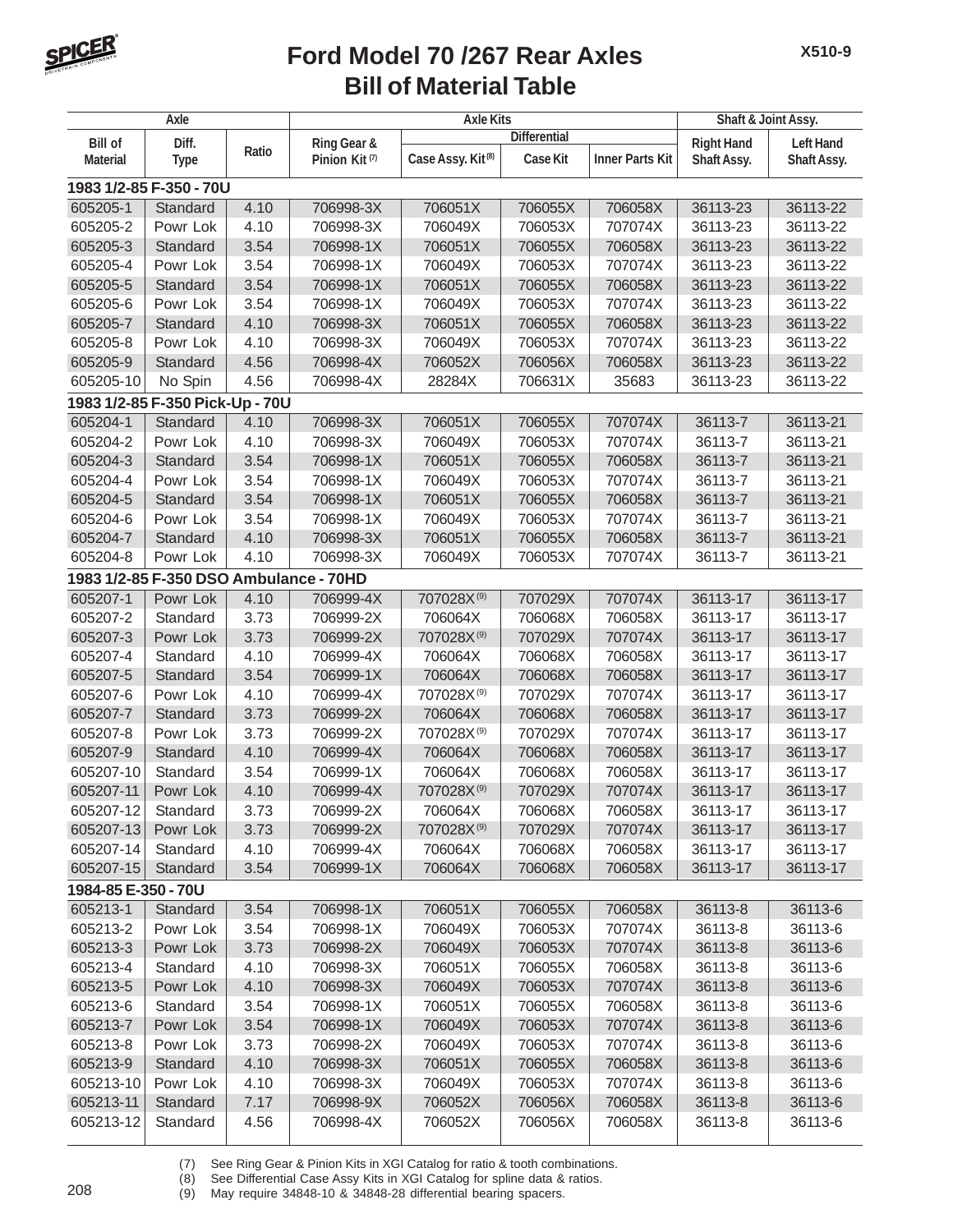# Ford Model 70 /267 Rear Axles
## Bill of Material Table

| Axle | | | Axle Kits | | | | Shaft & Joint Assy. | |
|---|---|---|---|---|---|---|---|---|
| | | | | Differential | | | | |
| Bill of Material | Diff. Type | Ratio | Ring Gear & Pinion Kit (7) | Case Assy. Kit (8) | Case Kit | Inner Parts Kit | Right Hand Shaft Assy. | Left Hand Shaft Assy. |
| **1983 1/2-85 F-350 - 70U** | | | | | | | | |
| 605205-1 | Standard | 4.10 | 706998-3X | 706051X | 706055X | 706058X | 36113-23 | 36113-22 |
| 605205-2 | Powr Lok | 4.10 | 706998-3X | 706049X | 706053X | 707074X | 36113-23 | 36113-22 |
| 605205-3 | Standard | 3.54 | 706998-1X | 706051X | 706055X | 706058X | 36113-23 | 36113-22 |
| 605205-4 | Powr Lok | 3.54 | 706998-1X | 706049X | 706053X | 707074X | 36113-23 | 36113-22 |
| 605205-5 | Standard | 3.54 | 706998-1X | 706051X | 706055X | 706058X | 36113-23 | 36113-22 |
| 605205-6 | Powr Lok | 3.54 | 706998-1X | 706049X | 706053X | 707074X | 36113-23 | 36113-22 |
| 605205-7 | Standard | 4.10 | 706998-3X | 706051X | 706055X | 706058X | 36113-23 | 36113-22 |
| 605205-8 | Powr Lok | 4.10 | 706998-3X | 706049X | 706053X | 707074X | 36113-23 | 36113-22 |
| 605205-9 | Standard | 4.56 | 706998-4X | 706052X | 706056X | 706058X | 36113-23 | 36113-22 |
| 605205-10 | No Spin | 4.56 | 706998-4X | 28284X | 706631X | 35683 | 36113-23 | 36113-22 |
| **1983 1/2-85 F-350 Pick-Up - 70U** | | | | | | | | |
| 605204-1 | Standard | 4.10 | 706998-3X | 706051X | 706055X | 707074X | 36113-7 | 36113-21 |
| 605204-2 | Powr Lok | 4.10 | 706998-3X | 706049X | 706053X | 707074X | 36113-7 | 36113-21 |
| 605204-3 | Standard | 3.54 | 706998-1X | 706051X | 706055X | 706058X | 36113-7 | 36113-21 |
| 605204-4 | Powr Lok | 3.54 | 706998-1X | 706049X | 706053X | 707074X | 36113-7 | 36113-21 |
| 605204-5 | Standard | 3.54 | 706998-1X | 706051X | 706055X | 706058X | 36113-7 | 36113-21 |
| 605204-6 | Powr Lok | 3.54 | 706998-1X | 706049X | 706053X | 707074X | 36113-7 | 36113-21 |
| 605204-7 | Standard | 4.10 | 706998-3X | 706051X | 706055X | 706058X | 36113-7 | 36113-21 |
| 605204-8 | Powr Lok | 4.10 | 706998-3X | 706049X | 706053X | 707074X | 36113-7 | 36113-21 |
| **1983 1/2-85 F-350 DSO Ambulance - 70HD** | | | | | | | | |
| 605207-1 | Powr Lok | 4.10 | 706999-4X | 707028X (9) | 707029X | 707074X | 36113-17 | 36113-17 |
| 605207-2 | Standard | 3.73 | 706999-2X | 706064X | 706068X | 706058X | 36113-17 | 36113-17 |
| 605207-3 | Powr Lok | 3.73 | 706999-2X | 707028X (9) | 707029X | 707074X | 36113-17 | 36113-17 |
| 605207-4 | Standard | 4.10 | 706999-4X | 706064X | 706068X | 706058X | 36113-17 | 36113-17 |
| 605207-5 | Standard | 3.54 | 706999-1X | 706064X | 706068X | 706058X | 36113-17 | 36113-17 |
| 605207-6 | Powr Lok | 4.10 | 706999-4X | 707028X (9) | 707029X | 707074X | 36113-17 | 36113-17 |
| 605207-7 | Standard | 3.73 | 706999-2X | 706064X | 706068X | 706058X | 36113-17 | 36113-17 |
| 605207-8 | Powr Lok | 3.73 | 706999-2X | 707028X (9) | 707029X | 707074X | 36113-17 | 36113-17 |
| 605207-9 | Standard | 4.10 | 706999-4X | 706064X | 706068X | 706058X | 36113-17 | 36113-17 |
| 605207-10 | Standard | 3.54 | 706999-1X | 706064X | 706068X | 706058X | 36113-17 | 36113-17 |
| 605207-11 | Powr Lok | 4.10 | 706999-4X | 707028X (9) | 707029X | 707074X | 36113-17 | 36113-17 |
| 605207-12 | Standard | 3.73 | 706999-2X | 706064X | 706068X | 706058X | 36113-17 | 36113-17 |
| 605207-13 | Powr Lok | 3.73 | 706999-2X | 707028X (9) | 707029X | 707074X | 36113-17 | 36113-17 |
| 605207-14 | Standard | 4.10 | 706999-4X | 706064X | 706068X | 706058X | 36113-17 | 36113-17 |
| 605207-15 | Standard | 3.54 | 706999-1X | 706064X | 706068X | 706058X | 36113-17 | 36113-17 |
| **1984-85 E-350 - 70U** | | | | | | | | |
| 605213-1 | Standard | 3.54 | 706998-1X | 706051X | 706055X | 706058X | 36113-8 | 36113-6 |
| 605213-2 | Powr Lok | 3.54 | 706998-1X | 706049X | 706053X | 707074X | 36113-8 | 36113-6 |
| 605213-3 | Powr Lok | 3.73 | 706998-2X | 706049X | 706053X | 707074X | 36113-8 | 36113-6 |
| 605213-4 | Standard | 4.10 | 706998-3X | 706051X | 706055X | 706058X | 36113-8 | 36113-6 |
| 605213-5 | Powr Lok | 4.10 | 706998-3X | 706049X | 706053X | 707074X | 36113-8 | 36113-6 |
| 605213-6 | Standard | 3.54 | 706998-1X | 706051X | 706055X | 706058X | 36113-8 | 36113-6 |
| 605213-7 | Powr Lok | 3.54 | 706998-1X | 706049X | 706053X | 707074X | 36113-8 | 36113-6 |
| 605213-8 | Powr Lok | 3.73 | 706998-2X | 706049X | 706053X | 707074X | 36113-8 | 36113-6 |
| 605213-9 | Standard | 4.10 | 706998-3X | 706051X | 706055X | 706058X | 36113-8 | 36113-6 |
| 605213-10 | Powr Lok | 4.10 | 706998-3X | 706049X | 706053X | 707074X | 36113-8 | 36113-6 |
| 605213-11 | Standard | 7.17 | 706998-9X | 706052X | 706056X | 706058X | 36113-8 | 36113-6 |
| 605213-12 | Standard | 4.56 | 706998-4X | 706052X | 706056X | 706058X | 36113-8 | 36113-6 |

(7) See Ring Gear & Pinion Kits in XGI Catalog for ratio & tooth combinations.
(8) See Differential Case Assy Kits in XGI Catalog for spline data & ratios.
(9) May require 34848-10 & 34848-28 differential bearing spacers.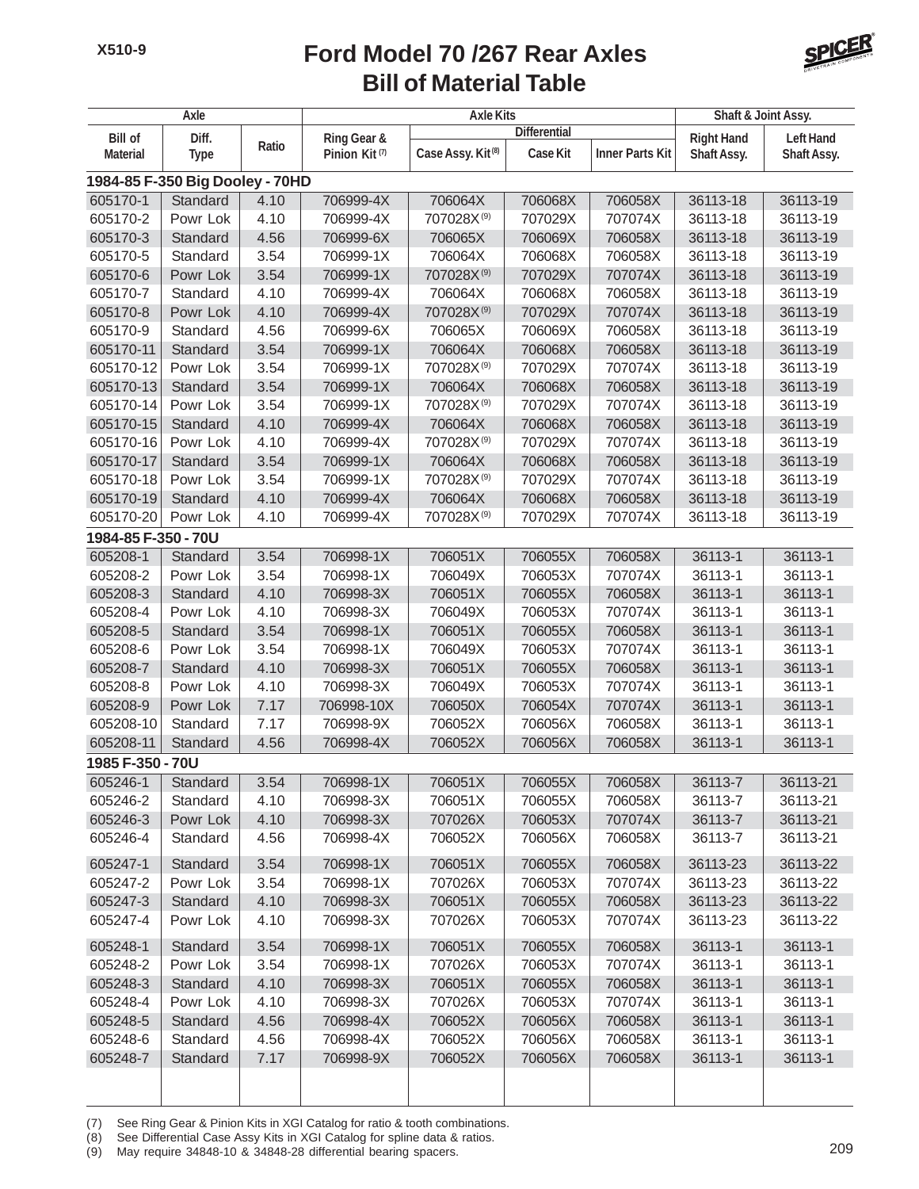X510-9

# Ford Model 70 /267 Rear Axles
# Bill of Material Table

| Axle | | | Axle Kits | | | | Shaft & Joint Assy. | |
|---|---|---|---|---|---|---|---|---|
| | | | | Differential | | | | |
| Bill of Material | Diff. Type | Ratio | Ring Gear & Pinion Kit (7) | Case Assy. Kit (8) | Case Kit | Inner Parts Kit | Right Hand Shaft Assy. | Left Hand Shaft Assy. |
| **1984-85 F-350 Big Dooley - 70HD** | | | | | | | | |
| 605170-1 | Standard | 4.10 | 706999-4X | 706064X | 706068X | 706058X | 36113-18 | 36113-19 |
| 605170-2 | Powr Lok | 4.10 | 706999-4X | 707028X (9) | 707029X | 707074X | 36113-18 | 36113-19 |
| 605170-3 | Standard | 4.56 | 706999-6X | 706065X | 706069X | 706058X | 36113-18 | 36113-19 |
| 605170-5 | Standard | 3.54 | 706999-1X | 706064X | 706068X | 706058X | 36113-18 | 36113-19 |
| 605170-6 | Powr Lok | 3.54 | 706999-1X | 707028X (9) | 707029X | 707074X | 36113-18 | 36113-19 |
| 605170-7 | Standard | 4.10 | 706999-4X | 706064X | 706068X | 706058X | 36113-18 | 36113-19 |
| 605170-8 | Powr Lok | 4.10 | 706999-4X | 707028X (9) | 707029X | 707074X | 36113-18 | 36113-19 |
| 605170-9 | Standard | 4.56 | 706999-6X | 706065X | 706069X | 706058X | 36113-18 | 36113-19 |
| 605170-11 | Standard | 3.54 | 706999-1X | 706064X | 706068X | 706058X | 36113-18 | 36113-19 |
| 605170-12 | Powr Lok | 3.54 | 706999-1X | 707028X (9) | 707029X | 707074X | 36113-18 | 36113-19 |
| 605170-13 | Standard | 3.54 | 706999-1X | 706064X | 706068X | 706058X | 36113-18 | 36113-19 |
| 605170-14 | Powr Lok | 3.54 | 706999-1X | 707028X (9) | 707029X | 707074X | 36113-18 | 36113-19 |
| 605170-15 | Standard | 4.10 | 706999-4X | 706064X | 706068X | 706058X | 36113-18 | 36113-19 |
| 605170-16 | Powr Lok | 4.10 | 706999-4X | 707028X (9) | 707029X | 707074X | 36113-18 | 36113-19 |
| 605170-17 | Standard | 3.54 | 706999-1X | 706064X | 706068X | 706058X | 36113-18 | 36113-19 |
| 605170-18 | Powr Lok | 3.54 | 706999-1X | 707028X (9) | 707029X | 707074X | 36113-18 | 36113-19 |
| 605170-19 | Standard | 4.10 | 706999-4X | 706064X | 706068X | 706058X | 36113-18 | 36113-19 |
| 605170-20 | Powr Lok | 4.10 | 706999-4X | 707028X (9) | 707029X | 707074X | 36113-18 | 36113-19 |
| **1984-85 F-350 - 70U** | | | | | | | | |
| 605208-1 | Standard | 3.54 | 706998-1X | 706051X | 706055X | 706058X | 36113-1 | 36113-1 |
| 605208-2 | Powr Lok | 3.54 | 706998-1X | 706049X | 706053X | 707074X | 36113-1 | 36113-1 |
| 605208-3 | Standard | 4.10 | 706998-3X | 706051X | 706055X | 706058X | 36113-1 | 36113-1 |
| 605208-4 | Powr Lok | 4.10 | 706998-3X | 706049X | 706053X | 707074X | 36113-1 | 36113-1 |
| 605208-5 | Standard | 3.54 | 706998-1X | 706051X | 706055X | 706058X | 36113-1 | 36113-1 |
| 605208-6 | Powr Lok | 3.54 | 706998-1X | 706049X | 706053X | 707074X | 36113-1 | 36113-1 |
| 605208-7 | Standard | 4.10 | 706998-3X | 706051X | 706055X | 706058X | 36113-1 | 36113-1 |
| 605208-8 | Powr Lok | 4.10 | 706998-3X | 706049X | 706053X | 707074X | 36113-1 | 36113-1 |
| 605208-9 | Powr Lok | 7.17 | 706998-10X | 706050X | 706054X | 707074X | 36113-1 | 36113-1 |
| 605208-10 | Standard | 7.17 | 706998-9X | 706052X | 706056X | 706058X | 36113-1 | 36113-1 |
| 605208-11 | Standard | 4.56 | 706998-4X | 706052X | 706056X | 706058X | 36113-1 | 36113-1 |
| **1985 F-350 - 70U** | | | | | | | | |
| 605246-1 | Standard | 3.54 | 706998-1X | 706051X | 706055X | 706058X | 36113-7 | 36113-21 |
| 605246-2 | Standard | 4.10 | 706998-3X | 706051X | 706055X | 706058X | 36113-7 | 36113-21 |
| 605246-3 | Powr Lok | 4.10 | 706998-3X | 707026X | 706053X | 707074X | 36113-7 | 36113-21 |
| 605246-4 | Standard | 4.56 | 706998-4X | 706052X | 706056X | 706058X | 36113-7 | 36113-21 |
| 605247-1 | Standard | 3.54 | 706998-1X | 706051X | 706055X | 706058X | 36113-23 | 36113-22 |
| 605247-2 | Powr Lok | 3.54 | 706998-1X | 707026X | 706053X | 707074X | 36113-23 | 36113-22 |
| 605247-3 | Standard | 4.10 | 706998-3X | 706051X | 706055X | 706058X | 36113-23 | 36113-22 |
| 605247-4 | Powr Lok | 4.10 | 706998-3X | 707026X | 706053X | 707074X | 36113-23 | 36113-22 |
| 605248-1 | Standard | 3.54 | 706998-1X | 706051X | 706055X | 706058X | 36113-1 | 36113-1 |
| 605248-2 | Powr Lok | 3.54 | 706998-1X | 707026X | 706053X | 707074X | 36113-1 | 36113-1 |
| 605248-3 | Standard | 4.10 | 706998-3X | 706051X | 706055X | 706058X | 36113-1 | 36113-1 |
| 605248-4 | Powr Lok | 4.10 | 706998-3X | 707026X | 706053X | 707074X | 36113-1 | 36113-1 |
| 605248-5 | Standard | 4.56 | 706998-4X | 706052X | 706056X | 706058X | 36113-1 | 36113-1 |
| 605248-6 | Standard | 4.56 | 706998-4X | 706052X | 706056X | 706058X | 36113-1 | 36113-1 |
| 605248-7 | Standard | 7.17 | 706998-9X | 706052X | 706056X | 706058X | 36113-1 | 36113-1 |

(7) See Ring Gear & Pinion Kits in XGI Catalog for ratio & tooth combinations.
(8) See Differential Case Assy Kits in XGI Catalog for spline data & ratios.
(9) May require 34848-10 & 34848-28 differential bearing spacers.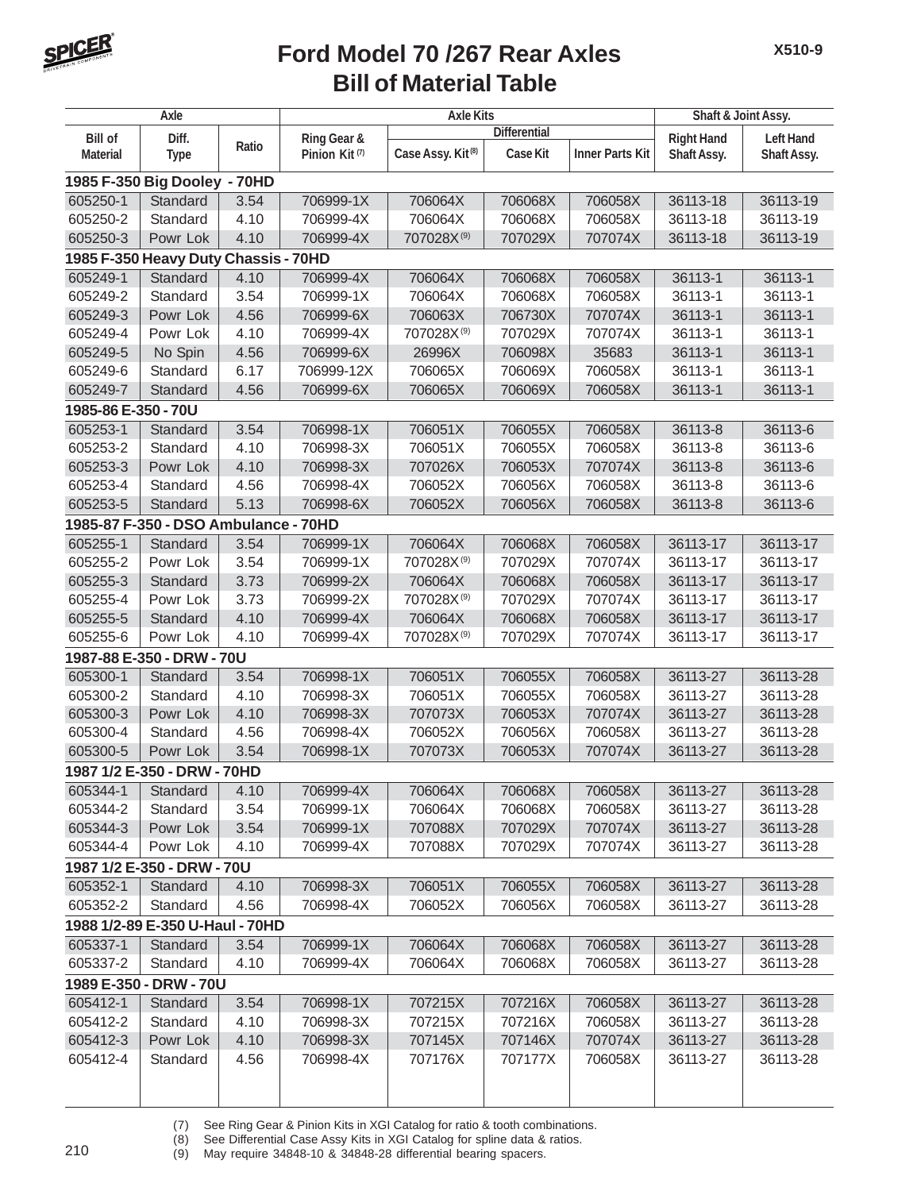# Ford Model 70 /267 Rear Axles
## Bill of Material Table

| Axle | | | Axle Kits | | | | Shaft & Joint Assy. | |
|---|---|---|---|---|---|---|---|---|
| | | | | Differential | | | | |
| Bill of Material | Diff. Type | Ratio | Ring Gear & Pinion Kit (7) | Case Assy. Kit (8) | Case Kit | Inner Parts Kit | Right Hand Shaft Assy. | Left Hand Shaft Assy. |
| **1985 F-350 Big Dooley - 70HD** | | | | | | | | |
| 605250-1 | Standard | 3.54 | 706999-1X | 706064X | 706068X | 706058X | 36113-18 | 36113-19 |
| 605250-2 | Standard | 4.10 | 706999-4X | 706064X | 706068X | 706058X | 36113-18 | 36113-19 |
| 605250-3 | Powr Lok | 4.10 | 706999-4X | 707028X (9) | 707029X | 707074X | 36113-18 | 36113-19 |
| **1985 F-350 Heavy Duty Chassis - 70HD** | | | | | | | | |
| 605249-1 | Standard | 4.10 | 706999-4X | 706064X | 706068X | 706058X | 36113-1 | 36113-1 |
| 605249-2 | Standard | 3.54 | 706999-1X | 706064X | 706068X | 706058X | 36113-1 | 36113-1 |
| 605249-3 | Powr Lok | 4.56 | 706999-6X | 706063X | 706730X | 707074X | 36113-1 | 36113-1 |
| 605249-4 | Powr Lok | 4.10 | 706999-4X | 707028X (9) | 707029X | 707074X | 36113-1 | 36113-1 |
| 605249-5 | No Spin | 4.56 | 706999-6X | 26996X | 706098X | 35683 | 36113-1 | 36113-1 |
| 605249-6 | Standard | 6.17 | 706999-12X | 706065X | 706069X | 706058X | 36113-1 | 36113-1 |
| 605249-7 | Standard | 4.56 | 706999-6X | 706065X | 706069X | 706058X | 36113-1 | 36113-1 |
| **1985-86 E-350 - 70U** | | | | | | | | |
| 605253-1 | Standard | 3.54 | 706998-1X | 706051X | 706055X | 706058X | 36113-8 | 36113-6 |
| 605253-2 | Standard | 4.10 | 706998-3X | 706051X | 706055X | 706058X | 36113-8 | 36113-6 |
| 605253-3 | Powr Lok | 4.10 | 706998-3X | 707026X | 706053X | 707074X | 36113-8 | 36113-6 |
| 605253-4 | Standard | 4.56 | 706998-4X | 706052X | 706056X | 706058X | 36113-8 | 36113-6 |
| 605253-5 | Standard | 5.13 | 706998-6X | 706052X | 706056X | 706058X | 36113-8 | 36113-6 |
| **1985-87 F-350 - DSO Ambulance - 70HD** | | | | | | | | |
| 605255-1 | Standard | 3.54 | 706999-1X | 706064X | 706068X | 706058X | 36113-17 | 36113-17 |
| 605255-2 | Powr Lok | 3.54 | 706999-1X | 707028X (9) | 707029X | 707074X | 36113-17 | 36113-17 |
| 605255-3 | Standard | 3.73 | 706999-2X | 706064X | 706068X | 706058X | 36113-17 | 36113-17 |
| 605255-4 | Powr Lok | 3.73 | 706999-2X | 707028X (9) | 707029X | 707074X | 36113-17 | 36113-17 |
| 605255-5 | Standard | 4.10 | 706999-4X | 706064X | 706068X | 706058X | 36113-17 | 36113-17 |
| 605255-6 | Powr Lok | 4.10 | 706999-4X | 707028X (9) | 707029X | 707074X | 36113-17 | 36113-17 |
| **1987-88 E-350 - DRW - 70U** | | | | | | | | |
| 605300-1 | Standard | 3.54 | 706998-1X | 706051X | 706055X | 706058X | 36113-27 | 36113-28 |
| 605300-2 | Standard | 4.10 | 706998-3X | 706051X | 706055X | 706058X | 36113-27 | 36113-28 |
| 605300-3 | Powr Lok | 4.10 | 706998-3X | 707073X | 706053X | 707074X | 36113-27 | 36113-28 |
| 605300-4 | Standard | 4.56 | 706998-4X | 706052X | 706056X | 706058X | 36113-27 | 36113-28 |
| 605300-5 | Powr Lok | 3.54 | 706998-1X | 707073X | 706053X | 707074X | 36113-27 | 36113-28 |
| **1987 1/2 E-350 - DRW - 70HD** | | | | | | | | |
| 605344-1 | Standard | 4.10 | 706999-4X | 706064X | 706068X | 706058X | 36113-27 | 36113-28 |
| 605344-2 | Standard | 3.54 | 706999-1X | 706064X | 706068X | 706058X | 36113-27 | 36113-28 |
| 605344-3 | Powr Lok | 3.54 | 706999-1X | 707088X | 707029X | 707074X | 36113-27 | 36113-28 |
| 605344-4 | Powr Lok | 4.10 | 706999-4X | 707088X | 707029X | 707074X | 36113-27 | 36113-28 |
| **1987 1/2 E-350 - DRW - 70U** | | | | | | | | |
| 605352-1 | Standard | 4.10 | 706998-3X | 706051X | 706055X | 706058X | 36113-27 | 36113-28 |
| 605352-2 | Standard | 4.56 | 706998-4X | 706052X | 706056X | 706058X | 36113-27 | 36113-28 |
| **1988 1/2-89 E-350 U-Haul - 70HD** | | | | | | | | |
| 605337-1 | Standard | 3.54 | 706999-1X | 706064X | 706068X | 706058X | 36113-27 | 36113-28 |
| 605337-2 | Standard | 4.10 | 706999-4X | 706064X | 706068X | 706058X | 36113-27 | 36113-28 |
| **1989 E-350 - DRW - 70U** | | | | | | | | |
| 605412-1 | Standard | 3.54 | 706998-1X | 707215X | 707216X | 706058X | 36113-27 | 36113-28 |
| 605412-2 | Standard | 4.10 | 706998-3X | 707215X | 707216X | 706058X | 36113-27 | 36113-28 |
| 605412-3 | Powr Lok | 4.10 | 706998-3X | 707145X | 707146X | 707074X | 36113-27 | 36113-28 |
| 605412-4 | Standard | 4.56 | 706998-4X | 707176X | 707177X | 706058X | 36113-27 | 36113-28 |

(7) See Ring Gear & Pinion Kits in XGI Catalog for ratio & tooth combinations.
(8) See Differential Case Assy Kits in XGI Catalog for spline data & ratios.
(9) May require 34848-10 & 34848-28 differential bearing spacers.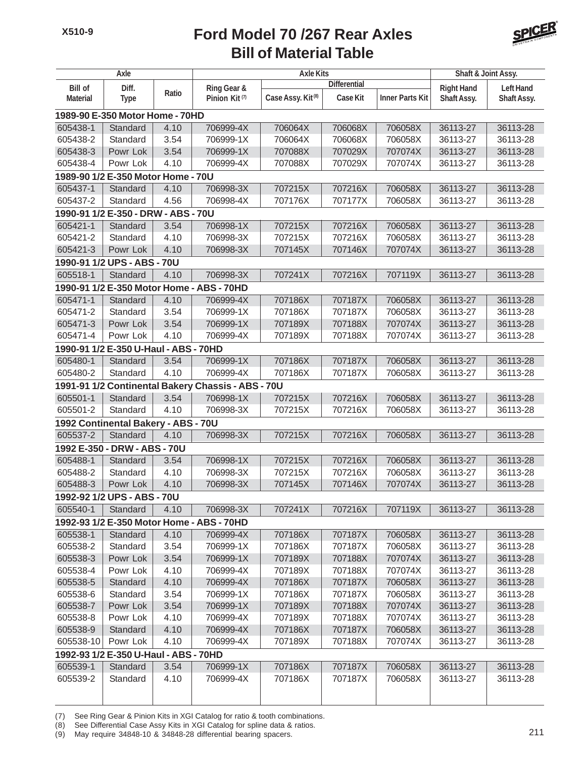# Ford Model 70 /267 Rear Axles
## Bill of Material Table

| Axle | | | Axle Kits | | | | Shaft & Joint Assy. | |
|---|---|---|---|---|---|---|---|---|
| | | | | Differential | | | | |
| Bill of Material | Diff. Type | Ratio | Ring Gear & Pinion Kit [7] | Case Assy. Kit [8] | Case Kit | Inner Parts Kit | Right Hand Shaft Assy. | Left Hand Shaft Assy. |
| **1989-90 E-350 Motor Home - 70HD** | | | | | | | | |
| 605438-1 | Standard | 4.10 | 706999-4X | 706064X | 706068X | 706058X | 36113-27 | 36113-28 |
| 605438-2 | Standard | 3.54 | 706999-1X | 706064X | 706068X | 706058X | 36113-27 | 36113-28 |
| 605438-3 | Powr Lok | 3.54 | 706999-1X | 707088X | 707029X | 707074X | 36113-27 | 36113-28 |
| 605438-4 | Powr Lok | 4.10 | 706999-4X | 707088X | 707029X | 707074X | 36113-27 | 36113-28 |
| **1989-90 1/2 E-350 Motor Home - 70U** | | | | | | | | |
| 605437-1 | Standard | 4.10 | 706998-3X | 707215X | 707216X | 706058X | 36113-27 | 36113-28 |
| 605437-2 | Standard | 4.56 | 706998-4X | 707176X | 707177X | 706058X | 36113-27 | 36113-28 |
| **1990-91 1/2 E-350 - DRW - ABS - 70U** | | | | | | | | |
| 605421-1 | Standard | 3.54 | 706998-1X | 707215X | 707216X | 706058X | 36113-27 | 36113-28 |
| 605421-2 | Standard | 4.10 | 706998-3X | 707215X | 707216X | 706058X | 36113-27 | 36113-28 |
| 605421-3 | Powr Lok | 4.10 | 706998-3X | 707145X | 707146X | 707074X | 36113-27 | 36113-28 |
| **1990-91 1/2 UPS - ABS - 70U** | | | | | | | | |
| 605518-1 | Standard | 4.10 | 706998-3X | 707241X | 707216X | 707119X | 36113-27 | 36113-28 |
| **1990-91 1/2 E-350 Motor Home - ABS - 70HD** | | | | | | | | |
| 605471-1 | Standard | 4.10 | 706999-4X | 707186X | 707187X | 706058X | 36113-27 | 36113-28 |
| 605471-2 | Standard | 3.54 | 706999-1X | 707186X | 707187X | 706058X | 36113-27 | 36113-28 |
| 605471-3 | Powr Lok | 3.54 | 706999-1X | 707189X | 707188X | 707074X | 36113-27 | 36113-28 |
| 605471-4 | Powr Lok | 4.10 | 706999-4X | 707189X | 707188X | 707074X | 36113-27 | 36113-28 |
| **1990-91 1/2 E-350 U-Haul - ABS - 70HD** | | | | | | | | |
| 605480-1 | Standard | 3.54 | 706999-1X | 707186X | 707187X | 706058X | 36113-27 | 36113-28 |
| 605480-2 | Standard | 4.10 | 706999-4X | 707186X | 707187X | 706058X | 36113-27 | 36113-28 |
| **1991-91 1/2 Continental Bakery Chassis - ABS - 70U** | | | | | | | | |
| 605501-1 | Standard | 3.54 | 706998-1X | 707215X | 707216X | 706058X | 36113-27 | 36113-28 |
| 605501-2 | Standard | 4.10 | 706998-3X | 707215X | 707216X | 706058X | 36113-27 | 36113-28 |
| **1992 Continental Bakery - ABS - 70U** | | | | | | | | |
| 605537-2 | Standard | 4.10 | 706998-3X | 707215X | 707216X | 706058X | 36113-27 | 36113-28 |
| **1992 E-350 - DRW - ABS - 70U** | | | | | | | | |
| 605488-1 | Standard | 3.54 | 706998-1X | 707215X | 707216X | 706058X | 36113-27 | 36113-28 |
| 605488-2 | Standard | 4.10 | 706998-3X | 707215X | 707216X | 706058X | 36113-27 | 36113-28 |
| 605488-3 | Powr Lok | 4.10 | 706998-3X | 707145X | 707146X | 707074X | 36113-27 | 36113-28 |
| **1992-92 1/2 UPS - ABS - 70U** | | | | | | | | |
| 605540-1 | Standard | 4.10 | 706998-3X | 707241X | 707216X | 707119X | 36113-27 | 36113-28 |
| **1992-93 1/2 E-350 Motor Home - ABS - 70HD** | | | | | | | | |
| 605538-1 | Standard | 4.10 | 706999-4X | 707186X | 707187X | 706058X | 36113-27 | 36113-28 |
| 605538-2 | Standard | 3.54 | 706999-1X | 707186X | 707187X | 706058X | 36113-27 | 36113-28 |
| 605538-3 | Powr Lok | 3.54 | 706999-1X | 707189X | 707188X | 707074X | 36113-27 | 36113-28 |
| 605538-4 | Powr Lok | 4.10 | 706999-4X | 707189X | 707188X | 707074X | 36113-27 | 36113-28 |
| 605538-5 | Standard | 4.10 | 706999-4X | 707186X | 707187X | 706058X | 36113-27 | 36113-28 |
| 605538-6 | Standard | 3.54 | 706999-1X | 707186X | 707187X | 706058X | 36113-27 | 36113-28 |
| 605538-7 | Powr Lok | 3.54 | 706999-1X | 707189X | 707188X | 707074X | 36113-27 | 36113-28 |
| 605538-8 | Powr Lok | 4.10 | 706999-4X | 707189X | 707188X | 707074X | 36113-27 | 36113-28 |
| 605538-9 | Standard | 4.10 | 706999-4X | 707186X | 707187X | 706058X | 36113-27 | 36113-28 |
| 605538-10 | Powr Lok | 4.10 | 706999-4X | 707189X | 707188X | 707074X | 36113-27 | 36113-28 |
| **1992-93 1/2 E-350 U-Haul - ABS - 70HD** | | | | | | | | |
| 605539-1 | Standard | 3.54 | 706999-1X | 707186X | 707187X | 706058X | 36113-27 | 36113-28 |
| 605539-2 | Standard | 4.10 | 706999-4X | 707186X | 707187X | 706058X | 36113-27 | 36113-28 |

(7) See Ring Gear & Pinion Kits in XGI Catalog for ratio & tooth combinations.
(8) See Differential Case Assy Kits in XGI Catalog for spline data & ratios.
(9) May require 34848-10 & 34848-28 differential bearing spacers.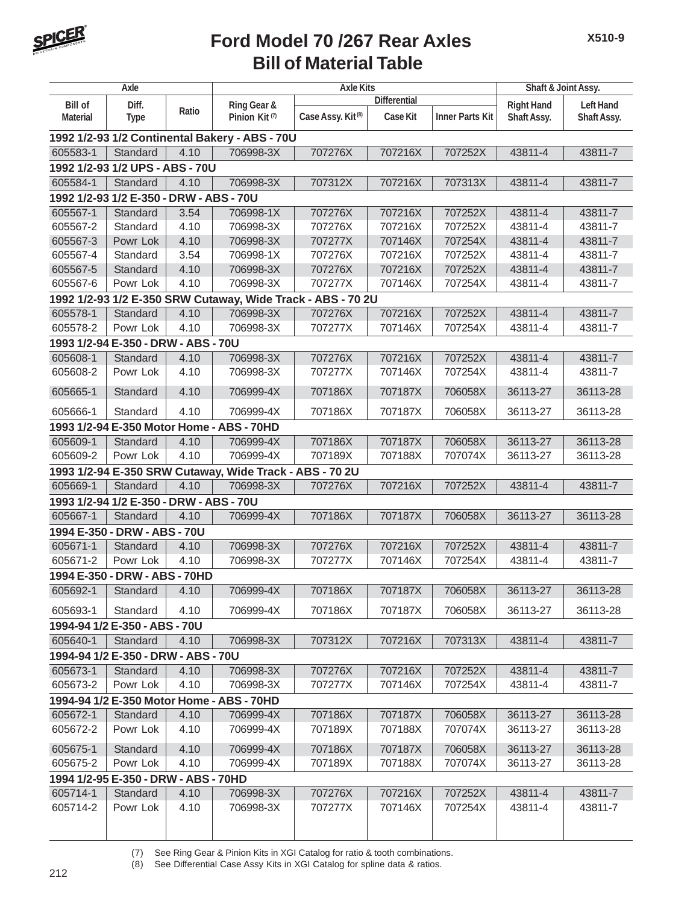# Ford Model 70 /267 Rear Axles
## Bill of Material Table

X510-9

| Axle | | | Axle Kits | | | | Shaft & Joint Assy. | |
|---|---|---|---|---|---|---|---|---|
| | | | | Differential | | | | |
| Bill of Material | Diff. Type | Ratio | Ring Gear & Pinion Kit (7) | Case Assy. Kit (8) | Case Kit | Inner Parts Kit | Right Hand Shaft Assy. | Left Hand Shaft Assy. |
| **1992 1/2-93 1/2 Continental Bakery - ABS - 70U** | | | | | | | | |
| 605583-1 | Standard | 4.10 | 706998-3X | 707276X | 707216X | 707252X | 43811-4 | 43811-7 |
| **1992 1/2-93 1/2 UPS - ABS - 70U** | | | | | | | | |
| 605584-1 | Standard | 4.10 | 706998-3X | 707312X | 707216X | 707313X | 43811-4 | 43811-7 |
| **1992 1/2-93 1/2 E-350 - DRW - ABS - 70U** | | | | | | | | |
| 605567-1 | Standard | 3.54 | 706998-1X | 707276X | 707216X | 707252X | 43811-4 | 43811-7 |
| 605567-2 | Standard | 4.10 | 706998-3X | 707276X | 707216X | 707252X | 43811-4 | 43811-7 |
| 605567-3 | Powr Lok | 4.10 | 706998-3X | 707277X | 707146X | 707254X | 43811-4 | 43811-7 |
| 605567-4 | Standard | 3.54 | 706998-1X | 707276X | 707216X | 707252X | 43811-4 | 43811-7 |
| 605567-5 | Standard | 4.10 | 706998-3X | 707276X | 707216X | 707252X | 43811-4 | 43811-7 |
| 605567-6 | Powr Lok | 4.10 | 706998-3X | 707277X | 707146X | 707254X | 43811-4 | 43811-7 |
| **1992 1/2-93 1/2 E-350 SRW Cutaway, Wide Track - ABS - 70 2U** | | | | | | | | |
| 605578-1 | Standard | 4.10 | 706998-3X | 707276X | 707216X | 707252X | 43811-4 | 43811-7 |
| 605578-2 | Powr Lok | 4.10 | 706998-3X | 707277X | 707146X | 707254X | 43811-4 | 43811-7 |
| **1993 1/2-94 E-350 - DRW - ABS - 70U** | | | | | | | | |
| 605608-1 | Standard | 4.10 | 706998-3X | 707276X | 707216X | 707252X | 43811-4 | 43811-7 |
| 605608-2 | Powr Lok | 4.10 | 706998-3X | 707277X | 707146X | 707254X | 43811-4 | 43811-7 |
| 605665-1 | Standard | 4.10 | 706999-4X | 707186X | 707187X | 706058X | 36113-27 | 36113-28 |
| 605666-1 | Standard | 4.10 | 706999-4X | 707186X | 707187X | 706058X | 36113-27 | 36113-28 |
| **1993 1/2-94 E-350 Motor Home - ABS - 70HD** | | | | | | | | |
| 605609-1 | Standard | 4.10 | 706999-4X | 707186X | 707187X | 706058X | 36113-27 | 36113-28 |
| 605609-2 | Powr Lok | 4.10 | 706999-4X | 707189X | 707188X | 707074X | 36113-27 | 36113-28 |
| **1993 1/2-94 E-350 SRW Cutaway, Wide Track - ABS - 70 2U** | | | | | | | | |
| 605669-1 | Standard | 4.10 | 706998-3X | 707276X | 707216X | 707252X | 43811-4 | 43811-7 |
| **1993 1/2-94 1/2 E-350 - DRW - ABS - 70U** | | | | | | | | |
| 605667-1 | Standard | 4.10 | 706999-4X | 707186X | 707187X | 706058X | 36113-27 | 36113-28 |
| **1994 E-350 - DRW - ABS - 70U** | | | | | | | | |
| 605671-1 | Standard | 4.10 | 706998-3X | 707276X | 707216X | 707252X | 43811-4 | 43811-7 |
| 605671-2 | Powr Lok | 4.10 | 706998-3X | 707277X | 707146X | 707254X | 43811-4 | 43811-7 |
| **1994 E-350 - DRW - ABS - 70HD** | | | | | | | | |
| 605692-1 | Standard | 4.10 | 706999-4X | 707186X | 707187X | 706058X | 36113-27 | 36113-28 |
| 605693-1 | Standard | 4.10 | 706999-4X | 707186X | 707187X | 706058X | 36113-27 | 36113-28 |
| **1994-94 1/2 E-350 - ABS - 70U** | | | | | | | | |
| 605640-1 | Standard | 4.10 | 706998-3X | 707312X | 707216X | 707313X | 43811-4 | 43811-7 |
| **1994-94 1/2 E-350 - DRW - ABS - 70U** | | | | | | | | |
| 605673-1 | Standard | 4.10 | 706998-3X | 707276X | 707216X | 707252X | 43811-4 | 43811-7 |
| 605673-2 | Powr Lok | 4.10 | 706998-3X | 707277X | 707146X | 707254X | 43811-4 | 43811-7 |
| **1994-94 1/2 E-350 Motor Home - ABS - 70HD** | | | | | | | | |
| 605672-1 | Standard | 4.10 | 706999-4X | 707186X | 707187X | 706058X | 36113-27 | 36113-28 |
| 605672-2 | Powr Lok | 4.10 | 706999-4X | 707189X | 707188X | 707074X | 36113-27 | 36113-28 |
| 605675-1 | Standard | 4.10 | 706999-4X | 707186X | 707187X | 706058X | 36113-27 | 36113-28 |
| 605675-2 | Powr Lok | 4.10 | 706999-4X | 707189X | 707188X | 707074X | 36113-27 | 36113-28 |
| **1994 1/2-95 E-350 - DRW - ABS - 70HD** | | | | | | | | |
| 605714-1 | Standard | 4.10 | 706998-3X | 707276X | 707216X | 707252X | 43811-4 | 43811-7 |
| 605714-2 | Powr Lok | 4.10 | 706998-3X | 707277X | 707146X | 707254X | 43811-4 | 43811-7 |

(7) See Ring Gear & Pinion Kits in XGI Catalog for ratio & tooth combinations.
(8) See Differential Case Assy Kits in XGI Catalog for spline data & ratios.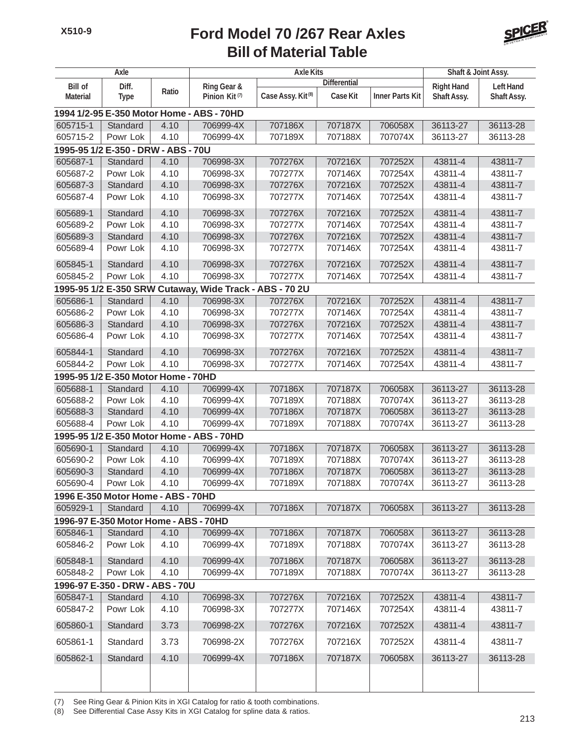# Ford Model 70 /267 Rear Axles
## Bill of Material Table

| Axle | | | Axle Kits | | | | Shaft & Joint Assy. | |
|---|---|---|---|---|---|---|---|---|
| | | | | Differential | | | | |
| Bill of Material | Diff. Type | Ratio | Ring Gear & Pinion Kit [7] | Case Assy. Kit [8] | Case Kit | Inner Parts Kit | Right Hand Shaft Assy. | Left Hand Shaft Assy. |
| **1994 1/2-95 E-350 Motor Home - ABS - 70HD** | | | | | | | | |
| 605715-1 | Standard | 4.10 | 706999-4X | 707186X | 707187X | 706058X | 36113-27 | 36113-28 |
| 605715-2 | Powr Lok | 4.10 | 706999-4X | 707189X | 707188X | 707074X | 36113-27 | 36113-28 |
| **1995-95 1/2 E-350 - DRW - ABS - 70U** | | | | | | | | |
| 605687-1 | Standard | 4.10 | 706998-3X | 707276X | 707216X | 707252X | 43811-4 | 43811-7 |
| 605687-2 | Powr Lok | 4.10 | 706998-3X | 707277X | 707146X | 707254X | 43811-4 | 43811-7 |
| 605687-3 | Standard | 4.10 | 706998-3X | 707276X | 707216X | 707252X | 43811-4 | 43811-7 |
| 605687-4 | Powr Lok | 4.10 | 706998-3X | 707277X | 707146X | 707254X | 43811-4 | 43811-7 |
| 605689-1 | Standard | 4.10 | 706998-3X | 707276X | 707216X | 707252X | 43811-4 | 43811-7 |
| 605689-2 | Powr Lok | 4.10 | 706998-3X | 707277X | 707146X | 707254X | 43811-4 | 43811-7 |
| 605689-3 | Standard | 4.10 | 706998-3X | 707276X | 707216X | 707252X | 43811-4 | 43811-7 |
| 605689-4 | Powr Lok | 4.10 | 706998-3X | 707277X | 707146X | 707254X | 43811-4 | 43811-7 |
| 605845-1 | Standard | 4.10 | 706998-3X | 707276X | 707216X | 707252X | 43811-4 | 43811-7 |
| 605845-2 | Powr Lok | 4.10 | 706998-3X | 707277X | 707146X | 707254X | 43811-4 | 43811-7 |
| **1995-95 1/2 E-350 SRW Cutaway, Wide Track - ABS - 70 2U** | | | | | | | | |
| 605686-1 | Standard | 4.10 | 706998-3X | 707276X | 707216X | 707252X | 43811-4 | 43811-7 |
| 605686-2 | Powr Lok | 4.10 | 706998-3X | 707277X | 707146X | 707254X | 43811-4 | 43811-7 |
| 605686-3 | Standard | 4.10 | 706998-3X | 707276X | 707216X | 707252X | 43811-4 | 43811-7 |
| 605686-4 | Powr Lok | 4.10 | 706998-3X | 707277X | 707146X | 707254X | 43811-4 | 43811-7 |
| 605844-1 | Standard | 4.10 | 706998-3X | 707276X | 707216X | 707252X | 43811-4 | 43811-7 |
| 605844-2 | Powr Lok | 4.10 | 706998-3X | 707277X | 707146X | 707254X | 43811-4 | 43811-7 |
| **1995-95 1/2 E-350 Motor Home - 70HD** | | | | | | | | |
| 605688-1 | Standard | 4.10 | 706999-4X | 707186X | 707187X | 706058X | 36113-27 | 36113-28 |
| 605688-2 | Powr Lok | 4.10 | 706999-4X | 707189X | 707188X | 707074X | 36113-27 | 36113-28 |
| 605688-3 | Standard | 4.10 | 706999-4X | 707186X | 707187X | 706058X | 36113-27 | 36113-28 |
| 605688-4 | Powr Lok | 4.10 | 706999-4X | 707189X | 707188X | 707074X | 36113-27 | 36113-28 |
| **1995-95 1/2 E-350 Motor Home - ABS - 70HD** | | | | | | | | |
| 605690-1 | Standard | 4.10 | 706999-4X | 707186X | 707187X | 706058X | 36113-27 | 36113-28 |
| 605690-2 | Powr Lok | 4.10 | 706999-4X | 707189X | 707188X | 707074X | 36113-27 | 36113-28 |
| 605690-3 | Standard | 4.10 | 706999-4X | 707186X | 707187X | 706058X | 36113-27 | 36113-28 |
| 605690-4 | Powr Lok | 4.10 | 706999-4X | 707189X | 707188X | 707074X | 36113-27 | 36113-28 |
| **1996 E-350 Motor Home - ABS - 70HD** | | | | | | | | |
| 605929-1 | Standard | 4.10 | 706999-4X | 707186X | 707187X | 706058X | 36113-27 | 36113-28 |
| **1996-97 E-350 Motor Home - ABS - 70HD** | | | | | | | | |
| 605846-1 | Standard | 4.10 | 706999-4X | 707186X | 707187X | 706058X | 36113-27 | 36113-28 |
| 605846-2 | Powr Lok | 4.10 | 706999-4X | 707189X | 707188X | 707074X | 36113-27 | 36113-28 |
| 605848-1 | Standard | 4.10 | 706999-4X | 707186X | 707187X | 706058X | 36113-27 | 36113-28 |
| 605848-2 | Powr Lok | 4.10 | 706999-4X | 707189X | 707188X | 707074X | 36113-27 | 36113-28 |
| **1996-97 E-350 - DRW - ABS - 70U** | | | | | | | | |
| 605847-1 | Standard | 4.10 | 706998-3X | 707276X | 707216X | 707252X | 43811-4 | 43811-7 |
| 605847-2 | Powr Lok | 4.10 | 706998-3X | 707277X | 707146X | 707254X | 43811-4 | 43811-7 |
| 605860-1 | Standard | 3.73 | 706998-2X | 707276X | 707216X | 707252X | 43811-4 | 43811-7 |
| 605861-1 | Standard | 3.73 | 706998-2X | 707276X | 707216X | 707252X | 43811-4 | 43811-7 |
| 605862-1 | Standard | 4.10 | 706999-4X | 707186X | 707187X | 706058X | 36113-27 | 36113-28 |

(7) See Ring Gear & Pinion Kits in XGI Catalog for ratio & tooth combinations.
(8) See Differential Case Assy Kits in XGI Catalog for spline data & ratios.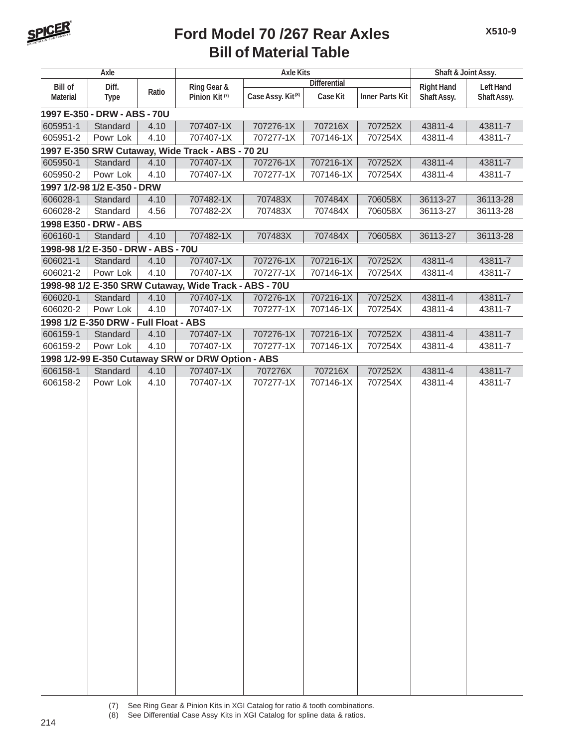# Ford Model 70 /267 Rear Axles
## Bill of Material Table

| Axle | | | Axle Kits | | | | Shaft & Joint Assy. | |
|---|---|---|---|---|---|---|---|---|
| | | | | Differential | | | | |
| Bill of Material | Diff. Type | Ratio | Ring Gear & Pinion Kit (7) | Case Assy. Kit (8) | Case Kit | Inner Parts Kit | Right Hand Shaft Assy. | Left Hand Shaft Assy. |
| **1997 E-350 - DRW - ABS - 70U** | | | | | | | | |
| 605951-1 | Standard | 4.10 | 707407-1X | 707276-1X | 707216X | 707252X | 43811-4 | 43811-7 |
| 605951-2 | Powr Lok | 4.10 | 707407-1X | 707277-1X | 707146-1X | 707254X | 43811-4 | 43811-7 |
| **1997 E-350 SRW Cutaway, Wide Track - ABS - 70 2U** | | | | | | | | |
| 605950-1 | Standard | 4.10 | 707407-1X | 707276-1X | 707216-1X | 707252X | 43811-4 | 43811-7 |
| 605950-2 | Powr Lok | 4.10 | 707407-1X | 707277-1X | 707146-1X | 707254X | 43811-4 | 43811-7 |
| **1997 1/2-98 1/2 E-350 - DRW** | | | | | | | | |
| 606028-1 | Standard | 4.10 | 707482-1X | 707483X | 707484X | 706058X | 36113-27 | 36113-28 |
| 606028-2 | Standard | 4.56 | 707482-2X | 707483X | 707484X | 706058X | 36113-27 | 36113-28 |
| **1998 E350 - DRW - ABS** | | | | | | | | |
| 606160-1 | Standard | 4.10 | 707482-1X | 707483X | 707484X | 706058X | 36113-27 | 36113-28 |
| **1998-98 1/2 E-350 - DRW - ABS - 70U** | | | | | | | | |
| 606021-1 | Standard | 4.10 | 707407-1X | 707276-1X | 707216-1X | 707252X | 43811-4 | 43811-7 |
| 606021-2 | Powr Lok | 4.10 | 707407-1X | 707277-1X | 707146-1X | 707254X | 43811-4 | 43811-7 |
| **1998-98 1/2 E-350 SRW Cutaway, Wide Track - ABS - 70U** | | | | | | | | |
| 606020-1 | Standard | 4.10 | 707407-1X | 707276-1X | 707216-1X | 707252X | 43811-4 | 43811-7 |
| 606020-2 | Powr Lok | 4.10 | 707407-1X | 707277-1X | 707146-1X | 707254X | 43811-4 | 43811-7 |
| **1998 1/2 E-350 DRW - Full Float - ABS** | | | | | | | | |
| 606159-1 | Standard | 4.10 | 707407-1X | 707276-1X | 707216-1X | 707252X | 43811-4 | 43811-7 |
| 606159-2 | Powr Lok | 4.10 | 707407-1X | 707277-1X | 707146-1X | 707254X | 43811-4 | 43811-7 |
| **1998 1/2-99 E-350 Cutaway SRW or DRW Option - ABS** | | | | | | | | |
| 606158-1 | Standard | 4.10 | 707407-1X | 707276X | 707216X | 707252X | 43811-4 | 43811-7 |
| 606158-2 | Powr Lok | 4.10 | 707407-1X | 707277-1X | 707146-1X | 707254X | 43811-4 | 43811-7 |

(7) See Ring Gear & Pinion Kits in XGI Catalog for ratio & tooth combinations.
(8) See Differential Case Assy Kits in XGI Catalog for spline data & ratios.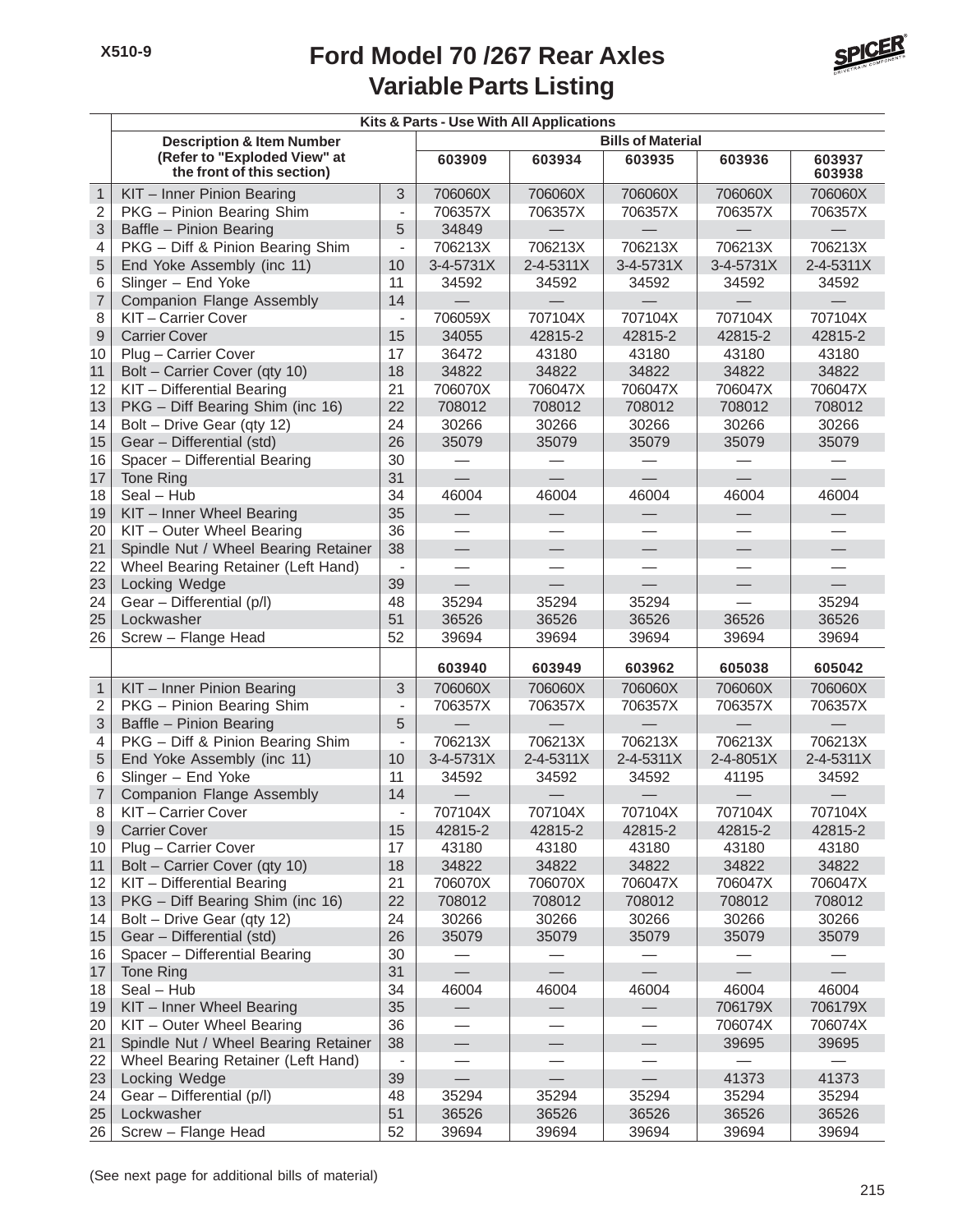X510-9

# Ford Model 70 /267 Rear Axles
## Variable Parts Listing

| | Kits & Parts - Use With All Applications | | | | | | |
|---|---|---|---|---|---|---|---|
| | Description & Item Number (Refer to "Exploded View" at the front of this section) | | Bills of Material | | | | |
| | | | 603909 | 603934 | 603935 | 603936 | 603937 603938 |
| 1 | KIT – Inner Pinion Bearing | 3 | 706060X | 706060X | 706060X | 706060X | 706060X |
| 2 | PKG – Pinion Bearing Shim | - | 706357X | 706357X | 706357X | 706357X | 706357X |
| 3 | Baffle – Pinion Bearing | 5 | 34849 | — | — | — | — |
| 4 | PKG – Diff & Pinion Bearing Shim | - | 706213X | 706213X | 706213X | 706213X | 706213X |
| 5 | End Yoke Assembly (inc 11) | 10 | 3-4-5731X | 2-4-5311X | 3-4-5731X | 3-4-5731X | 2-4-5311X |
| 6 | Slinger – End Yoke | 11 | 34592 | 34592 | 34592 | 34592 | 34592 |
| 7 | Companion Flange Assembly | 14 | — | — | — | — | — |
| 8 | KIT – Carrier Cover | - | 706059X | 707104X | 707104X | 707104X | 707104X |
| 9 | Carrier Cover | 15 | 34055 | 42815-2 | 42815-2 | 42815-2 | 42815-2 |
| 10 | Plug – Carrier Cover | 17 | 36472 | 43180 | 43180 | 43180 | 43180 |
| 11 | Bolt – Carrier Cover (qty 10) | 18 | 34822 | 34822 | 34822 | 34822 | 34822 |
| 12 | KIT – Differential Bearing | 21 | 706070X | 706047X | 706047X | 706047X | 706047X |
| 13 | PKG – Diff Bearing Shim (inc 16) | 22 | 708012 | 708012 | 708012 | 708012 | 708012 |
| 14 | Bolt – Drive Gear (qty 12) | 24 | 30266 | 30266 | 30266 | 30266 | 30266 |
| 15 | Gear – Differential (std) | 26 | 35079 | 35079 | 35079 | 35079 | 35079 |
| 16 | Spacer – Differential Bearing | 30 | — | — | — | — | — |
| 17 | Tone Ring | 31 | — | — | — | — | — |
| 18 | Seal – Hub | 34 | 46004 | 46004 | 46004 | 46004 | 46004 |
| 19 | KIT – Inner Wheel Bearing | 35 | — | — | — | — | — |
| 20 | KIT – Outer Wheel Bearing | 36 | — | — | — | — | — |
| 21 | Spindle Nut / Wheel Bearing Retainer | 38 | — | — | — | — | — |
| 22 | Wheel Bearing Retainer (Left Hand) | - | — | — | — | — | — |
| 23 | Locking Wedge | 39 | — | — | — | — | — |
| 24 | Gear – Differential (p/l) | 48 | 35294 | 35294 | 35294 | — | 35294 |
| 25 | Lockwasher | 51 | 36526 | 36526 | 36526 | 36526 | 36526 |
| 26 | Screw – Flange Head | 52 | 39694 | 39694 | 39694 | 39694 | 39694 |
| | | | 603940 | 603949 | 603962 | 605038 | 605042 |
| 1 | KIT – Inner Pinion Bearing | 3 | 706060X | 706060X | 706060X | 706060X | 706060X |
| 2 | PKG – Pinion Bearing Shim | - | 706357X | 706357X | 706357X | 706357X | 706357X |
| 3 | Baffle – Pinion Bearing | 5 | — | — | — | — | — |
| 4 | PKG – Diff & Pinion Bearing Shim | - | 706213X | 706213X | 706213X | 706213X | 706213X |
| 5 | End Yoke Assembly (inc 11) | 10 | 3-4-5731X | 2-4-5311X | 2-4-5311X | 2-4-8051X | 2-4-5311X |
| 6 | Slinger – End Yoke | 11 | 34592 | 34592 | 34592 | 41195 | 34592 |
| 7 | Companion Flange Assembly | 14 | — | — | — | — | — |
| 8 | KIT – Carrier Cover | - | 707104X | 707104X | 707104X | 707104X | 707104X |
| 9 | Carrier Cover | 15 | 42815-2 | 42815-2 | 42815-2 | 42815-2 | 42815-2 |
| 10 | Plug – Carrier Cover | 17 | 43180 | 43180 | 43180 | 43180 | 43180 |
| 11 | Bolt – Carrier Cover (qty 10) | 18 | 34822 | 34822 | 34822 | 34822 | 34822 |
| 12 | KIT – Differential Bearing | 21 | 706070X | 706070X | 706047X | 706047X | 706047X |
| 13 | PKG – Diff Bearing Shim (inc 16) | 22 | 708012 | 708012 | 708012 | 708012 | 708012 |
| 14 | Bolt – Drive Gear (qty 12) | 24 | 30266 | 30266 | 30266 | 30266 | 30266 |
| 15 | Gear – Differential (std) | 26 | 35079 | 35079 | 35079 | 35079 | 35079 |
| 16 | Spacer – Differential Bearing | 30 | — | — | — | — | — |
| 17 | Tone Ring | 31 | — | — | — | — | — |
| 18 | Seal – Hub | 34 | 46004 | 46004 | 46004 | 46004 | 46004 |
| 19 | KIT – Inner Wheel Bearing | 35 | — | — | — | 706179X | 706179X |
| 20 | KIT – Outer Wheel Bearing | 36 | — | — | — | 706074X | 706074X |
| 21 | Spindle Nut / Wheel Bearing Retainer | 38 | — | — | — | 39695 | 39695 |
| 22 | Wheel Bearing Retainer (Left Hand) | - | — | — | — | — | — |
| 23 | Locking Wedge | 39 | — | — | — | 41373 | 41373 |
| 24 | Gear – Differential (p/l) | 48 | 35294 | 35294 | 35294 | 35294 | 35294 |
| 25 | Lockwasher | 51 | 36526 | 36526 | 36526 | 36526 | 36526 |
| 26 | Screw – Flange Head | 52 | 39694 | 39694 | 39694 | 39694 | 39694 |

(See next page for additional bills of material)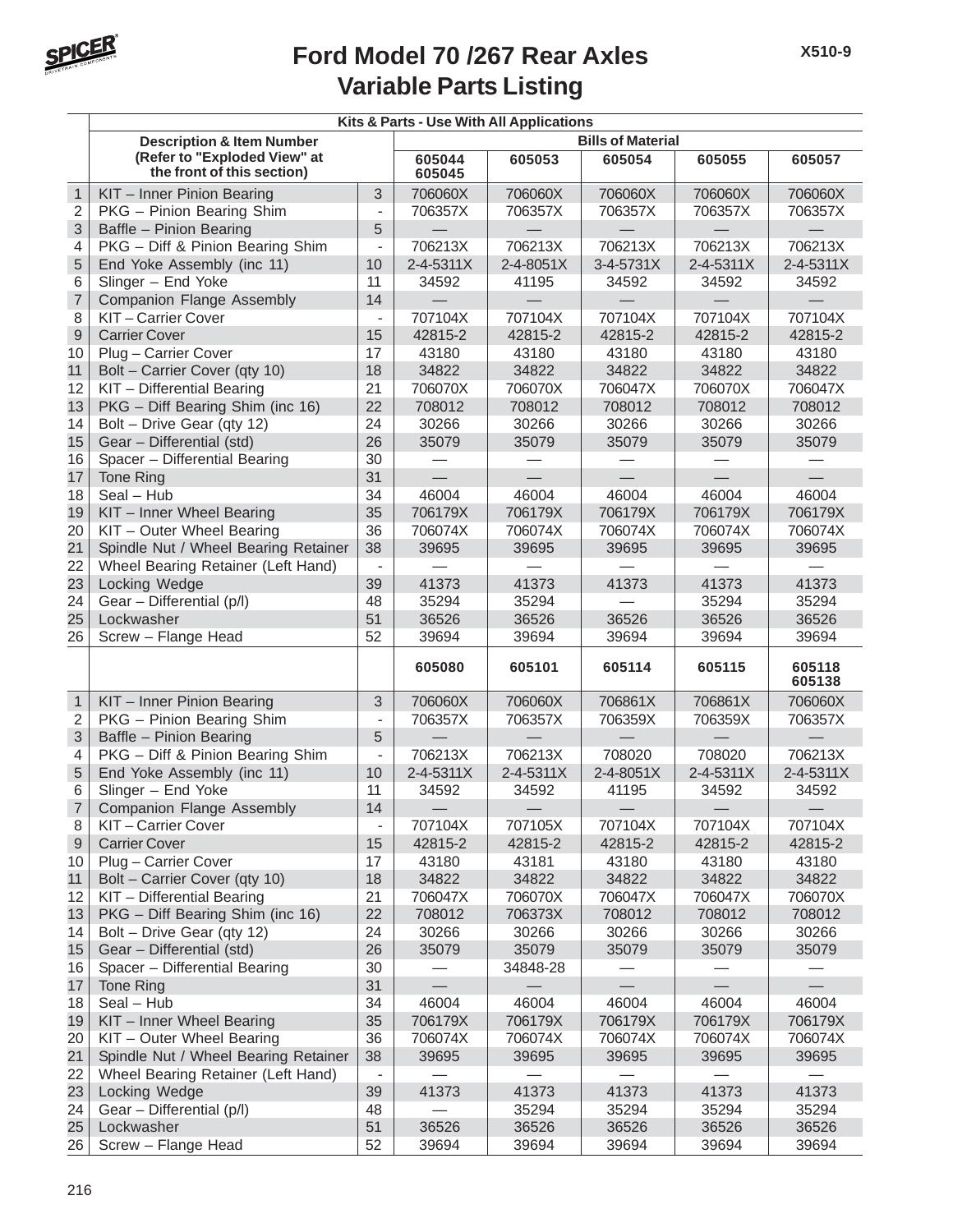# Ford Model 70 /267 Rear Axles
## Variable Parts Listing

X510-9

| | Kits & Parts - Use With All Applications | | | | | | |
|---|---|---|---|---|---|---|---|
| | **Description & Item Number (Refer to "Exploded View" at the front of this section)** | | **Bills of Material** | | | | |
| | | | **605044 605045** | **605053** | **605054** | **605055** | **605057** |
| 1 | KIT – Inner Pinion Bearing | 3 | 706060X | 706060X | 706060X | 706060X | 706060X |
| 2 | PKG – Pinion Bearing Shim | - | 706357X | 706357X | 706357X | 706357X | 706357X |
| 3 | Baffle – Pinion Bearing | 5 | — | — | — | — | — |
| 4 | PKG – Diff & Pinion Bearing Shim | - | 706213X | 706213X | 706213X | 706213X | 706213X |
| 5 | End Yoke Assembly (inc 11) | 10 | 2-4-5311X | 2-4-8051X | 3-4-5731X | 2-4-5311X | 2-4-5311X |
| 6 | Slinger – End Yoke | 11 | 34592 | 41195 | 34592 | 34592 | 34592 |
| 7 | Companion Flange Assembly | 14 | — | — | — | — | — |
| 8 | KIT – Carrier Cover | - | 707104X | 707104X | 707104X | 707104X | 707104X |
| 9 | Carrier Cover | 15 | 42815-2 | 42815-2 | 42815-2 | 42815-2 | 42815-2 |
| 10 | Plug – Carrier Cover | 17 | 43180 | 43180 | 43180 | 43180 | 43180 |
| 11 | Bolt – Carrier Cover (qty 10) | 18 | 34822 | 34822 | 34822 | 34822 | 34822 |
| 12 | KIT – Differential Bearing | 21 | 706070X | 706070X | 706047X | 706070X | 706047X |
| 13 | PKG – Diff Bearing Shim (inc 16) | 22 | 708012 | 708012 | 708012 | 708012 | 708012 |
| 14 | Bolt – Drive Gear (qty 12) | 24 | 30266 | 30266 | 30266 | 30266 | 30266 |
| 15 | Gear – Differential (std) | 26 | 35079 | 35079 | 35079 | 35079 | 35079 |
| 16 | Spacer – Differential Bearing | 30 | — | — | — | — | — |
| 17 | Tone Ring | 31 | — | — | — | — | — |
| 18 | Seal – Hub | 34 | 46004 | 46004 | 46004 | 46004 | 46004 |
| 19 | KIT – Inner Wheel Bearing | 35 | 706179X | 706179X | 706179X | 706179X | 706179X |
| 20 | KIT – Outer Wheel Bearing | 36 | 706074X | 706074X | 706074X | 706074X | 706074X |
| 21 | Spindle Nut / Wheel Bearing Retainer | 38 | 39695 | 39695 | 39695 | 39695 | 39695 |
| 22 | Wheel Bearing Retainer (Left Hand) | - | — | — | — | — | — |
| 23 | Locking Wedge | 39 | 41373 | 41373 | 41373 | 41373 | 41373 |
| 24 | Gear – Differential (p/l) | 48 | 35294 | 35294 | — | 35294 | 35294 |
| 25 | Lockwasher | 51 | 36526 | 36526 | 36526 | 36526 | 36526 |
| 26 | Screw – Flange Head | 52 | 39694 | 39694 | 39694 | 39694 | 39694 |
| | | | **605080** | **605101** | **605114** | **605115** | **605118 605138** |
| 1 | KIT – Inner Pinion Bearing | 3 | 706060X | 706060X | 706861X | 706861X | 706060X |
| 2 | PKG – Pinion Bearing Shim | - | 706357X | 706357X | 706359X | 706359X | 706357X |
| 3 | Baffle – Pinion Bearing | 5 | — | — | — | — | — |
| 4 | PKG – Diff & Pinion Bearing Shim | - | 706213X | 706213X | 708020 | 708020 | 706213X |
| 5 | End Yoke Assembly (inc 11) | 10 | 2-4-5311X | 2-4-5311X | 2-4-8051X | 2-4-5311X | 2-4-5311X |
| 6 | Slinger – End Yoke | 11 | 34592 | 34592 | 41195 | 34592 | 34592 |
| 7 | Companion Flange Assembly | 14 | — | — | — | — | — |
| 8 | KIT – Carrier Cover | - | 707104X | 707105X | 707104X | 707104X | 707104X |
| 9 | Carrier Cover | 15 | 42815-2 | 42815-2 | 42815-2 | 42815-2 | 42815-2 |
| 10 | Plug – Carrier Cover | 17 | 43180 | 43181 | 43180 | 43180 | 43180 |
| 11 | Bolt – Carrier Cover (qty 10) | 18 | 34822 | 34822 | 34822 | 34822 | 34822 |
| 12 | KIT – Differential Bearing | 21 | 706047X | 706070X | 706047X | 706047X | 706070X |
| 13 | PKG – Diff Bearing Shim (inc 16) | 22 | 708012 | 706373X | 708012 | 708012 | 708012 |
| 14 | Bolt – Drive Gear (qty 12) | 24 | 30266 | 30266 | 30266 | 30266 | 30266 |
| 15 | Gear – Differential (std) | 26 | 35079 | 35079 | 35079 | 35079 | 35079 |
| 16 | Spacer – Differential Bearing | 30 | — | 34848-28 | — | — | — |
| 17 | Tone Ring | 31 | — | — | — | — | — |
| 18 | Seal – Hub | 34 | 46004 | 46004 | 46004 | 46004 | 46004 |
| 19 | KIT – Inner Wheel Bearing | 35 | 706179X | 706179X | 706179X | 706179X | 706179X |
| 20 | KIT – Outer Wheel Bearing | 36 | 706074X | 706074X | 706074X | 706074X | 706074X |
| 21 | Spindle Nut / Wheel Bearing Retainer | 38 | 39695 | 39695 | 39695 | 39695 | 39695 |
| 22 | Wheel Bearing Retainer (Left Hand) | - | — | — | — | — | — |
| 23 | Locking Wedge | 39 | 41373 | 41373 | 41373 | 41373 | 41373 |
| 24 | Gear – Differential (p/l) | 48 | — | 35294 | 35294 | 35294 | 35294 |
| 25 | Lockwasher | 51 | 36526 | 36526 | 36526 | 36526 | 36526 |
| 26 | Screw – Flange Head | 52 | 39694 | 39694 | 39694 | 39694 | 39694 |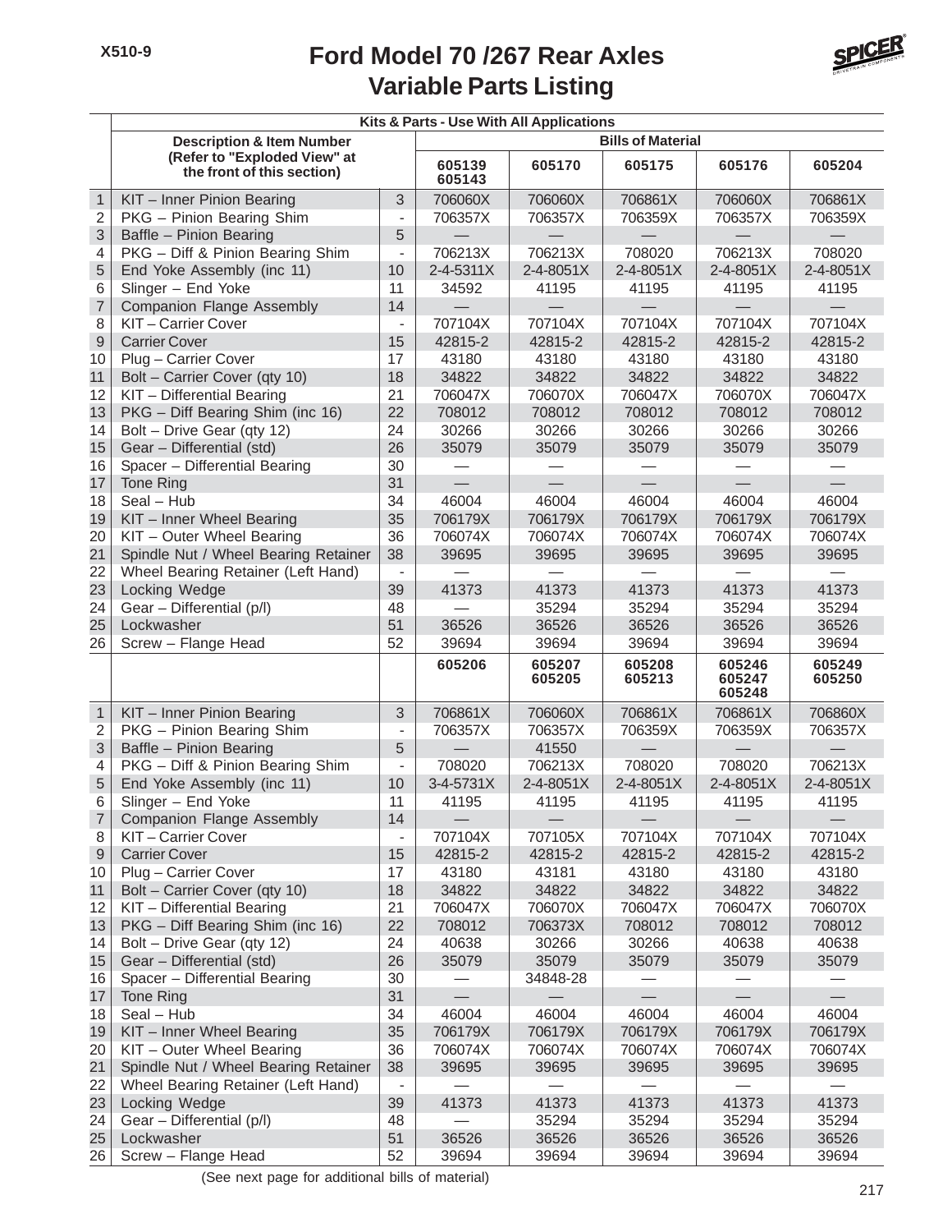X510-9

# Ford Model 70 /267 Rear Axles
## Variable Parts Listing

| | Kits & Parts - Use With All Applications | | | | | | |
|---|---|---|---|---|---|---|---|
| | Description & Item Number (Refer to "Exploded View" at the front of this section) | | Bills of Material | | | | |
| | | | 605139 605143 | 605170 | 605175 | 605176 | 605204 |
| 1 | KIT – Inner Pinion Bearing | 3 | 706060X | 706060X | 706861X | 706060X | 706861X |
| 2 | PKG – Pinion Bearing Shim | - | 706357X | 706357X | 706359X | 706357X | 706359X |
| 3 | Baffle – Pinion Bearing | 5 | — | — | — | — | — |
| 4 | PKG – Diff & Pinion Bearing Shim | - | 706213X | 706213X | 708020 | 706213X | 708020 |
| 5 | End Yoke Assembly (inc 11) | 10 | 2-4-5311X | 2-4-8051X | 2-4-8051X | 2-4-8051X | 2-4-8051X |
| 6 | Slinger – End Yoke | 11 | 34592 | 41195 | 41195 | 41195 | 41195 |
| 7 | Companion Flange Assembly | 14 | — | — | — | — | — |
| 8 | KIT – Carrier Cover | - | 707104X | 707104X | 707104X | 707104X | 707104X |
| 9 | Carrier Cover | 15 | 42815-2 | 42815-2 | 42815-2 | 42815-2 | 42815-2 |
| 10 | Plug – Carrier Cover | 17 | 43180 | 43180 | 43180 | 43180 | 43180 |
| 11 | Bolt – Carrier Cover (qty 10) | 18 | 34822 | 34822 | 34822 | 34822 | 34822 |
| 12 | KIT – Differential Bearing | 21 | 706047X | 706070X | 706047X | 706070X | 706047X |
| 13 | PKG – Diff Bearing Shim (inc 16) | 22 | 708012 | 708012 | 708012 | 708012 | 708012 |
| 14 | Bolt – Drive Gear (qty 12) | 24 | 30266 | 30266 | 30266 | 30266 | 30266 |
| 15 | Gear – Differential (std) | 26 | 35079 | 35079 | 35079 | 35079 | 35079 |
| 16 | Spacer – Differential Bearing | 30 | — | — | — | — | — |
| 17 | Tone Ring | 31 | — | — | — | — | — |
| 18 | Seal – Hub | 34 | 46004 | 46004 | 46004 | 46004 | 46004 |
| 19 | KIT – Inner Wheel Bearing | 35 | 706179X | 706179X | 706179X | 706179X | 706179X |
| 20 | KIT – Outer Wheel Bearing | 36 | 706074X | 706074X | 706074X | 706074X | 706074X |
| 21 | Spindle Nut / Wheel Bearing Retainer | 38 | 39695 | 39695 | 39695 | 39695 | 39695 |
| 22 | Wheel Bearing Retainer (Left Hand) | - | — | — | — | — | — |
| 23 | Locking Wedge | 39 | 41373 | 41373 | 41373 | 41373 | 41373 |
| 24 | Gear – Differential (p/l) | 48 | — | 35294 | 35294 | 35294 | 35294 |
| 25 | Lockwasher | 51 | 36526 | 36526 | 36526 | 36526 | 36526 |
| 26 | Screw – Flange Head | 52 | 39694 | 39694 | 39694 | 39694 | 39694 |
| | | | 605206 | 605207 605205 | 605208 605213 | 605246 605247 605248 | 605249 605250 |
| 1 | KIT – Inner Pinion Bearing | 3 | 706861X | 706060X | 706861X | 706861X | 706860X |
| 2 | PKG – Pinion Bearing Shim | - | 706357X | 706357X | 706359X | 706359X | 706357X |
| 3 | Baffle – Pinion Bearing | 5 | — | 41550 | — | — | — |
| 4 | PKG – Diff & Pinion Bearing Shim | - | 708020 | 706213X | 708020 | 708020 | 706213X |
| 5 | End Yoke Assembly (inc 11) | 10 | 3-4-5731X | 2-4-8051X | 2-4-8051X | 2-4-8051X | 2-4-8051X |
| 6 | Slinger – End Yoke | 11 | 41195 | 41195 | 41195 | 41195 | 41195 |
| 7 | Companion Flange Assembly | 14 | — | — | — | — | — |
| 8 | KIT – Carrier Cover | - | 707104X | 707105X | 707104X | 707104X | 707104X |
| 9 | Carrier Cover | 15 | 42815-2 | 42815-2 | 42815-2 | 42815-2 | 42815-2 |
| 10 | Plug – Carrier Cover | 17 | 43180 | 43181 | 43180 | 43180 | 43180 |
| 11 | Bolt – Carrier Cover (qty 10) | 18 | 34822 | 34822 | 34822 | 34822 | 34822 |
| 12 | KIT – Differential Bearing | 21 | 706047X | 706070X | 706047X | 706047X | 706070X |
| 13 | PKG – Diff Bearing Shim (inc 16) | 22 | 708012 | 706373X | 708012 | 708012 | 708012 |
| 14 | Bolt – Drive Gear (qty 12) | 24 | 40638 | 30266 | 30266 | 40638 | 40638 |
| 15 | Gear – Differential (std) | 26 | 35079 | 35079 | 35079 | 35079 | 35079 |
| 16 | Spacer – Differential Bearing | 30 | — | 34848-28 | — | — | — |
| 17 | Tone Ring | 31 | — | — | — | — | — |
| 18 | Seal – Hub | 34 | 46004 | 46004 | 46004 | 46004 | 46004 |
| 19 | KIT – Inner Wheel Bearing | 35 | 706179X | 706179X | 706179X | 706179X | 706179X |
| 20 | KIT – Outer Wheel Bearing | 36 | 706074X | 706074X | 706074X | 706074X | 706074X |
| 21 | Spindle Nut / Wheel Bearing Retainer | 38 | 39695 | 39695 | 39695 | 39695 | 39695 |
| 22 | Wheel Bearing Retainer (Left Hand) | - | — | — | — | — | — |
| 23 | Locking Wedge | 39 | 41373 | 41373 | 41373 | 41373 | 41373 |
| 24 | Gear – Differential (p/l) | 48 | — | 35294 | 35294 | 35294 | 35294 |
| 25 | Lockwasher | 51 | 36526 | 36526 | 36526 | 36526 | 36526 |
| 26 | Screw – Flange Head | 52 | 39694 | 39694 | 39694 | 39694 | 39694 |

(See next page for additional bills of material)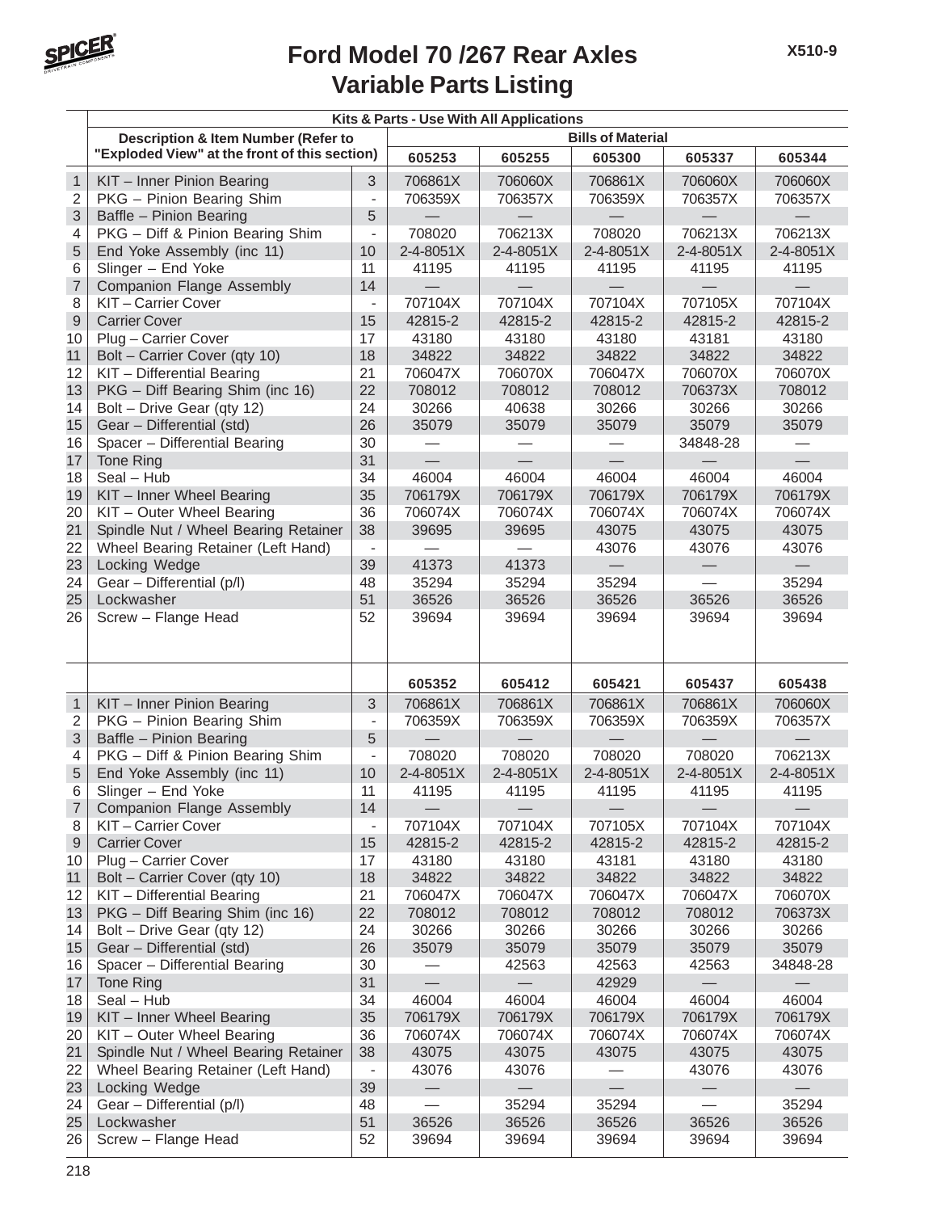# Ford Model 70 /267 Rear Axles
## Variable Parts Listing

| | Kits & Parts - Use With All Applications | | | | | | |
|---|---|---|---|---|---|---|---|
| | Description & Item Number (Refer to "Exploded View" at the front of this section) | | Bills of Material | | | | |
| | | | 605253 | 605255 | 605300 | 605337 | 605344 |
| 1 | KIT – Inner Pinion Bearing | 3 | 706861X | 706060X | 706861X | 706060X | 706060X |
| 2 | PKG – Pinion Bearing Shim | - | 706359X | 706357X | 706359X | 706357X | 706357X |
| 3 | Baffle – Pinion Bearing | 5 | — | — | — | — | — |
| 4 | PKG – Diff & Pinion Bearing Shim | - | 708020 | 706213X | 708020 | 706213X | 706213X |
| 5 | End Yoke Assembly (inc 11) | 10 | 2-4-8051X | 2-4-8051X | 2-4-8051X | 2-4-8051X | 2-4-8051X |
| 6 | Slinger – End Yoke | 11 | 41195 | 41195 | 41195 | 41195 | 41195 |
| 7 | Companion Flange Assembly | 14 | — | — | — | — | — |
| 8 | KIT – Carrier Cover | - | 707104X | 707104X | 707104X | 707105X | 707104X |
| 9 | Carrier Cover | 15 | 42815-2 | 42815-2 | 42815-2 | 42815-2 | 42815-2 |
| 10 | Plug – Carrier Cover | 17 | 43180 | 43180 | 43180 | 43181 | 43180 |
| 11 | Bolt – Carrier Cover (qty 10) | 18 | 34822 | 34822 | 34822 | 34822 | 34822 |
| 12 | KIT – Differential Bearing | 21 | 706047X | 706070X | 706047X | 706070X | 706070X |
| 13 | PKG – Diff Bearing Shim (inc 16) | 22 | 708012 | 708012 | 708012 | 706373X | 708012 |
| 14 | Bolt – Drive Gear (qty 12) | 24 | 30266 | 40638 | 30266 | 30266 | 30266 |
| 15 | Gear – Differential (std) | 26 | 35079 | 35079 | 35079 | 35079 | 35079 |
| 16 | Spacer – Differential Bearing | 30 | — | — | — | 34848-28 | — |
| 17 | Tone Ring | 31 | — | — | — | — | — |
| 18 | Seal – Hub | 34 | 46004 | 46004 | 46004 | 46004 | 46004 |
| 19 | KIT – Inner Wheel Bearing | 35 | 706179X | 706179X | 706179X | 706179X | 706179X |
| 20 | KIT – Outer Wheel Bearing | 36 | 706074X | 706074X | 706074X | 706074X | 706074X |
| 21 | Spindle Nut / Wheel Bearing Retainer | 38 | 39695 | 39695 | 43075 | 43075 | 43075 |
| 22 | Wheel Bearing Retainer (Left Hand) | - | — | — | 43076 | 43076 | 43076 |
| 23 | Locking Wedge | 39 | 41373 | 41373 | — | — | — |
| 24 | Gear – Differential (p/l) | 48 | 35294 | 35294 | 35294 | — | 35294 |
| 25 | Lockwasher | 51 | 36526 | 36526 | 36526 | 36526 | 36526 |
| 26 | Screw – Flange Head | 52 | 39694 | 39694 | 39694 | 39694 | 39694 |
| | | | 605352 | 605412 | 605421 | 605437 | 605438 |
| 1 | KIT – Inner Pinion Bearing | 3 | 706861X | 706861X | 706861X | 706861X | 706060X |
| 2 | PKG – Pinion Bearing Shim | - | 706359X | 706359X | 706359X | 706359X | 706357X |
| 3 | Baffle – Pinion Bearing | 5 | — | — | — | — | — |
| 4 | PKG – Diff & Pinion Bearing Shim | - | 708020 | 708020 | 708020 | 708020 | 706213X |
| 5 | End Yoke Assembly (inc 11) | 10 | 2-4-8051X | 2-4-8051X | 2-4-8051X | 2-4-8051X | 2-4-8051X |
| 6 | Slinger – End Yoke | 11 | 41195 | 41195 | 41195 | 41195 | 41195 |
| 7 | Companion Flange Assembly | 14 | — | — | — | — | — |
| 8 | KIT – Carrier Cover | - | 707104X | 707104X | 707105X | 707104X | 707104X |
| 9 | Carrier Cover | 15 | 42815-2 | 42815-2 | 42815-2 | 42815-2 | 42815-2 |
| 10 | Plug – Carrier Cover | 17 | 43180 | 43180 | 43181 | 43180 | 43180 |
| 11 | Bolt – Carrier Cover (qty 10) | 18 | 34822 | 34822 | 34822 | 34822 | 34822 |
| 12 | KIT – Differential Bearing | 21 | 706047X | 706047X | 706047X | 706047X | 706070X |
| 13 | PKG – Diff Bearing Shim (inc 16) | 22 | 708012 | 708012 | 708012 | 708012 | 706373X |
| 14 | Bolt – Drive Gear (qty 12) | 24 | 30266 | 30266 | 30266 | 30266 | 30266 |
| 15 | Gear – Differential (std) | 26 | 35079 | 35079 | 35079 | 35079 | 35079 |
| 16 | Spacer – Differential Bearing | 30 | — | 42563 | 42563 | 42563 | 34848-28 |
| 17 | Tone Ring | 31 | — | — | 42929 | — | — |
| 18 | Seal – Hub | 34 | 46004 | 46004 | 46004 | 46004 | 46004 |
| 19 | KIT – Inner Wheel Bearing | 35 | 706179X | 706179X | 706179X | 706179X | 706179X |
| 20 | KIT – Outer Wheel Bearing | 36 | 706074X | 706074X | 706074X | 706074X | 706074X |
| 21 | Spindle Nut / Wheel Bearing Retainer | 38 | 43075 | 43075 | 43075 | 43075 | 43075 |
| 22 | Wheel Bearing Retainer (Left Hand) | - | 43076 | 43076 | — | 43076 | 43076 |
| 23 | Locking Wedge | 39 | — | — | — | — | — |
| 24 | Gear – Differential (p/l) | 48 | — | 35294 | 35294 | — | 35294 |
| 25 | Lockwasher | 51 | 36526 | 36526 | 36526 | 36526 | 36526 |
| 26 | Screw – Flange Head | 52 | 39694 | 39694 | 39694 | 39694 | 39694 |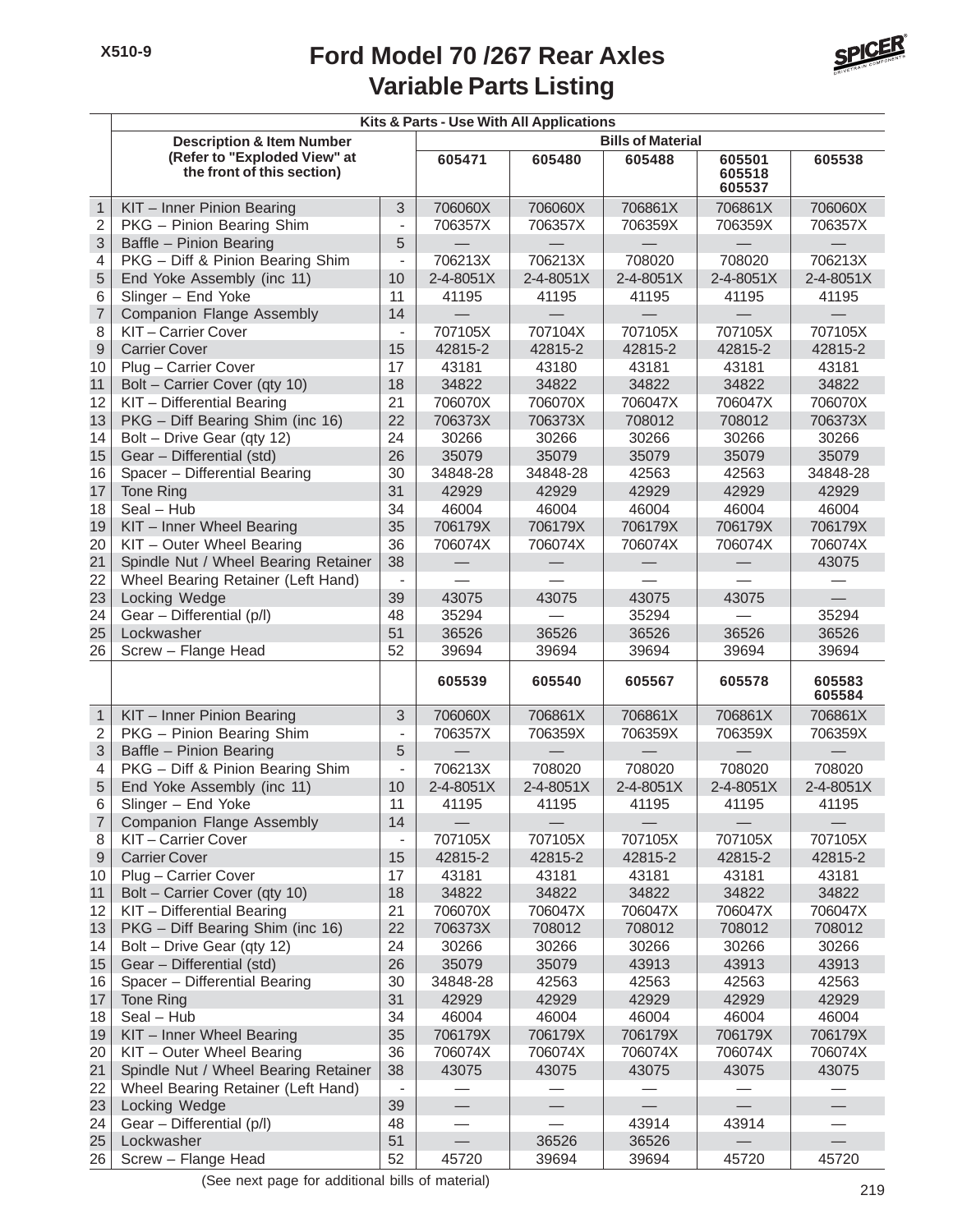# Ford Model 70 /267 Rear Axles
## Variable Parts Listing

| | Kits & Parts - Use With All Applications | | | | | | |
|---|---|---|---|---|---|---|---|
| | Description & Item Number (Refer to "Exploded View" at the front of this section) | | Bills of Material | | | | |
| | | | 605471 | 605480 | 605488 | 605501 605518 605537 | 605538 |
| 1 | KIT – Inner Pinion Bearing | 3 | 706060X | 706060X | 706861X | 706861X | 706060X |
| 2 | PKG – Pinion Bearing Shim | - | 706357X | 706357X | 706359X | 706359X | 706357X |
| 3 | Baffle – Pinion Bearing | 5 | — | — | — | — | — |
| 4 | PKG – Diff & Pinion Bearing Shim | - | 706213X | 706213X | 708020 | 708020 | 706213X |
| 5 | End Yoke Assembly (inc 11) | 10 | 2-4-8051X | 2-4-8051X | 2-4-8051X | 2-4-8051X | 2-4-8051X |
| 6 | Slinger – End Yoke | 11 | 41195 | 41195 | 41195 | 41195 | 41195 |
| 7 | Companion Flange Assembly | 14 | — | — | — | — | — |
| 8 | KIT – Carrier Cover | - | 707105X | 707104X | 707105X | 707105X | 707105X |
| 9 | Carrier Cover | 15 | 42815-2 | 42815-2 | 42815-2 | 42815-2 | 42815-2 |
| 10 | Plug – Carrier Cover | 17 | 43181 | 43180 | 43181 | 43181 | 43181 |
| 11 | Bolt – Carrier Cover (qty 10) | 18 | 34822 | 34822 | 34822 | 34822 | 34822 |
| 12 | KIT – Differential Bearing | 21 | 706070X | 706070X | 706047X | 706047X | 706070X |
| 13 | PKG – Diff Bearing Shim (inc 16) | 22 | 706373X | 706373X | 708012 | 708012 | 706373X |
| 14 | Bolt – Drive Gear (qty 12) | 24 | 30266 | 30266 | 30266 | 30266 | 30266 |
| 15 | Gear – Differential (std) | 26 | 35079 | 35079 | 35079 | 35079 | 35079 |
| 16 | Spacer – Differential Bearing | 30 | 34848-28 | 34848-28 | 42563 | 42563 | 34848-28 |
| 17 | Tone Ring | 31 | 42929 | 42929 | 42929 | 42929 | 42929 |
| 18 | Seal – Hub | 34 | 46004 | 46004 | 46004 | 46004 | 46004 |
| 19 | KIT – Inner Wheel Bearing | 35 | 706179X | 706179X | 706179X | 706179X | 706179X |
| 20 | KIT – Outer Wheel Bearing | 36 | 706074X | 706074X | 706074X | 706074X | 706074X |
| 21 | Spindle Nut / Wheel Bearing Retainer | 38 | — | — | — | — | 43075 |
| 22 | Wheel Bearing Retainer (Left Hand) | - | — | — | — | — | — |
| 23 | Locking Wedge | 39 | 43075 | 43075 | 43075 | 43075 | — |
| 24 | Gear – Differential (p/l) | 48 | 35294 | — | 35294 | — | 35294 |
| 25 | Lockwasher | 51 | 36526 | 36526 | 36526 | 36526 | 36526 |
| 26 | Screw – Flange Head | 52 | 39694 | 39694 | 39694 | 39694 | 39694 |
| | | | 605539 | 605540 | 605567 | 605578 | 605583 605584 |
| 1 | KIT – Inner Pinion Bearing | 3 | 706060X | 706861X | 706861X | 706861X | 706861X |
| 2 | PKG – Pinion Bearing Shim | - | 706357X | 706359X | 706359X | 706359X | 706359X |
| 3 | Baffle – Pinion Bearing | 5 | — | — | — | — | — |
| 4 | PKG – Diff & Pinion Bearing Shim | - | 706213X | 708020 | 708020 | 708020 | 708020 |
| 5 | End Yoke Assembly (inc 11) | 10 | 2-4-8051X | 2-4-8051X | 2-4-8051X | 2-4-8051X | 2-4-8051X |
| 6 | Slinger – End Yoke | 11 | 41195 | 41195 | 41195 | 41195 | 41195 |
| 7 | Companion Flange Assembly | 14 | — | — | — | — | — |
| 8 | KIT – Carrier Cover | - | 707105X | 707105X | 707105X | 707105X | 707105X |
| 9 | Carrier Cover | 15 | 42815-2 | 42815-2 | 42815-2 | 42815-2 | 42815-2 |
| 10 | Plug – Carrier Cover | 17 | 43181 | 43181 | 43181 | 43181 | 43181 |
| 11 | Bolt – Carrier Cover (qty 10) | 18 | 34822 | 34822 | 34822 | 34822 | 34822 |
| 12 | KIT – Differential Bearing | 21 | 706070X | 706047X | 706047X | 706047X | 706047X |
| 13 | PKG – Diff Bearing Shim (inc 16) | 22 | 706373X | 708012 | 708012 | 708012 | 708012 |
| 14 | Bolt – Drive Gear (qty 12) | 24 | 30266 | 30266 | 30266 | 30266 | 30266 |
| 15 | Gear – Differential (std) | 26 | 35079 | 35079 | 43913 | 43913 | 43913 |
| 16 | Spacer – Differential Bearing | 30 | 34848-28 | 42563 | 42563 | 42563 | 42563 |
| 17 | Tone Ring | 31 | 42929 | 42929 | 42929 | 42929 | 42929 |
| 18 | Seal – Hub | 34 | 46004 | 46004 | 46004 | 46004 | 46004 |
| 19 | KIT – Inner Wheel Bearing | 35 | 706179X | 706179X | 706179X | 706179X | 706179X |
| 20 | KIT – Outer Wheel Bearing | 36 | 706074X | 706074X | 706074X | 706074X | 706074X |
| 21 | Spindle Nut / Wheel Bearing Retainer | 38 | 43075 | 43075 | 43075 | 43075 | 43075 |
| 22 | Wheel Bearing Retainer (Left Hand) | - | — | — | — | — | — |
| 23 | Locking Wedge | 39 | — | — | — | — | — |
| 24 | Gear – Differential (p/l) | 48 | — | — | 43914 | 43914 | — |
| 25 | Lockwasher | 51 | — | 36526 | 36526 | — | — |
| 26 | Screw – Flange Head | 52 | 45720 | 39694 | 39694 | 45720 | 45720 |

(See next page for additional bills of material)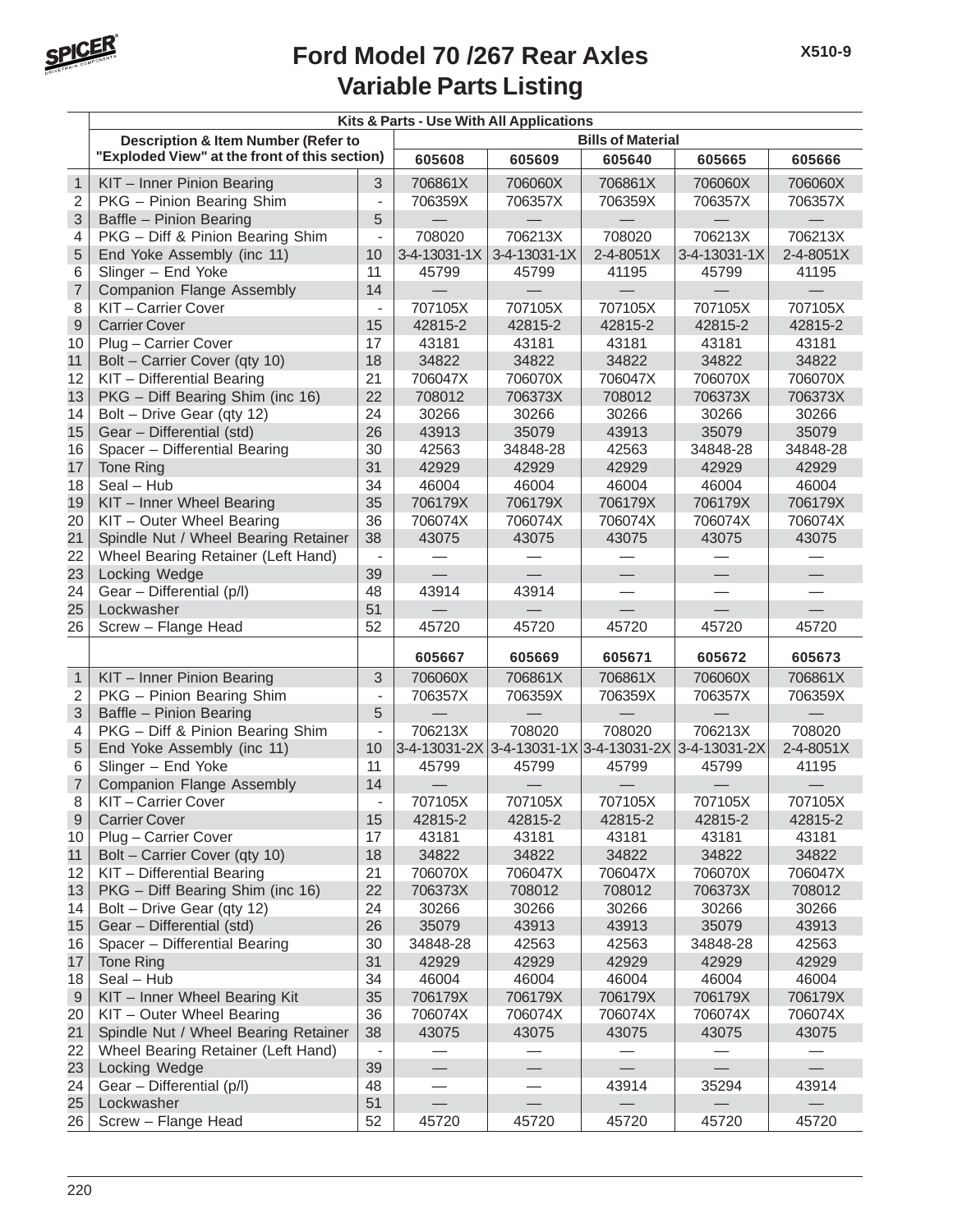# Ford Model 70 /267 Rear Axles
## Variable Parts Listing

| | Kits & Parts - Use With All Applications | | | | | | |
|---|---|---|---|---|---|---|---|
| | Description & Item Number (Refer to "Exploded View" at the front of this section) | | Bills of Material | | | | |
| | | | 605608 | 605609 | 605640 | 605665 | 605666 |
| 1 | KIT – Inner Pinion Bearing | 3 | 706861X | 706060X | 706861X | 706060X | 706060X |
| 2 | PKG – Pinion Bearing Shim | - | 706359X | 706357X | 706359X | 706357X | 706357X |
| 3 | Baffle – Pinion Bearing | 5 | — | — | — | — | — |
| 4 | PKG – Diff & Pinion Bearing Shim | - | 708020 | 706213X | 708020 | 706213X | 706213X |
| 5 | End Yoke Assembly (inc 11) | 10 | 3-4-13031-1X | 3-4-13031-1X | 2-4-8051X | 3-4-13031-1X | 2-4-8051X |
| 6 | Slinger – End Yoke | 11 | 45799 | 45799 | 41195 | 45799 | 41195 |
| 7 | Companion Flange Assembly | 14 | — | — | — | — | — |
| 8 | KIT – Carrier Cover | - | 707105X | 707105X | 707105X | 707105X | 707105X |
| 9 | Carrier Cover | 15 | 42815-2 | 42815-2 | 42815-2 | 42815-2 | 42815-2 |
| 10 | Plug – Carrier Cover | 17 | 43181 | 43181 | 43181 | 43181 | 43181 |
| 11 | Bolt – Carrier Cover (qty 10) | 18 | 34822 | 34822 | 34822 | 34822 | 34822 |
| 12 | KIT – Differential Bearing | 21 | 706047X | 706070X | 706047X | 706070X | 706070X |
| 13 | PKG – Diff Bearing Shim (inc 16) | 22 | 708012 | 706373X | 708012 | 706373X | 706373X |
| 14 | Bolt – Drive Gear (qty 12) | 24 | 30266 | 30266 | 30266 | 30266 | 30266 |
| 15 | Gear – Differential (std) | 26 | 43913 | 35079 | 43913 | 35079 | 35079 |
| 16 | Spacer – Differential Bearing | 30 | 42563 | 34848-28 | 42563 | 34848-28 | 34848-28 |
| 17 | Tone Ring | 31 | 42929 | 42929 | 42929 | 42929 | 42929 |
| 18 | Seal – Hub | 34 | 46004 | 46004 | 46004 | 46004 | 46004 |
| 19 | KIT – Inner Wheel Bearing | 35 | 706179X | 706179X | 706179X | 706179X | 706179X |
| 20 | KIT – Outer Wheel Bearing | 36 | 706074X | 706074X | 706074X | 706074X | 706074X |
| 21 | Spindle Nut / Wheel Bearing Retainer | 38 | 43075 | 43075 | 43075 | 43075 | 43075 |
| 22 | Wheel Bearing Retainer (Left Hand) | - | — | — | — | — | — |
| 23 | Locking Wedge | 39 | — | — | — | — | — |
| 24 | Gear – Differential (p/l) | 48 | 43914 | 43914 | — | — | — |
| 25 | Lockwasher | 51 | — | — | — | — | — |
| 26 | Screw – Flange Head | 52 | 45720 | 45720 | 45720 | 45720 | 45720 |
| | | | 605667 | 605669 | 605671 | 605672 | 605673 |
| 1 | KIT – Inner Pinion Bearing | 3 | 706060X | 706861X | 706861X | 706060X | 706861X |
| 2 | PKG – Pinion Bearing Shim | - | 706357X | 706359X | 706359X | 706357X | 706359X |
| 3 | Baffle – Pinion Bearing | 5 | — | — | — | — | — |
| 4 | PKG – Diff & Pinion Bearing Shim | - | 706213X | 708020 | 708020 | 706213X | 708020 |
| 5 | End Yoke Assembly (inc 11) | 10 | 3-4-13031-2X | 3-4-13031-1X | 3-4-13031-2X | 3-4-13031-2X | 2-4-8051X |
| 6 | Slinger – End Yoke | 11 | 45799 | 45799 | 45799 | 45799 | 41195 |
| 7 | Companion Flange Assembly | 14 | — | — | — | — | — |
| 8 | KIT – Carrier Cover | - | 707105X | 707105X | 707105X | 707105X | 707105X |
| 9 | Carrier Cover | 15 | 42815-2 | 42815-2 | 42815-2 | 42815-2 | 42815-2 |
| 10 | Plug – Carrier Cover | 17 | 43181 | 43181 | 43181 | 43181 | 43181 |
| 11 | Bolt – Carrier Cover (qty 10) | 18 | 34822 | 34822 | 34822 | 34822 | 34822 |
| 12 | KIT – Differential Bearing | 21 | 706070X | 706047X | 706047X | 706070X | 706047X |
| 13 | PKG – Diff Bearing Shim (inc 16) | 22 | 706373X | 708012 | 708012 | 706373X | 708012 |
| 14 | Bolt – Drive Gear (qty 12) | 24 | 30266 | 30266 | 30266 | 30266 | 30266 |
| 15 | Gear – Differential (std) | 26 | 35079 | 43913 | 43913 | 35079 | 43913 |
| 16 | Spacer – Differential Bearing | 30 | 34848-28 | 42563 | 42563 | 34848-28 | 42563 |
| 17 | Tone Ring | 31 | 42929 | 42929 | 42929 | 42929 | 42929 |
| 18 | Seal – Hub | 34 | 46004 | 46004 | 46004 | 46004 | 46004 |
| 9 | KIT – Inner Wheel Bearing Kit | 35 | 706179X | 706179X | 706179X | 706179X | 706179X |
| 20 | KIT – Outer Wheel Bearing | 36 | 706074X | 706074X | 706074X | 706074X | 706074X |
| 21 | Spindle Nut / Wheel Bearing Retainer | 38 | 43075 | 43075 | 43075 | 43075 | 43075 |
| 22 | Wheel Bearing Retainer (Left Hand) | - | — | — | — | — | — |
| 23 | Locking Wedge | 39 | — | — | — | — | — |
| 24 | Gear – Differential (p/l) | 48 | — | — | 43914 | 35294 | 43914 |
| 25 | Lockwasher | 51 | — | — | — | — | — |
| 26 | Screw – Flange Head | 52 | 45720 | 45720 | 45720 | 45720 | 45720 |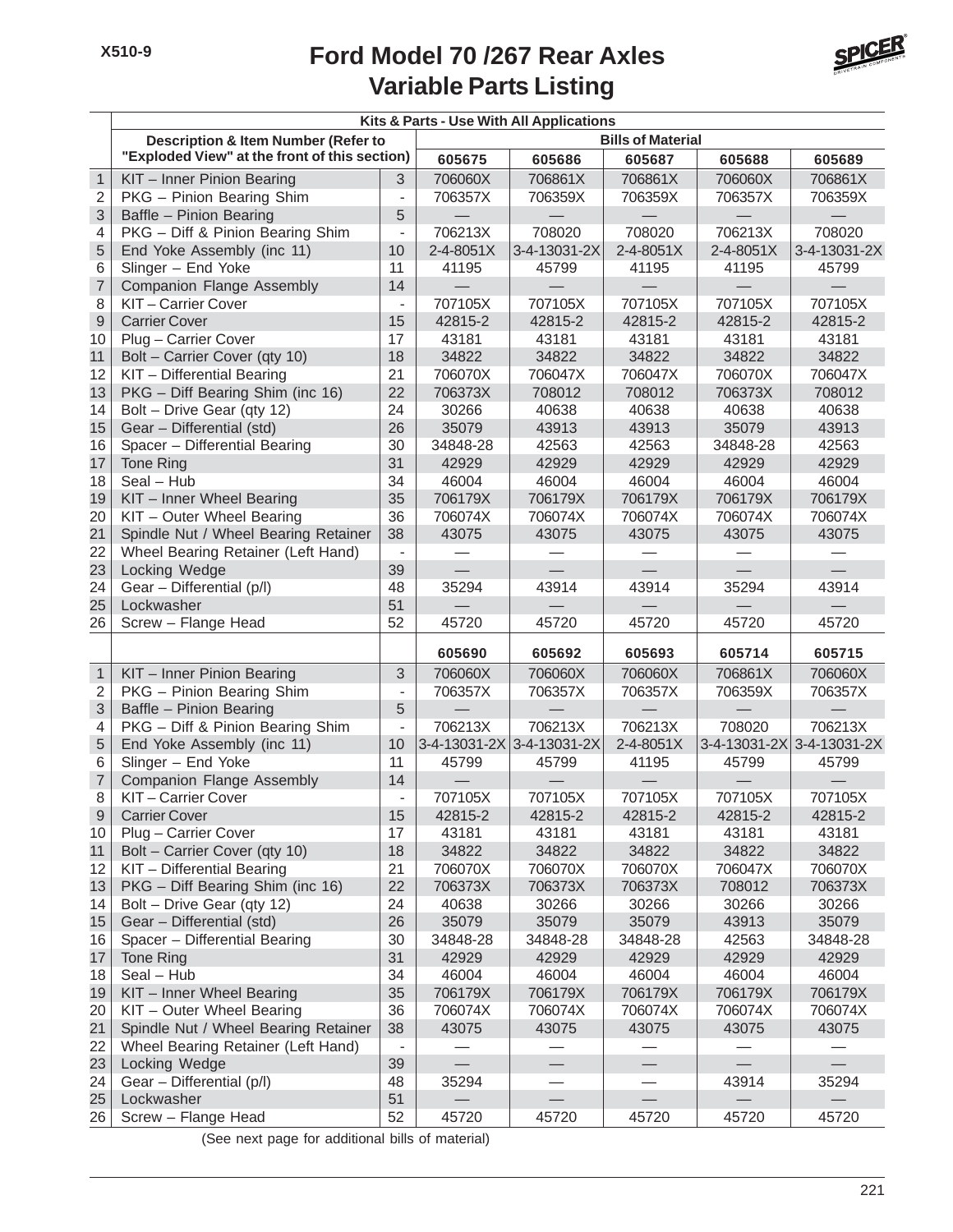# Ford Model 70 /267 Rear Axles
## Variable Parts Listing

| | Kits & Parts - Use With All Applications | | | | | | |
|---|---|---|---|---|---|---|---|
| | Description & Item Number (Refer to "Exploded View" at the front of this section) | | Bills of Material | | | | |
| | | | 605675 | 605686 | 605687 | 605688 | 605689 |
| 1 | KIT – Inner Pinion Bearing | 3 | 706060X | 706861X | 706861X | 706060X | 706861X |
| 2 | PKG – Pinion Bearing Shim | - | 706357X | 706359X | 706359X | 706357X | 706359X |
| 3 | Baffle – Pinion Bearing | 5 | — | — | — | — | — |
| 4 | PKG – Diff & Pinion Bearing Shim | - | 706213X | 708020 | 708020 | 706213X | 708020 |
| 5 | End Yoke Assembly (inc 11) | 10 | 2-4-8051X | 3-4-13031-2X | 2-4-8051X | 2-4-8051X | 3-4-13031-2X |
| 6 | Slinger – End Yoke | 11 | 41195 | 45799 | 41195 | 41195 | 45799 |
| 7 | Companion Flange Assembly | 14 | — | — | — | — | — |
| 8 | KIT – Carrier Cover | - | 707105X | 707105X | 707105X | 707105X | 707105X |
| 9 | Carrier Cover | 15 | 42815-2 | 42815-2 | 42815-2 | 42815-2 | 42815-2 |
| 10 | Plug – Carrier Cover | 17 | 43181 | 43181 | 43181 | 43181 | 43181 |
| 11 | Bolt – Carrier Cover (qty 10) | 18 | 34822 | 34822 | 34822 | 34822 | 34822 |
| 12 | KIT – Differential Bearing | 21 | 706070X | 706047X | 706047X | 706070X | 706047X |
| 13 | PKG – Diff Bearing Shim (inc 16) | 22 | 706373X | 708012 | 708012 | 706373X | 708012 |
| 14 | Bolt – Drive Gear (qty 12) | 24 | 30266 | 40638 | 40638 | 40638 | 40638 |
| 15 | Gear – Differential (std) | 26 | 35079 | 43913 | 43913 | 35079 | 43913 |
| 16 | Spacer – Differential Bearing | 30 | 34848-28 | 42563 | 42563 | 34848-28 | 42563 |
| 17 | Tone Ring | 31 | 42929 | 42929 | 42929 | 42929 | 42929 |
| 18 | Seal – Hub | 34 | 46004 | 46004 | 46004 | 46004 | 46004 |
| 19 | KIT – Inner Wheel Bearing | 35 | 706179X | 706179X | 706179X | 706179X | 706179X |
| 20 | KIT – Outer Wheel Bearing | 36 | 706074X | 706074X | 706074X | 706074X | 706074X |
| 21 | Spindle Nut / Wheel Bearing Retainer | 38 | 43075 | 43075 | 43075 | 43075 | 43075 |
| 22 | Wheel Bearing Retainer (Left Hand) | - | — | — | — | — | — |
| 23 | Locking Wedge | 39 | — | — | — | — | — |
| 24 | Gear – Differential (p/l) | 48 | 35294 | 43914 | 43914 | 35294 | 43914 |
| 25 | Lockwasher | 51 | — | — | — | — | — |
| 26 | Screw – Flange Head | 52 | 45720 | 45720 | 45720 | 45720 | 45720 |
| | | | 605690 | 605692 | 605693 | 605714 | 605715 |
| 1 | KIT – Inner Pinion Bearing | 3 | 706060X | 706060X | 706060X | 706861X | 706060X |
| 2 | PKG – Pinion Bearing Shim | - | 706357X | 706357X | 706357X | 706359X | 706357X |
| 3 | Baffle – Pinion Bearing | 5 | — | — | — | — | — |
| 4 | PKG – Diff & Pinion Bearing Shim | - | 706213X | 706213X | 706213X | 708020 | 706213X |
| 5 | End Yoke Assembly (inc 11) | 10 | 3-4-13031-2X | 3-4-13031-2X | 2-4-8051X | 3-4-13031-2X | 3-4-13031-2X |
| 6 | Slinger – End Yoke | 11 | 45799 | 45799 | 41195 | 45799 | 45799 |
| 7 | Companion Flange Assembly | 14 | — | — | — | — | — |
| 8 | KIT – Carrier Cover | - | 707105X | 707105X | 707105X | 707105X | 707105X |
| 9 | Carrier Cover | 15 | 42815-2 | 42815-2 | 42815-2 | 42815-2 | 42815-2 |
| 10 | Plug – Carrier Cover | 17 | 43181 | 43181 | 43181 | 43181 | 43181 |
| 11 | Bolt – Carrier Cover (qty 10) | 18 | 34822 | 34822 | 34822 | 34822 | 34822 |
| 12 | KIT – Differential Bearing | 21 | 706070X | 706070X | 706070X | 706047X | 706070X |
| 13 | PKG – Diff Bearing Shim (inc 16) | 22 | 706373X | 706373X | 706373X | 708012 | 706373X |
| 14 | Bolt – Drive Gear (qty 12) | 24 | 40638 | 30266 | 30266 | 30266 | 30266 |
| 15 | Gear – Differential (std) | 26 | 35079 | 35079 | 35079 | 43913 | 35079 |
| 16 | Spacer – Differential Bearing | 30 | 34848-28 | 34848-28 | 34848-28 | 42563 | 34848-28 |
| 17 | Tone Ring | 31 | 42929 | 42929 | 42929 | 42929 | 42929 |
| 18 | Seal – Hub | 34 | 46004 | 46004 | 46004 | 46004 | 46004 |
| 19 | KIT – Inner Wheel Bearing | 35 | 706179X | 706179X | 706179X | 706179X | 706179X |
| 20 | KIT – Outer Wheel Bearing | 36 | 706074X | 706074X | 706074X | 706074X | 706074X |
| 21 | Spindle Nut / Wheel Bearing Retainer | 38 | 43075 | 43075 | 43075 | 43075 | 43075 |
| 22 | Wheel Bearing Retainer (Left Hand) | - | — | — | — | — | — |
| 23 | Locking Wedge | 39 | — | — | — | — | — |
| 24 | Gear – Differential (p/l) | 48 | 35294 | — | — | 43914 | 35294 |
| 25 | Lockwasher | 51 | — | — | — | — | — |
| 26 | Screw – Flange Head | 52 | 45720 | 45720 | 45720 | 45720 | 45720 |

(See next page for additional bills of material)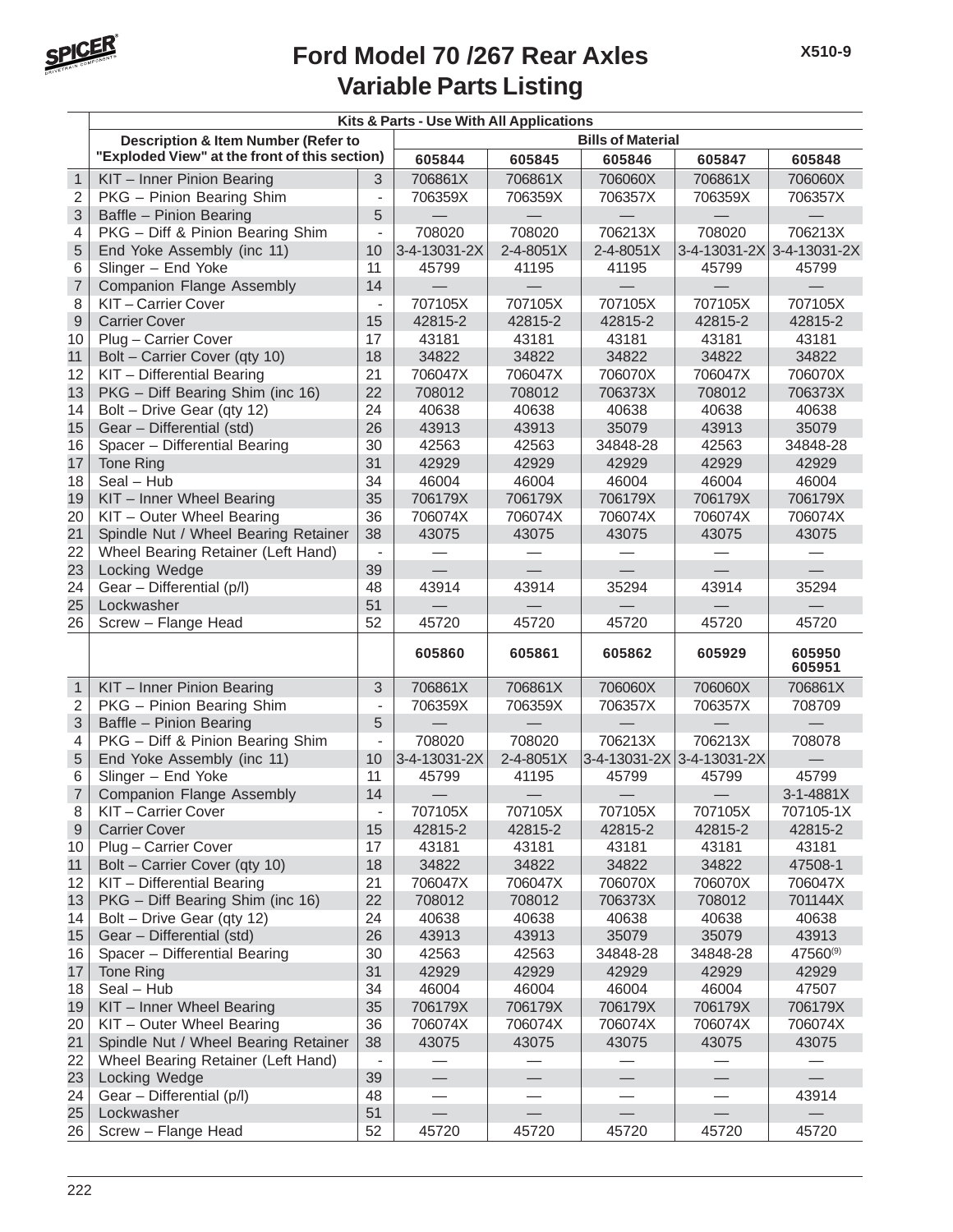# Ford Model 70 /267 Rear Axles
## Variable Parts Listing

X510-9

| | Kits & Parts - Use With All Applications | | | | | | |
|---|---|---|---|---|---|---|---|
| | Description & Item Number (Refer to "Exploded View" at the front of this section) | | Bills of Material | | | | |
| | | | 605844 | 605845 | 605846 | 605847 | 605848 |
| 1 | KIT – Inner Pinion Bearing | 3 | 706861X | 706861X | 706060X | 706861X | 706060X |
| 2 | PKG – Pinion Bearing Shim | - | 706359X | 706359X | 706357X | 706359X | 706357X |
| 3 | Baffle – Pinion Bearing | 5 | — | — | — | — | — |
| 4 | PKG – Diff & Pinion Bearing Shim | - | 708020 | 708020 | 706213X | 708020 | 706213X |
| 5 | End Yoke Assembly (inc 11) | 10 | 3-4-13031-2X | 2-4-8051X | 2-4-8051X | 3-4-13031-2X | 3-4-13031-2X |
| 6 | Slinger – End Yoke | 11 | 45799 | 41195 | 41195 | 45799 | 45799 |
| 7 | Companion Flange Assembly | 14 | — | — | — | — | — |
| 8 | KIT – Carrier Cover | - | 707105X | 707105X | 707105X | 707105X | 707105X |
| 9 | Carrier Cover | 15 | 42815-2 | 42815-2 | 42815-2 | 42815-2 | 42815-2 |
| 10 | Plug – Carrier Cover | 17 | 43181 | 43181 | 43181 | 43181 | 43181 |
| 11 | Bolt – Carrier Cover (qty 10) | 18 | 34822 | 34822 | 34822 | 34822 | 34822 |
| 12 | KIT – Differential Bearing | 21 | 706047X | 706047X | 706070X | 706047X | 706070X |
| 13 | PKG – Diff Bearing Shim (inc 16) | 22 | 708012 | 708012 | 706373X | 708012 | 706373X |
| 14 | Bolt – Drive Gear (qty 12) | 24 | 40638 | 40638 | 40638 | 40638 | 40638 |
| 15 | Gear – Differential (std) | 26 | 43913 | 43913 | 35079 | 43913 | 35079 |
| 16 | Spacer – Differential Bearing | 30 | 42563 | 42563 | 34848-28 | 42563 | 34848-28 |
| 17 | Tone Ring | 31 | 42929 | 42929 | 42929 | 42929 | 42929 |
| 18 | Seal – Hub | 34 | 46004 | 46004 | 46004 | 46004 | 46004 |
| 19 | KIT – Inner Wheel Bearing | 35 | 706179X | 706179X | 706179X | 706179X | 706179X |
| 20 | KIT – Outer Wheel Bearing | 36 | 706074X | 706074X | 706074X | 706074X | 706074X |
| 21 | Spindle Nut / Wheel Bearing Retainer | 38 | 43075 | 43075 | 43075 | 43075 | 43075 |
| 22 | Wheel Bearing Retainer (Left Hand) | - | — | — | — | — | — |
| 23 | Locking Wedge | 39 | — | — | — | — | — |
| 24 | Gear – Differential (p/l) | 48 | 43914 | 43914 | 35294 | 43914 | 35294 |
| 25 | Lockwasher | 51 | — | — | — | — | — |
| 26 | Screw – Flange Head | 52 | 45720 | 45720 | 45720 | 45720 | 45720 |
| | | | 605860 | 605861 | 605862 | 605929 | 605950 605951 |
| 1 | KIT – Inner Pinion Bearing | 3 | 706861X | 706861X | 706060X | 706060X | 706861X |
| 2 | PKG – Pinion Bearing Shim | - | 706359X | 706359X | 706357X | 706357X | 708709 |
| 3 | Baffle – Pinion Bearing | 5 | — | — | — | — | — |
| 4 | PKG – Diff & Pinion Bearing Shim | - | 708020 | 708020 | 706213X | 706213X | 708078 |
| 5 | End Yoke Assembly (inc 11) | 10 | 3-4-13031-2X | 2-4-8051X | 3-4-13031-2X | 3-4-13031-2X | — |
| 6 | Slinger – End Yoke | 11 | 45799 | 41195 | 45799 | 45799 | 45799 |
| 7 | Companion Flange Assembly | 14 | — | — | — | — | 3-1-4881X |
| 8 | KIT – Carrier Cover | - | 707105X | 707105X | 707105X | 707105X | 707105-1X |
| 9 | Carrier Cover | 15 | 42815-2 | 42815-2 | 42815-2 | 42815-2 | 42815-2 |
| 10 | Plug – Carrier Cover | 17 | 43181 | 43181 | 43181 | 43181 | 43181 |
| 11 | Bolt – Carrier Cover (qty 10) | 18 | 34822 | 34822 | 34822 | 34822 | 47508-1 |
| 12 | KIT – Differential Bearing | 21 | 706047X | 706047X | 706070X | 706070X | 706047X |
| 13 | PKG – Diff Bearing Shim (inc 16) | 22 | 708012 | 708012 | 706373X | 708012 | 701144X |
| 14 | Bolt – Drive Gear (qty 12) | 24 | 40638 | 40638 | 40638 | 40638 | 40638 |
| 15 | Gear – Differential (std) | 26 | 43913 | 43913 | 35079 | 35079 | 43913 |
| 16 | Spacer – Differential Bearing | 30 | 42563 | 42563 | 34848-28 | 34848-28 | 47560(9) |
| 17 | Tone Ring | 31 | 42929 | 42929 | 42929 | 42929 | 42929 |
| 18 | Seal – Hub | 34 | 46004 | 46004 | 46004 | 46004 | 47507 |
| 19 | KIT – Inner Wheel Bearing | 35 | 706179X | 706179X | 706179X | 706179X | 706179X |
| 20 | KIT – Outer Wheel Bearing | 36 | 706074X | 706074X | 706074X | 706074X | 706074X |
| 21 | Spindle Nut / Wheel Bearing Retainer | 38 | 43075 | 43075 | 43075 | 43075 | 43075 |
| 22 | Wheel Bearing Retainer (Left Hand) | - | — | — | — | — | — |
| 23 | Locking Wedge | 39 | — | — | — | — | — |
| 24 | Gear – Differential (p/l) | 48 | — | — | — | — | 43914 |
| 25 | Lockwasher | 51 | — | — | — | — | — |
| 26 | Screw – Flange Head | 52 | 45720 | 45720 | 45720 | 45720 | 45720 |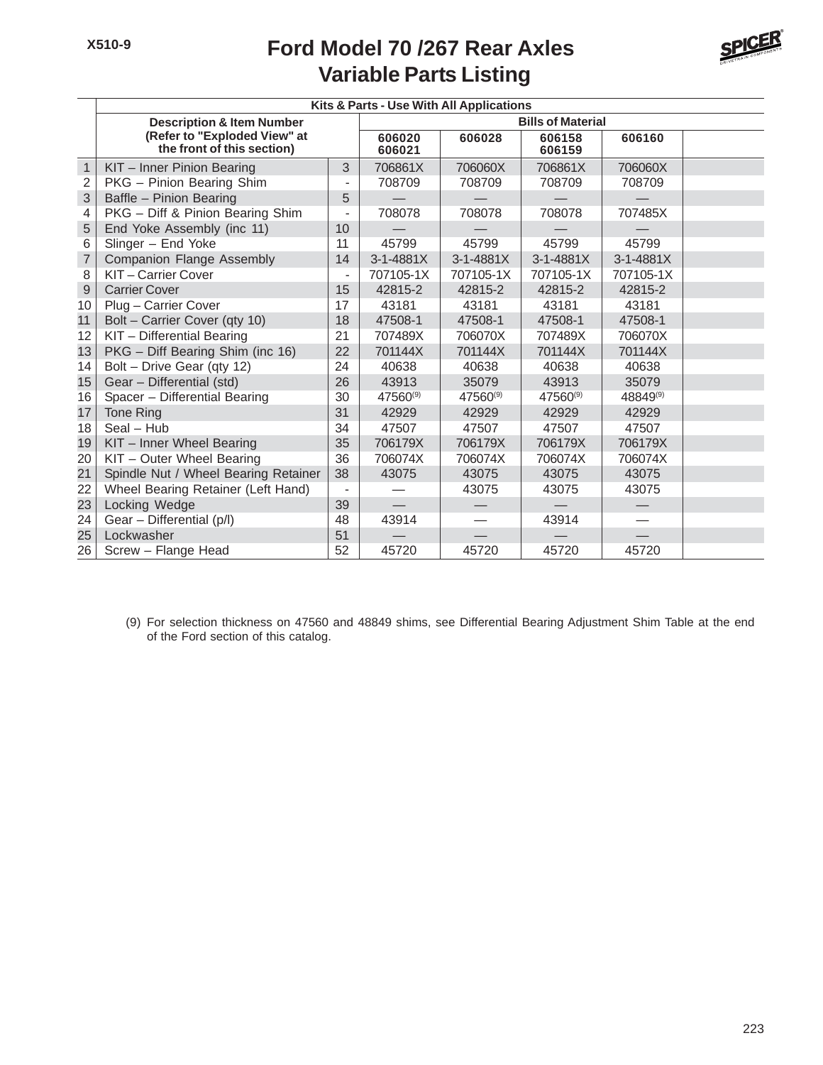# Ford Model 70 /267 Rear Axles
## Variable Parts Listing

X510-9

| | Kits & Parts - Use With All Applications | | | | | | |
|---|---|---|---|---|---|---|---|
| | Description & Item Number (Refer to "Exploded View" at the front of this section) | | Bills of Material | | | | |
| | | | 606020 606021 | 606028 | 606158 606159 | 606160 | |
| 1 | KIT – Inner Pinion Bearing | 3 | 706861X | 706060X | 706861X | 706060X | |
| 2 | PKG – Pinion Bearing Shim | - | 708709 | 708709 | 708709 | 708709 | |
| 3 | Baffle – Pinion Bearing | 5 | — | — | — | — | |
| 4 | PKG – Diff & Pinion Bearing Shim | - | 708078 | 708078 | 708078 | 707485X | |
| 5 | End Yoke Assembly (inc 11) | 10 | — | — | — | — | |
| 6 | Slinger – End Yoke | 11 | 45799 | 45799 | 45799 | 45799 | |
| 7 | Companion Flange Assembly | 14 | 3-1-4881X | 3-1-4881X | 3-1-4881X | 3-1-4881X | |
| 8 | KIT – Carrier Cover | - | 707105-1X | 707105-1X | 707105-1X | 707105-1X | |
| 9 | Carrier Cover | 15 | 42815-2 | 42815-2 | 42815-2 | 42815-2 | |
| 10 | Plug – Carrier Cover | 17 | 43181 | 43181 | 43181 | 43181 | |
| 11 | Bolt – Carrier Cover (qty 10) | 18 | 47508-1 | 47508-1 | 47508-1 | 47508-1 | |
| 12 | KIT – Differential Bearing | 21 | 707489X | 706070X | 707489X | 706070X | |
| 13 | PKG – Diff Bearing Shim (inc 16) | 22 | 701144X | 701144X | 701144X | 701144X | |
| 14 | Bolt – Drive Gear (qty 12) | 24 | 40638 | 40638 | 40638 | 40638 | |
| 15 | Gear – Differential (std) | 26 | 43913 | 35079 | 43913 | 35079 | |
| 16 | Spacer – Differential Bearing | 30 | 47560(9) | 47560(9) | 47560(9) | 48849(9) | |
| 17 | Tone Ring | 31 | 42929 | 42929 | 42929 | 42929 | |
| 18 | Seal – Hub | 34 | 47507 | 47507 | 47507 | 47507 | |
| 19 | KIT – Inner Wheel Bearing | 35 | 706179X | 706179X | 706179X | 706179X | |
| 20 | KIT – Outer Wheel Bearing | 36 | 706074X | 706074X | 706074X | 706074X | |
| 21 | Spindle Nut / Wheel Bearing Retainer | 38 | 43075 | 43075 | 43075 | 43075 | |
| 22 | Wheel Bearing Retainer (Left Hand) | - | — | 43075 | 43075 | 43075 | |
| 23 | Locking Wedge | 39 | — | — | — | — | |
| 24 | Gear – Differential (p/l) | 48 | 43914 | — | 43914 | — | |
| 25 | Lockwasher | 51 | — | — | — | — | |
| 26 | Screw – Flange Head | 52 | 45720 | 45720 | 45720 | 45720 | |

(9) For selection thickness on 47560 and 48849 shims, see Differential Bearing Adjustment Shim Table at the end of the Ford section of this catalog.